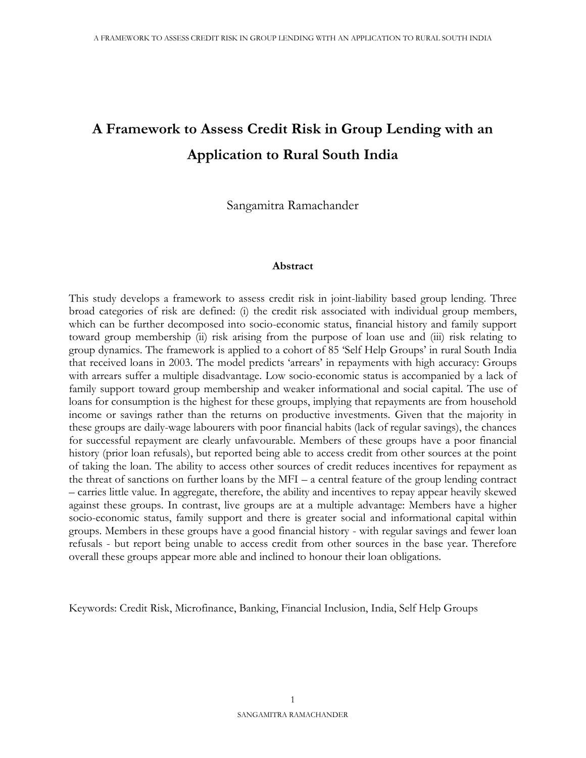# A Framework to Assess Credit Risk in Group Lending with an Application to Rural South India

Sangamitra Ramachander

## Abstract

This study develops a framework to assess credit risk in joint-liability based group lending. Three broad categories of risk are defined: (i) the credit risk associated with individual group members, which can be further decomposed into socio-economic status, financial history and family support toward group membership (ii) risk arising from the purpose of loan use and (iii) risk relating to group dynamics. The framework is applied to a cohort of 85 'Self Help Groups' in rural South India that received loans in 2003. The model predicts 'arrears' in repayments with high accuracy: Groups with arrears suffer a multiple disadvantage. Low socio-economic status is accompanied by a lack of family support toward group membership and weaker informational and social capital. The use of loans for consumption is the highest for these groups, implying that repayments are from household income or savings rather than the returns on productive investments. Given that the majority in these groups are daily-wage labourers with poor financial habits (lack of regular savings), the chances for successful repayment are clearly unfavourable. Members of these groups have a poor financial history (prior loan refusals), but reported being able to access credit from other sources at the point of taking the loan. The ability to access other sources of credit reduces incentives for repayment as the threat of sanctions on further loans by the MFI – a central feature of the group lending contract – carries little value. In aggregate, therefore, the ability and incentives to repay appear heavily skewed against these groups. In contrast, live groups are at a multiple advantage: Members have a higher socio-economic status, family support and there is greater social and informational capital within groups. Members in these groups have a good financial history - with regular savings and fewer loan refusals - but report being unable to access credit from other sources in the base year. Therefore overall these groups appear more able and inclined to honour their loan obligations.

Keywords: Credit Risk, Microfinance, Banking, Financial Inclusion, India, Self Help Groups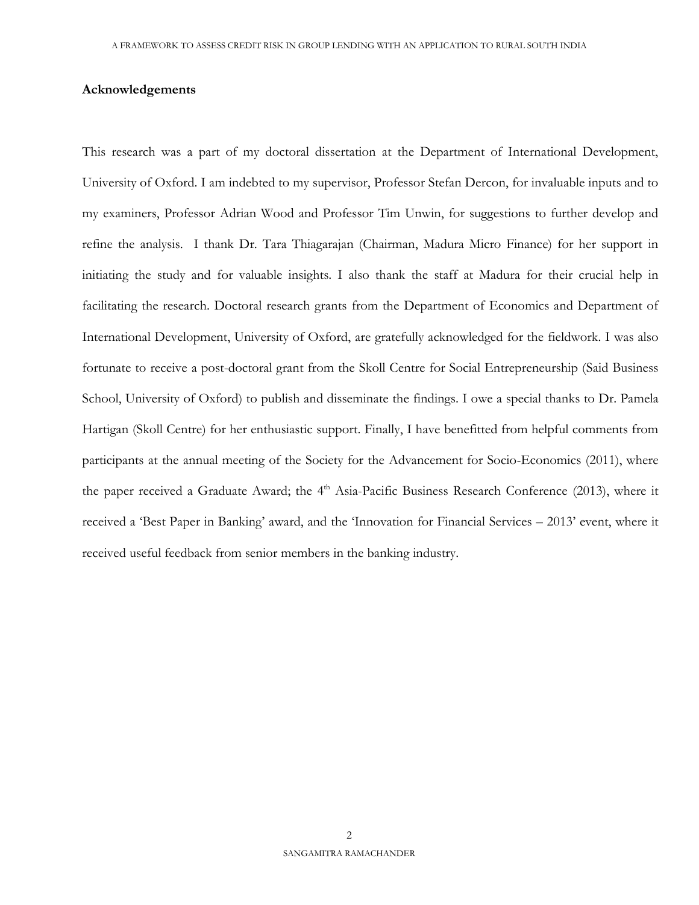## Acknowledgements

This research was a part of my doctoral dissertation at the Department of International Development, University of Oxford. I am indebted to my supervisor, Professor Stefan Dercon, for invaluable inputs and to my examiners, Professor Adrian Wood and Professor Tim Unwin, for suggestions to further develop and refine the analysis. I thank Dr. Tara Thiagarajan (Chairman, Madura Micro Finance) for her support in initiating the study and for valuable insights. I also thank the staff at Madura for their crucial help in facilitating the research. Doctoral research grants from the Department of Economics and Department of International Development, University of Oxford, are gratefully acknowledged for the fieldwork. I was also fortunate to receive a post-doctoral grant from the Skoll Centre for Social Entrepreneurship (Said Business School, University of Oxford) to publish and disseminate the findings. I owe a special thanks to Dr. Pamela Hartigan (Skoll Centre) for her enthusiastic support. Finally, I have benefitted from helpful comments from participants at the annual meeting of the Society for the Advancement for Socio-Economics (2011), where the paper received a Graduate Award; the 4th Asia-Pacific Business Research Conference (2013), where it received a 'Best Paper in Banking' award, and the 'Innovation for Financial Services – 2013' event, where it received useful feedback from senior members in the banking industry.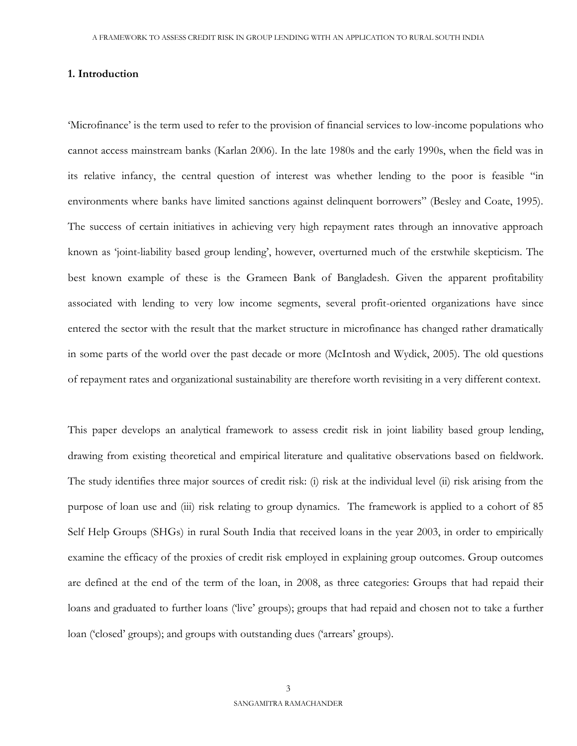## 1. Introduction

'Microfinance' is the term used to refer to the provision of financial services to low-income populations who cannot access mainstream banks (Karlan 2006). In the late 1980s and the early 1990s, when the field was in its relative infancy, the central question of interest was whether lending to the poor is feasible "in environments where banks have limited sanctions against delinquent borrowers" (Besley and Coate, 1995). The success of certain initiatives in achieving very high repayment rates through an innovative approach known as 'joint-liability based group lending', however, overturned much of the erstwhile skepticism. The best known example of these is the Grameen Bank of Bangladesh. Given the apparent profitability associated with lending to very low income segments, several profit-oriented organizations have since entered the sector with the result that the market structure in microfinance has changed rather dramatically in some parts of the world over the past decade or more (McIntosh and Wydick, 2005). The old questions of repayment rates and organizational sustainability are therefore worth revisiting in a very different context.

This paper develops an analytical framework to assess credit risk in joint liability based group lending, drawing from existing theoretical and empirical literature and qualitative observations based on fieldwork. The study identifies three major sources of credit risk: (i) risk at the individual level (ii) risk arising from the purpose of loan use and (iii) risk relating to group dynamics. The framework is applied to a cohort of 85 Self Help Groups (SHGs) in rural South India that received loans in the year 2003, in order to empirically examine the efficacy of the proxies of credit risk employed in explaining group outcomes. Group outcomes are defined at the end of the term of the loan, in 2008, as three categories: Groups that had repaid their loans and graduated to further loans ('live' groups); groups that had repaid and chosen not to take a further loan ('closed' groups); and groups with outstanding dues ('arrears' groups).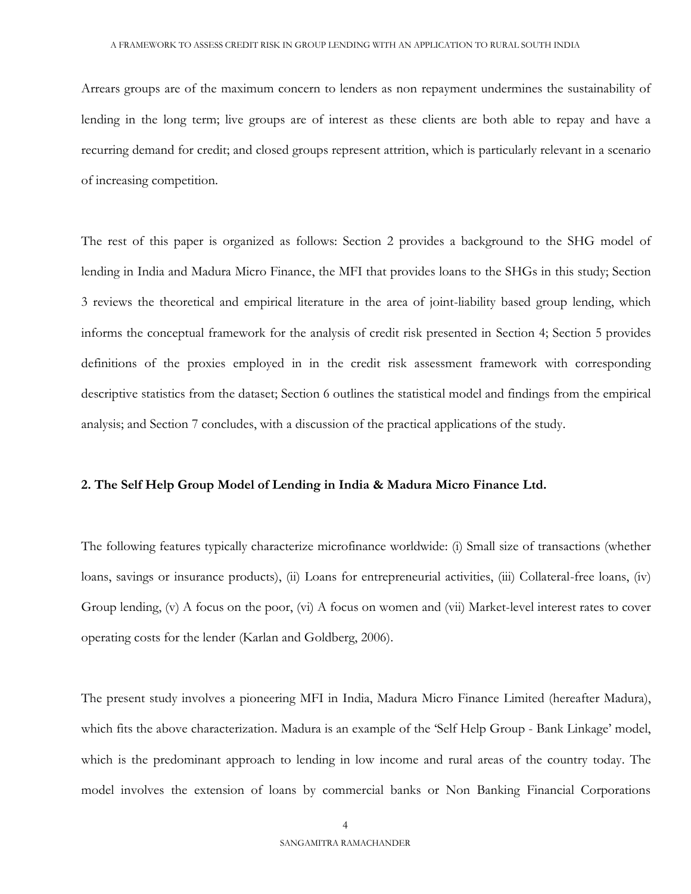Arrears groups are of the maximum concern to lenders as non repayment undermines the sustainability of lending in the long term; live groups are of interest as these clients are both able to repay and have a recurring demand for credit; and closed groups represent attrition, which is particularly relevant in a scenario of increasing competition.

The rest of this paper is organized as follows: Section 2 provides a background to the SHG model of lending in India and Madura Micro Finance, the MFI that provides loans to the SHGs in this study; Section 3 reviews the theoretical and empirical literature in the area of joint-liability based group lending, which informs the conceptual framework for the analysis of credit risk presented in Section 4; Section 5 provides definitions of the proxies employed in in the credit risk assessment framework with corresponding descriptive statistics from the dataset; Section 6 outlines the statistical model and findings from the empirical analysis; and Section 7 concludes, with a discussion of the practical applications of the study.

## 2. The Self Help Group Model of Lending in India & Madura Micro Finance Ltd.

The following features typically characterize microfinance worldwide: (i) Small size of transactions (whether loans, savings or insurance products), (ii) Loans for entrepreneurial activities, (iii) Collateral-free loans, (iv) Group lending, (v) A focus on the poor, (vi) A focus on women and (vii) Market-level interest rates to cover operating costs for the lender (Karlan and Goldberg, 2006).

The present study involves a pioneering MFI in India, Madura Micro Finance Limited (hereafter Madura), which fits the above characterization. Madura is an example of the 'Self Help Group - Bank Linkage' model, which is the predominant approach to lending in low income and rural areas of the country today. The model involves the extension of loans by commercial banks or Non Banking Financial Corporations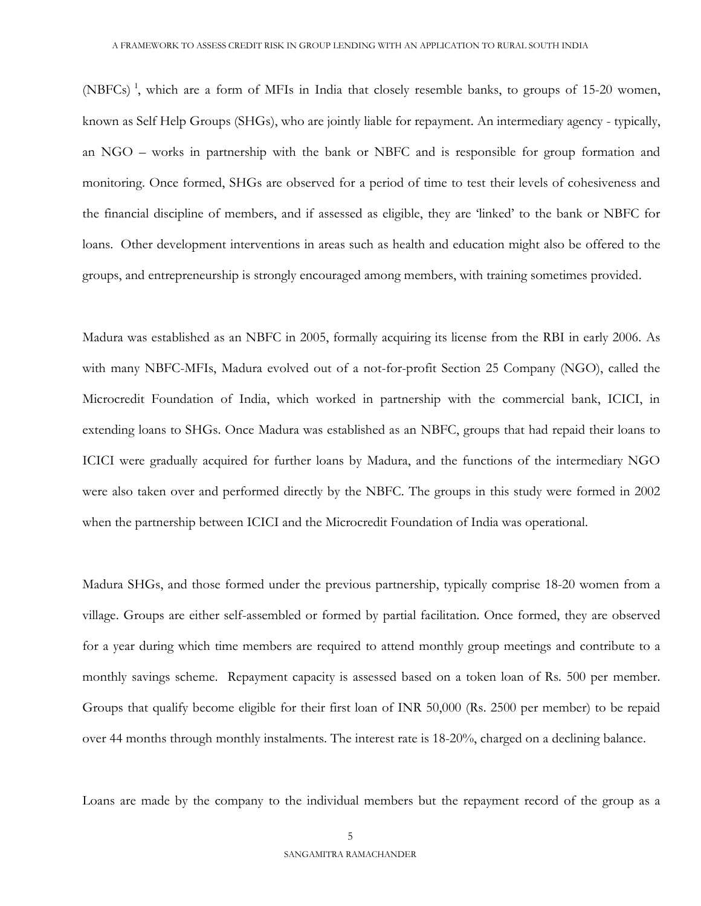(NBFCs) [1], which are a form of MFIs in India that closely resemble banks, to groups of 15-20 women, known as Self Help Groups (SHGs), who are jointly liable for repayment. An intermediary agency - typically, an NGO – works in partnership with the bank or NBFC and is responsible for group formation and monitoring. Once formed, SHGs are observed for a period of time to test their levels of cohesiveness and the financial discipline of members, and if assessed as eligible, they are 'linked' to the bank or NBFC for loans. Other development interventions in areas such as health and education might also be offered to the groups, and entrepreneurship is strongly encouraged among members, with training sometimes provided.

Madura was established as an NBFC in 2005, formally acquiring its license from the RBI in early 2006. As with many NBFC-MFIs, Madura evolved out of a not-for-profit Section 25 Company (NGO), called the Microcredit Foundation of India, which worked in partnership with the commercial bank, ICICI, in extending loans to SHGs. Once Madura was established as an NBFC, groups that had repaid their loans to ICICI were gradually acquired for further loans by Madura, and the functions of the intermediary NGO were also taken over and performed directly by the NBFC. The groups in this study were formed in 2002 when the partnership between ICICI and the Microcredit Foundation of India was operational.

Madura SHGs, and those formed under the previous partnership, typically comprise 18-20 women from a village. Groups are either self-assembled or formed by partial facilitation. Once formed, they are observed for a year during which time members are required to attend monthly group meetings and contribute to a monthly savings scheme. Repayment capacity is assessed based on a token loan of Rs. 500 per member. Groups that qualify become eligible for their first loan of INR 50,000 (Rs. 2500 per member) to be repaid over 44 months through monthly instalments. The interest rate is 18-20%, charged on a declining balance.

Loans are made by the company to the individual members but the repayment record of the group as a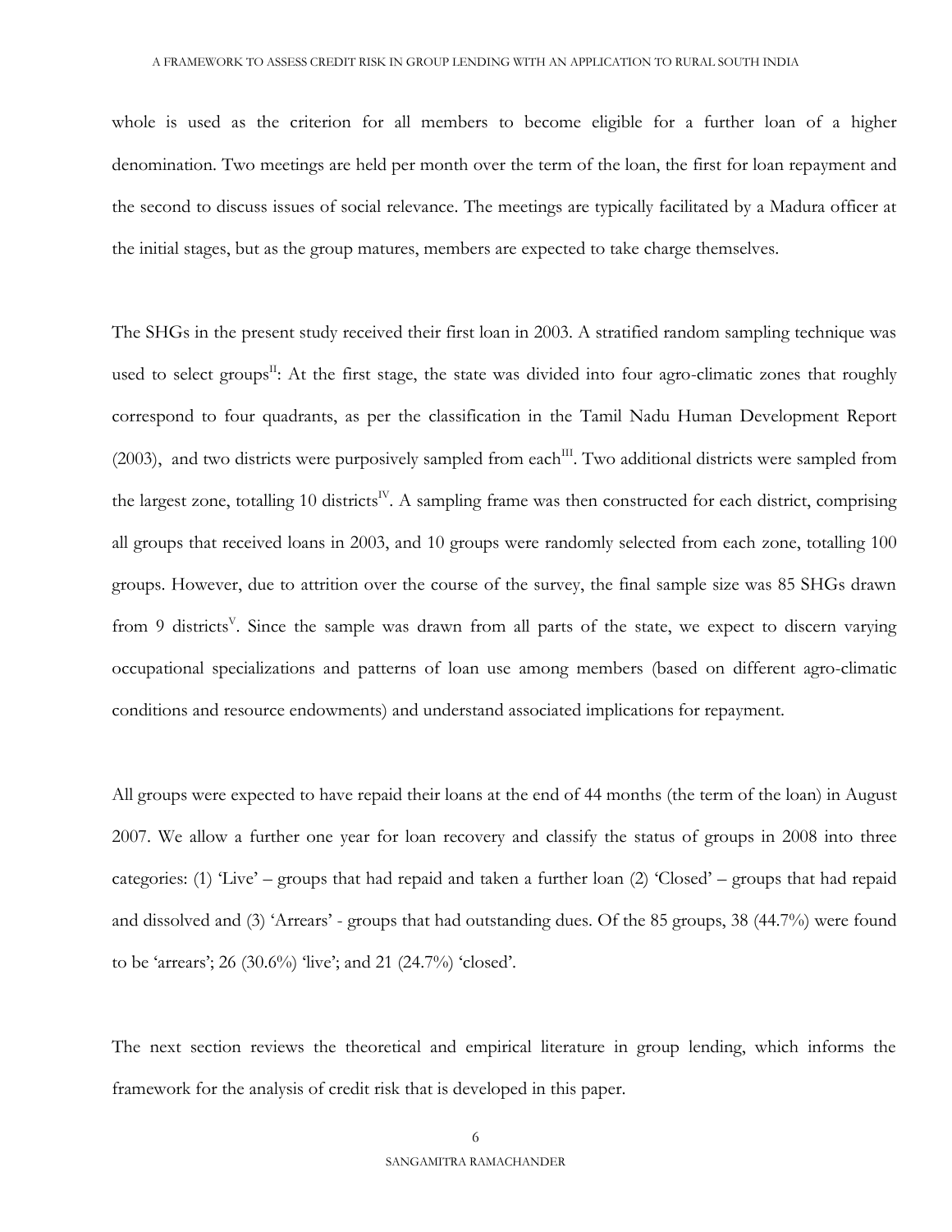whole is used as the criterion for all members to become eligible for a further loan of a higher denomination. Two meetings are held per month over the term of the loan, the first for loan repayment and the second to discuss issues of social relevance. The meetings are typically facilitated by a Madura officer at the initial stages, but as the group matures, members are expected to take charge themselves.

The SHGs in the present study received their first loan in 2003. A stratified random sampling technique was used to select groups[II]: At the first stage, the state was divided into four agro-climatic zones that roughly correspond to four quadrants, as per the classification in the Tamil Nadu Human Development Report (2003), and two districts were purposively sampled from each[III]. Two additional districts were sampled from the largest zone, totalling 10 districts[IV]. A sampling frame was then constructed for each district, comprising all groups that received loans in 2003, and 10 groups were randomly selected from each zone, totalling 100 groups. However, due to attrition over the course of the survey, the final sample size was 85 SHGs drawn from 9 districts[V]. Since the sample was drawn from all parts of the state, we expect to discern varying occupational specializations and patterns of loan use among members (based on different agro-climatic conditions and resource endowments) and understand associated implications for repayment.

All groups were expected to have repaid their loans at the end of 44 months (the term of the loan) in August 2007. We allow a further one year for loan recovery and classify the status of groups in 2008 into three categories: (1) 'Live' – groups that had repaid and taken a further loan (2) 'Closed' – groups that had repaid and dissolved and (3) 'Arrears' - groups that had outstanding dues. Of the 85 groups, 38 (44.7%) were found to be 'arrears'; 26 (30.6%) 'live'; and 21 (24.7%) 'closed'.

The next section reviews the theoretical and empirical literature in group lending, which informs the framework for the analysis of credit risk that is developed in this paper.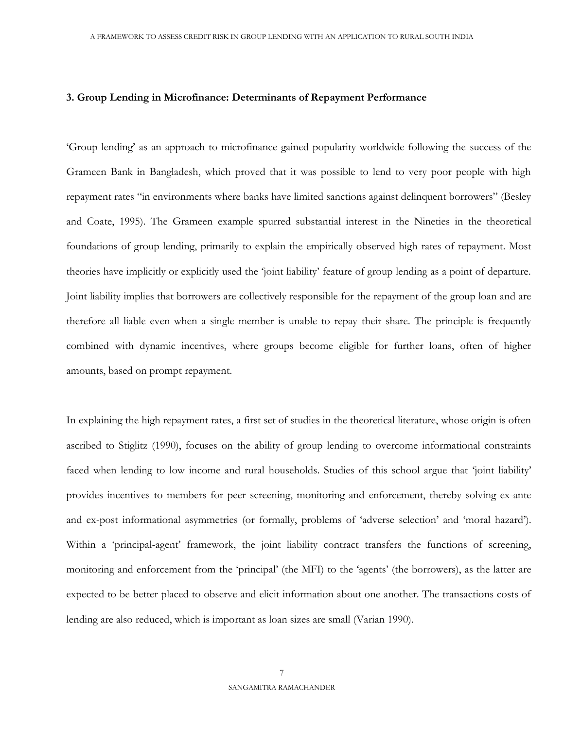### 3. Group Lending in Microfinance: Determinants of Repayment Performance

'Group lending' as an approach to microfinance gained popularity worldwide following the success of the Grameen Bank in Bangladesh, which proved that it was possible to lend to very poor people with high repayment rates "in environments where banks have limited sanctions against delinquent borrowers" (Besley and Coate, 1995). The Grameen example spurred substantial interest in the Nineties in the theoretical foundations of group lending, primarily to explain the empirically observed high rates of repayment. Most theories have implicitly or explicitly used the 'joint liability' feature of group lending as a point of departure. Joint liability implies that borrowers are collectively responsible for the repayment of the group loan and are therefore all liable even when a single member is unable to repay their share. The principle is frequently combined with dynamic incentives, where groups become eligible for further loans, often of higher amounts, based on prompt repayment.

In explaining the high repayment rates, a first set of studies in the theoretical literature, whose origin is often ascribed to Stiglitz (1990), focuses on the ability of group lending to overcome informational constraints faced when lending to low income and rural households. Studies of this school argue that 'joint liability' provides incentives to members for peer screening, monitoring and enforcement, thereby solving ex-ante and ex-post informational asymmetries (or formally, problems of 'adverse selection' and 'moral hazard'). Within a 'principal-agent' framework, the joint liability contract transfers the functions of screening, monitoring and enforcement from the 'principal' (the MFI) to the 'agents' (the borrowers), as the latter are expected to be better placed to observe and elicit information about one another. The transactions costs of lending are also reduced, which is important as loan sizes are small (Varian 1990).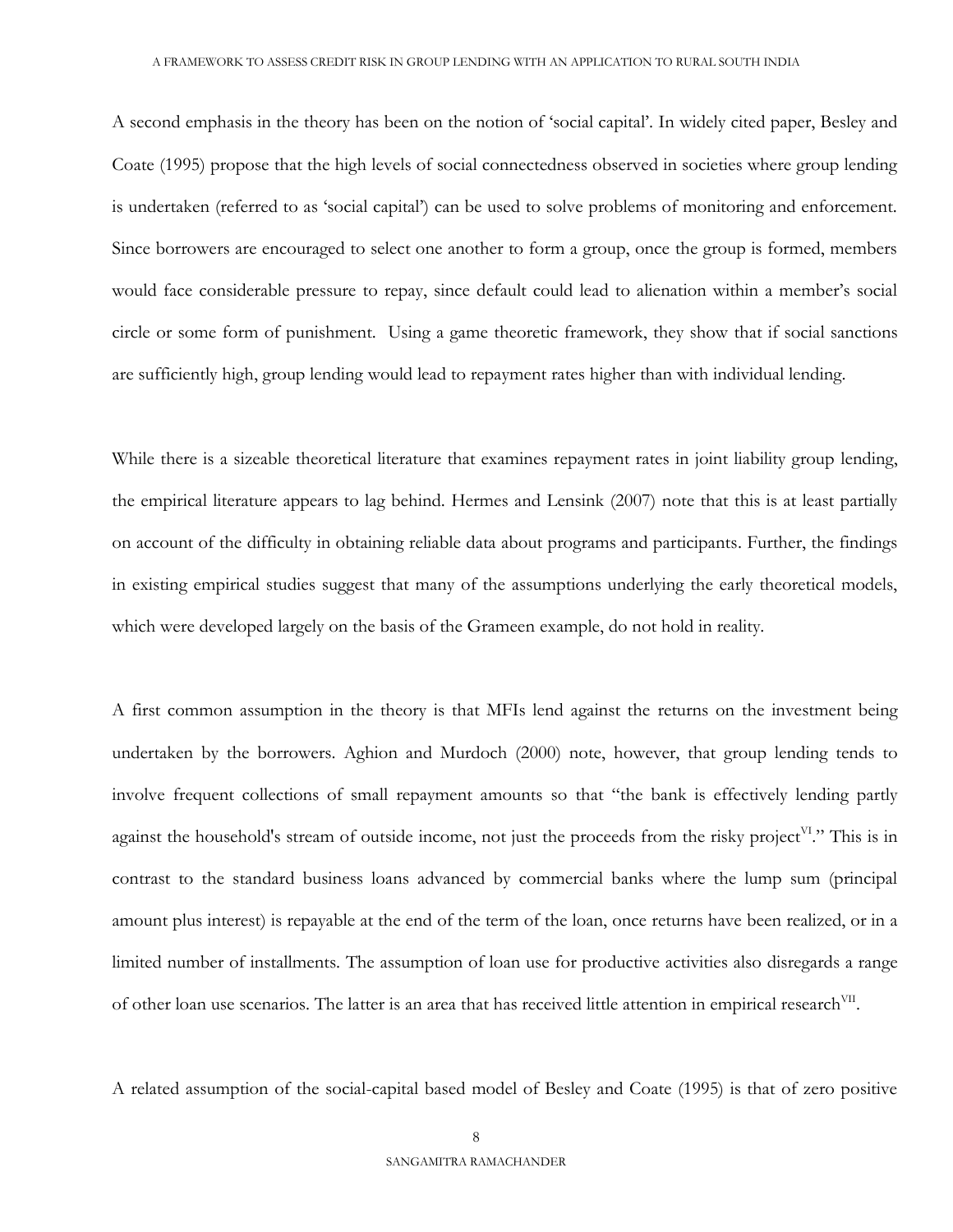A second emphasis in the theory has been on the notion of 'social capital'. In widely cited paper, Besley and Coate (1995) propose that the high levels of social connectedness observed in societies where group lending is undertaken (referred to as 'social capital') can be used to solve problems of monitoring and enforcement. Since borrowers are encouraged to select one another to form a group, once the group is formed, members would face considerable pressure to repay, since default could lead to alienation within a member's social circle or some form of punishment. Using a game theoretic framework, they show that if social sanctions are sufficiently high, group lending would lead to repayment rates higher than with individual lending.

While there is a sizeable theoretical literature that examines repayment rates in joint liability group lending, the empirical literature appears to lag behind. Hermes and Lensink (2007) note that this is at least partially on account of the difficulty in obtaining reliable data about programs and participants. Further, the findings in existing empirical studies suggest that many of the assumptions underlying the early theoretical models, which were developed largely on the basis of the Grameen example, do not hold in reality.

A first common assumption in the theory is that MFIs lend against the returns on the investment being undertaken by the borrowers. Aghion and Murdoch (2000) note, however, that group lending tends to involve frequent collections of small repayment amounts so that "the bank is effectively lending partly against the household's stream of outside income, not just the proceeds from the risky project[VI]." This is in contrast to the standard business loans advanced by commercial banks where the lump sum (principal amount plus interest) is repayable at the end of the term of the loan, once returns have been realized, or in a limited number of installments. The assumption of loan use for productive activities also disregards a range of other loan use scenarios. The latter is an area that has received little attention in empirical research[VII].

A related assumption of the social-capital based model of Besley and Coate (1995) is that of zero positive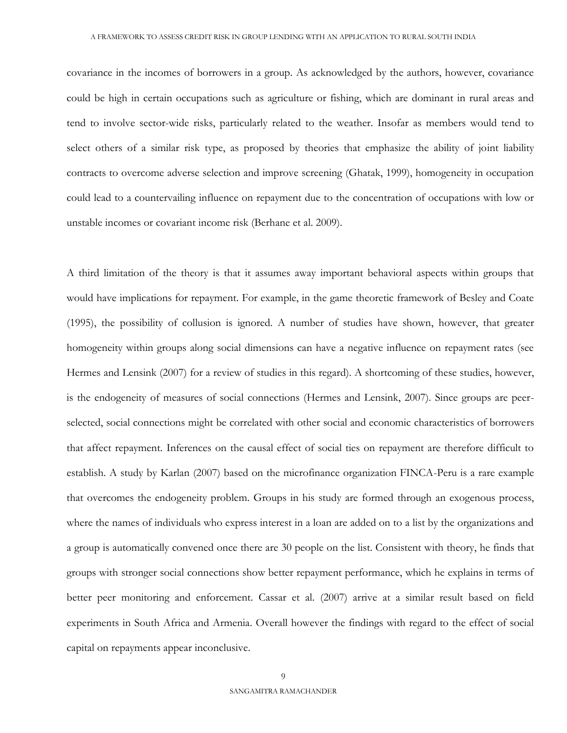covariance in the incomes of borrowers in a group. As acknowledged by the authors, however, covariance could be high in certain occupations such as agriculture or fishing, which are dominant in rural areas and tend to involve sector-wide risks, particularly related to the weather. Insofar as members would tend to select others of a similar risk type, as proposed by theories that emphasize the ability of joint liability contracts to overcome adverse selection and improve screening (Ghatak, 1999), homogeneity in occupation could lead to a countervailing influence on repayment due to the concentration of occupations with low or unstable incomes or covariant income risk (Berhane et al. 2009).

A third limitation of the theory is that it assumes away important behavioral aspects within groups that would have implications for repayment. For example, in the game theoretic framework of Besley and Coate (1995), the possibility of collusion is ignored. A number of studies have shown, however, that greater homogeneity within groups along social dimensions can have a negative influence on repayment rates (see Hermes and Lensink (2007) for a review of studies in this regard). A shortcoming of these studies, however, is the endogeneity of measures of social connections (Hermes and Lensink, 2007). Since groups are peer-selected, social connections might be correlated with other social and economic characteristics of borrowers that affect repayment. Inferences on the causal effect of social ties on repayment are therefore difficult to establish. A study by Karlan (2007) based on the microfinance organization FINCA-Peru is a rare example that overcomes the endogeneity problem. Groups in his study are formed through an exogenous process, where the names of individuals who express interest in a loan are added on to a list by the organizations and a group is automatically convened once there are 30 people on the list. Consistent with theory, he finds that groups with stronger social connections show better repayment performance, which he explains in terms of better peer monitoring and enforcement. Cassar et al. (2007) arrive at a similar result based on field experiments in South Africa and Armenia. Overall however the findings with regard to the effect of social capital on repayments appear inconclusive.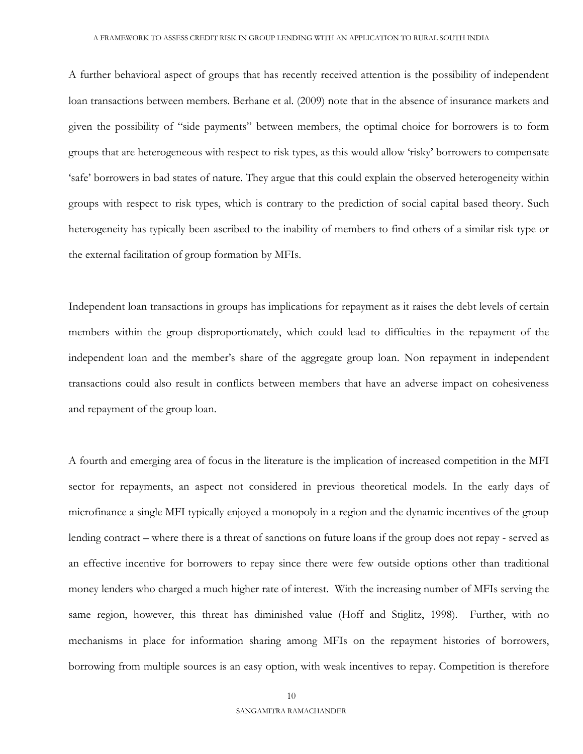A further behavioral aspect of groups that has recently received attention is the possibility of independent loan transactions between members. Berhane et al. (2009) note that in the absence of insurance markets and given the possibility of "side payments" between members, the optimal choice for borrowers is to form groups that are heterogeneous with respect to risk types, as this would allow 'risky' borrowers to compensate 'safe' borrowers in bad states of nature. They argue that this could explain the observed heterogeneity within groups with respect to risk types, which is contrary to the prediction of social capital based theory. Such heterogeneity has typically been ascribed to the inability of members to find others of a similar risk type or the external facilitation of group formation by MFIs.

Independent loan transactions in groups has implications for repayment as it raises the debt levels of certain members within the group disproportionately, which could lead to difficulties in the repayment of the independent loan and the member's share of the aggregate group loan. Non repayment in independent transactions could also result in conflicts between members that have an adverse impact on cohesiveness and repayment of the group loan.

A fourth and emerging area of focus in the literature is the implication of increased competition in the MFI sector for repayments, an aspect not considered in previous theoretical models. In the early days of microfinance a single MFI typically enjoyed a monopoly in a region and the dynamic incentives of the group lending contract – where there is a threat of sanctions on future loans if the group does not repay - served as an effective incentive for borrowers to repay since there were few outside options other than traditional money lenders who charged a much higher rate of interest. With the increasing number of MFIs serving the same region, however, this threat has diminished value (Hoff and Stiglitz, 1998). Further, with no mechanisms in place for information sharing among MFIs on the repayment histories of borrowers, borrowing from multiple sources is an easy option, with weak incentives to repay. Competition is therefore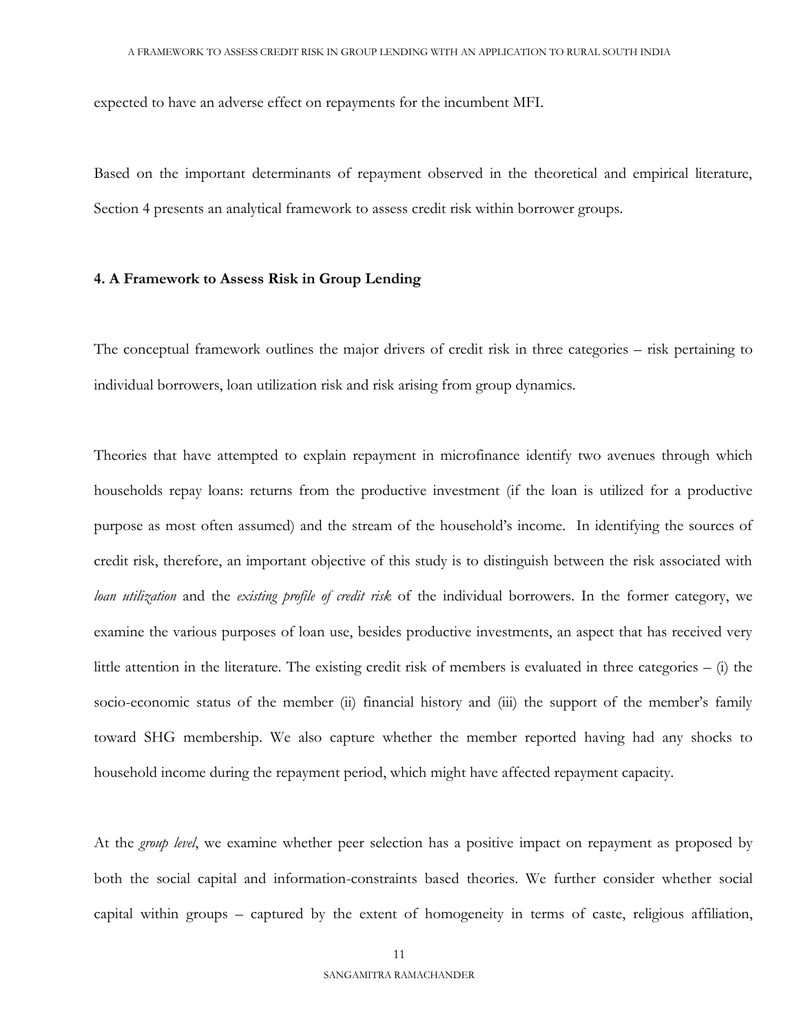expected to have an adverse effect on repayments for the incumbent MFI.

Based on the important determinants of repayment observed in the theoretical and empirical literature, Section 4 presents an analytical framework to assess credit risk within borrower groups.

## 4. A Framework to Assess Risk in Group Lending

The conceptual framework outlines the major drivers of credit risk in three categories – risk pertaining to individual borrowers, loan utilization risk and risk arising from group dynamics.

Theories that have attempted to explain repayment in microfinance identify two avenues through which households repay loans: returns from the productive investment (if the loan is utilized for a productive purpose as most often assumed) and the stream of the household's income. In identifying the sources of credit risk, therefore, an important objective of this study is to distinguish between the risk associated with *loan utilization* and the *existing profile of credit risk* of the individual borrowers. In the former category, we examine the various purposes of loan use, besides productive investments, an aspect that has received very little attention in the literature. The existing credit risk of members is evaluated in three categories – (i) the socio-economic status of the member (ii) financial history and (iii) the support of the member's family toward SHG membership. We also capture whether the member reported having had any shocks to household income during the repayment period, which might have affected repayment capacity.

At the *group level*, we examine whether peer selection has a positive impact on repayment as proposed by both the social capital and information-constraints based theories. We further consider whether social capital within groups – captured by the extent of homogeneity in terms of caste, religious affiliation,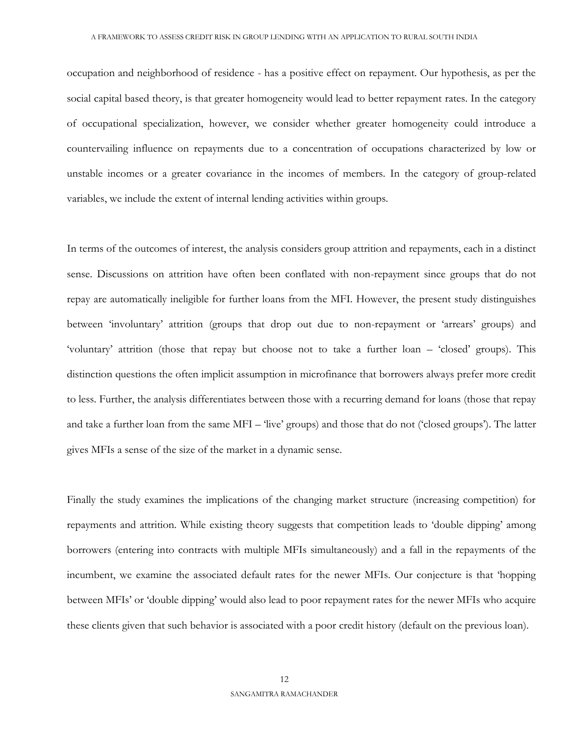occupation and neighborhood of residence - has a positive effect on repayment. Our hypothesis, as per the social capital based theory, is that greater homogeneity would lead to better repayment rates. In the category of occupational specialization, however, we consider whether greater homogeneity could introduce a countervailing influence on repayments due to a concentration of occupations characterized by low or unstable incomes or a greater covariance in the incomes of members. In the category of group-related variables, we include the extent of internal lending activities within groups.

In terms of the outcomes of interest, the analysis considers group attrition and repayments, each in a distinct sense. Discussions on attrition have often been conflated with non-repayment since groups that do not repay are automatically ineligible for further loans from the MFI. However, the present study distinguishes between 'involuntary' attrition (groups that drop out due to non-repayment or 'arrears' groups) and 'voluntary' attrition (those that repay but choose not to take a further loan – 'closed' groups). This distinction questions the often implicit assumption in microfinance that borrowers always prefer more credit to less. Further, the analysis differentiates between those with a recurring demand for loans (those that repay and take a further loan from the same MFI – 'live' groups) and those that do not ('closed groups'). The latter gives MFIs a sense of the size of the market in a dynamic sense.

Finally the study examines the implications of the changing market structure (increasing competition) for repayments and attrition. While existing theory suggests that competition leads to 'double dipping' among borrowers (entering into contracts with multiple MFIs simultaneously) and a fall in the repayments of the incumbent, we examine the associated default rates for the newer MFIs. Our conjecture is that 'hopping between MFIs' or 'double dipping' would also lead to poor repayment rates for the newer MFIs who acquire these clients given that such behavior is associated with a poor credit history (default on the previous loan).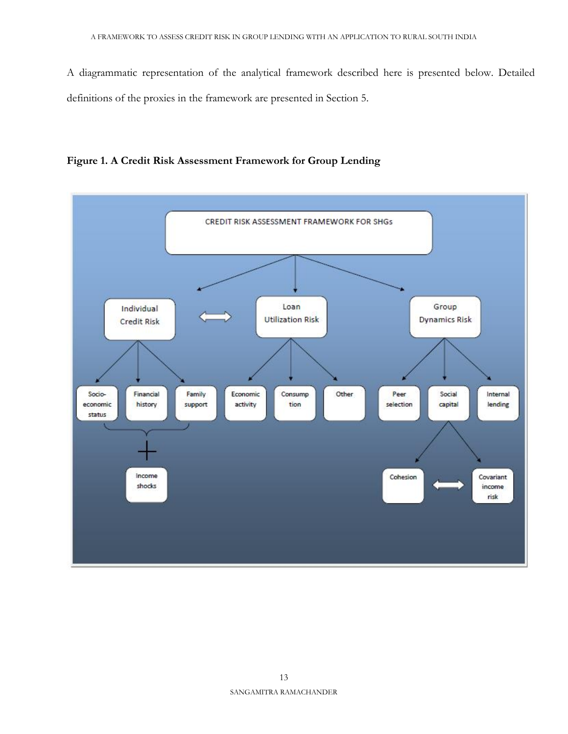A diagrammatic representation of the analytical framework described here is presented below. Detailed definitions of the proxies in the framework are presented in Section 5.

**Figure 1. A Credit Risk Assessment Framework for Group Lending**

CREDIT RISK ASSESSMENT FRAMEWORK FOR SHGs

- Individual Credit Risk
  - Socio-economic status
  - Financial history
  - Family support
  - + Income shocks
- Loan Utilization Risk
  - Economic activity
  - Consumption
  - Other
- Group Dynamics Risk
  - Peer selection
  - Social capital
    - Cohesion
    - Covariant income risk
  - Internal lending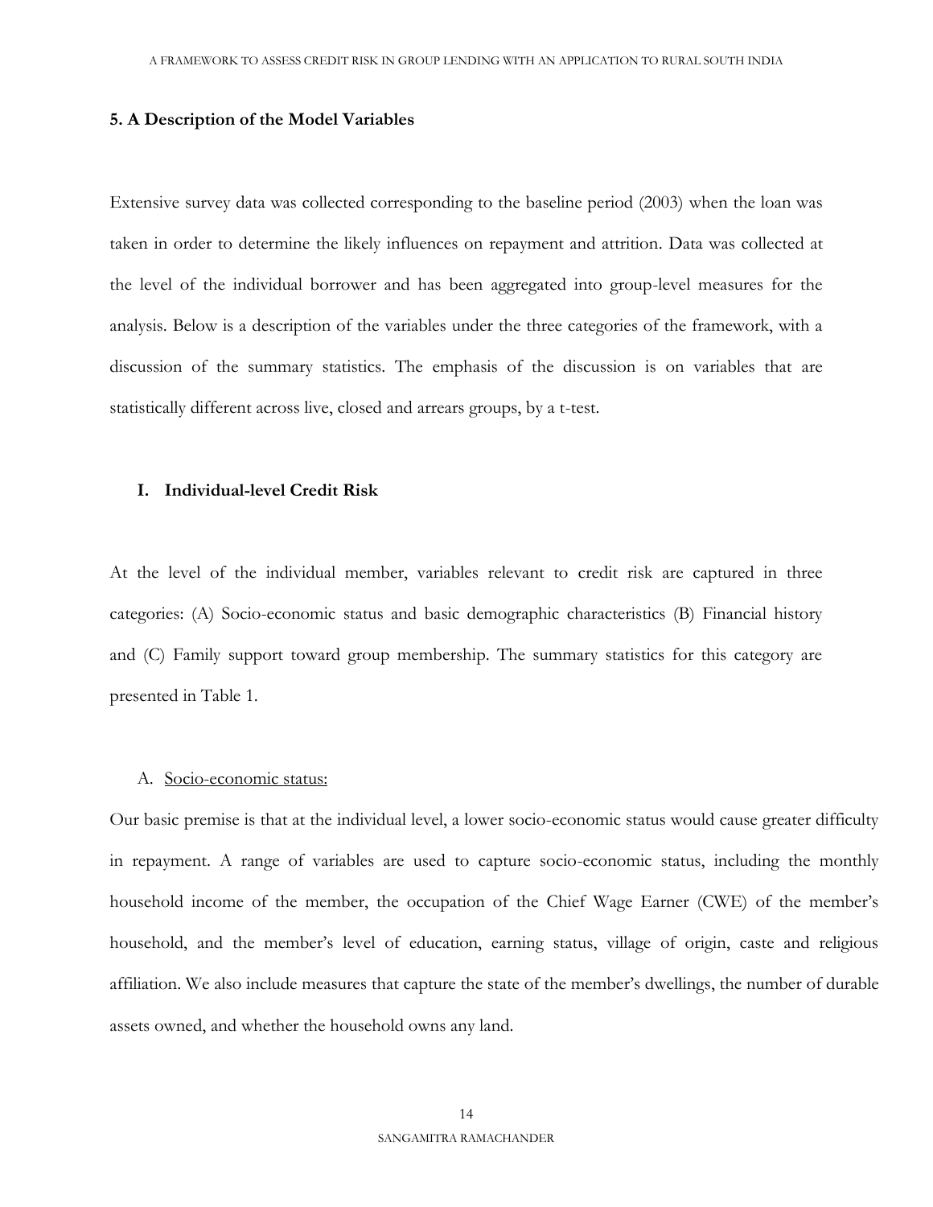## 5. A Description of the Model Variables

Extensive survey data was collected corresponding to the baseline period (2003) when the loan was taken in order to determine the likely influences on repayment and attrition. Data was collected at the level of the individual borrower and has been aggregated into group-level measures for the analysis. Below is a description of the variables under the three categories of the framework, with a discussion of the summary statistics. The emphasis of the discussion is on variables that are statistically different across live, closed and arrears groups, by a t-test.

### I. Individual-level Credit Risk

At the level of the individual member, variables relevant to credit risk are captured in three categories: (A) Socio-economic status and basic demographic characteristics (B) Financial history and (C) Family support toward group membership. The summary statistics for this category are presented in Table 1.

A. Socio-economic status:

Our basic premise is that at the individual level, a lower socio-economic status would cause greater difficulty in repayment. A range of variables are used to capture socio-economic status, including the monthly household income of the member, the occupation of the Chief Wage Earner (CWE) of the member's household, and the member's level of education, earning status, village of origin, caste and religious affiliation. We also include measures that capture the state of the member's dwellings, the number of durable assets owned, and whether the household owns any land.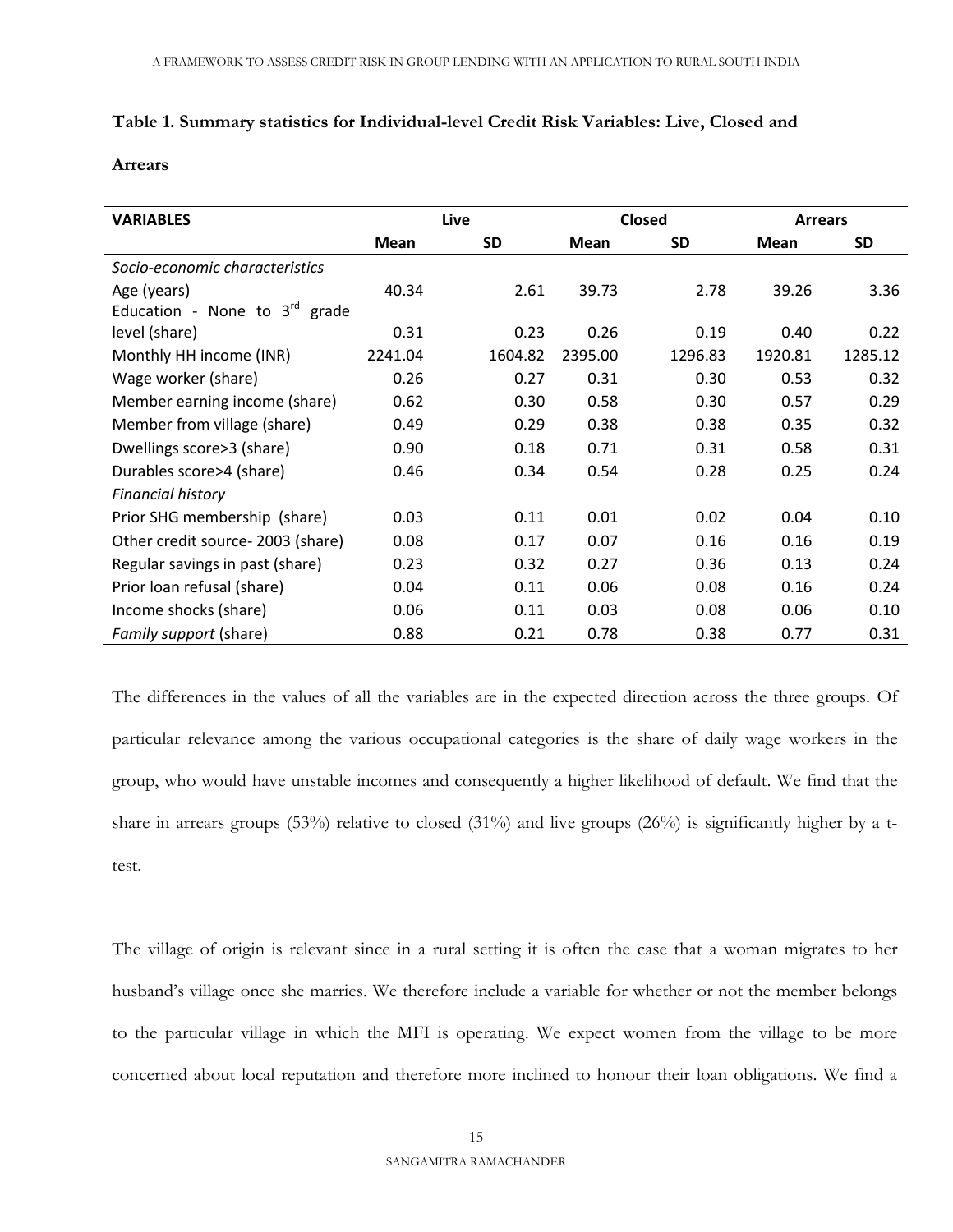**Table 1. Summary statistics for Individual-level Credit Risk Variables: Live, Closed and Arrears**

| VARIABLES | Live | | Closed | | Arrears | |
|---|---|---|---|---|---|---|
| | Mean | SD | Mean | SD | Mean | SD |
| *Socio-economic characteristics* | | | | | | |
| Age (years) | 40.34 | 2.61 | 39.73 | 2.78 | 39.26 | 3.36 |
| Education - None to 3rd grade level (share) | 0.31 | 0.23 | 0.26 | 0.19 | 0.40 | 0.22 |
| Monthly HH income (INR) | 2241.04 | 1604.82 | 2395.00 | 1296.83 | 1920.81 | 1285.12 |
| Wage worker (share) | 0.26 | 0.27 | 0.31 | 0.30 | 0.53 | 0.32 |
| Member earning income (share) | 0.62 | 0.30 | 0.58 | 0.30 | 0.57 | 0.29 |
| Member from village (share) | 0.49 | 0.29 | 0.38 | 0.38 | 0.35 | 0.32 |
| Dwellings score>3 (share) | 0.90 | 0.18 | 0.71 | 0.31 | 0.58 | 0.31 |
| Durables score>4 (share) | 0.46 | 0.34 | 0.54 | 0.28 | 0.25 | 0.24 |
| *Financial history* | | | | | | |
| Prior SHG membership (share) | 0.03 | 0.11 | 0.01 | 0.02 | 0.04 | 0.10 |
| Other credit source- 2003 (share) | 0.08 | 0.17 | 0.07 | 0.16 | 0.16 | 0.19 |
| Regular savings in past (share) | 0.23 | 0.32 | 0.27 | 0.36 | 0.13 | 0.24 |
| Prior loan refusal (share) | 0.04 | 0.11 | 0.06 | 0.08 | 0.16 | 0.24 |
| Income shocks (share) | 0.06 | 0.11 | 0.03 | 0.08 | 0.06 | 0.10 |
| *Family support* (share) | 0.88 | 0.21 | 0.78 | 0.38 | 0.77 | 0.31 |

The differences in the values of all the variables are in the expected direction across the three groups. Of particular relevance among the various occupational categories is the share of daily wage workers in the group, who would have unstable incomes and consequently a higher likelihood of default. We find that the share in arrears groups (53%) relative to closed (31%) and live groups (26%) is significantly higher by a t-test.

The village of origin is relevant since in a rural setting it is often the case that a woman migrates to her husband's village once she marries. We therefore include a variable for whether or not the member belongs to the particular village in which the MFI is operating. We expect women from the village to be more concerned about local reputation and therefore more inclined to honour their loan obligations. We find a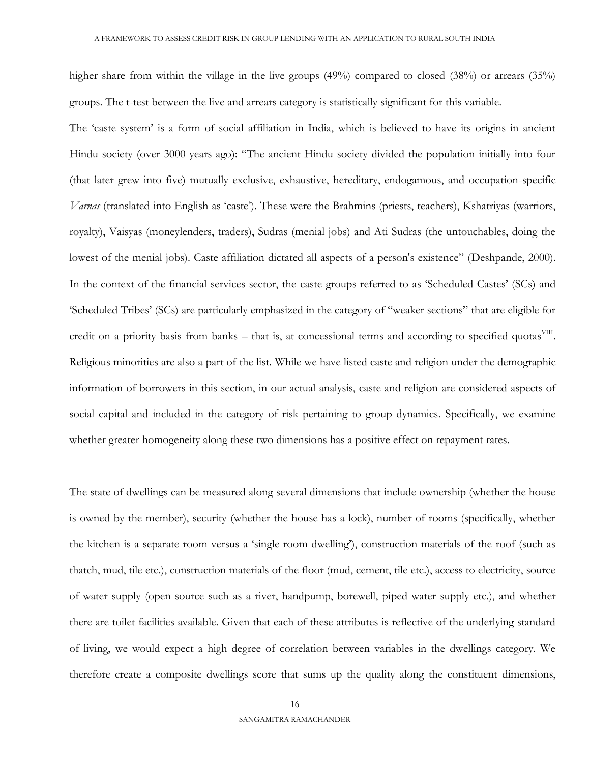higher share from within the village in the live groups (49%) compared to closed (38%) or arrears (35%) groups. The t-test between the live and arrears category is statistically significant for this variable.

The 'caste system' is a form of social affiliation in India, which is believed to have its origins in ancient Hindu society (over 3000 years ago): "The ancient Hindu society divided the population initially into four (that later grew into five) mutually exclusive, exhaustive, hereditary, endogamous, and occupation-specific *Varnas* (translated into English as 'caste'). These were the Brahmins (priests, teachers), Kshatriyas (warriors, royalty), Vaisyas (moneylenders, traders), Sudras (menial jobs) and Ati Sudras (the untouchables, doing the lowest of the menial jobs). Caste affiliation dictated all aspects of a person's existence" (Deshpande, 2000). In the context of the financial services sector, the caste groups referred to as 'Scheduled Castes' (SCs) and 'Scheduled Tribes' (SCs) are particularly emphasized in the category of "weaker sections" that are eligible for credit on a priority basis from banks – that is, at concessional terms and according to specified quotas[VIII]. Religious minorities are also a part of the list. While we have listed caste and religion under the demographic information of borrowers in this section, in our actual analysis, caste and religion are considered aspects of social capital and included in the category of risk pertaining to group dynamics. Specifically, we examine whether greater homogeneity along these two dimensions has a positive effect on repayment rates.

The state of dwellings can be measured along several dimensions that include ownership (whether the house is owned by the member), security (whether the house has a lock), number of rooms (specifically, whether the kitchen is a separate room versus a 'single room dwelling'), construction materials of the roof (such as thatch, mud, tile etc.), construction materials of the floor (mud, cement, tile etc.), access to electricity, source of water supply (open source such as a river, handpump, borewell, piped water supply etc.), and whether there are toilet facilities available. Given that each of these attributes is reflective of the underlying standard of living, we would expect a high degree of correlation between variables in the dwellings category. We therefore create a composite dwellings score that sums up the quality along the constituent dimensions,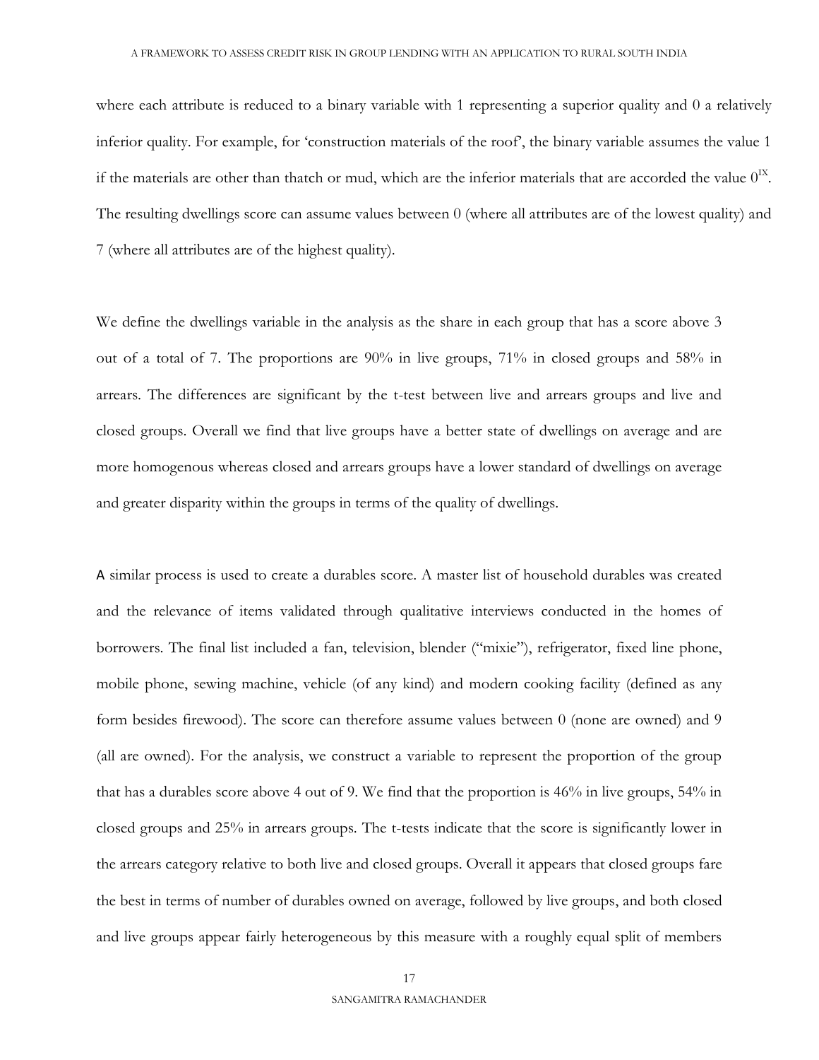where each attribute is reduced to a binary variable with 1 representing a superior quality and 0 a relatively inferior quality. For example, for 'construction materials of the roof', the binary variable assumes the value 1 if the materials are other than thatch or mud, which are the inferior materials that are accorded the value 0[IX]. The resulting dwellings score can assume values between 0 (where all attributes are of the lowest quality) and 7 (where all attributes are of the highest quality).

We define the dwellings variable in the analysis as the share in each group that has a score above 3 out of a total of 7. The proportions are 90% in live groups, 71% in closed groups and 58% in arrears. The differences are significant by the t-test between live and arrears groups and live and closed groups. Overall we find that live groups have a better state of dwellings on average and are more homogenous whereas closed and arrears groups have a lower standard of dwellings on average and greater disparity within the groups in terms of the quality of dwellings.

A similar process is used to create a durables score. A master list of household durables was created and the relevance of items validated through qualitative interviews conducted in the homes of borrowers. The final list included a fan, television, blender ("mixie"), refrigerator, fixed line phone, mobile phone, sewing machine, vehicle (of any kind) and modern cooking facility (defined as any form besides firewood). The score can therefore assume values between 0 (none are owned) and 9 (all are owned). For the analysis, we construct a variable to represent the proportion of the group that has a durables score above 4 out of 9. We find that the proportion is 46% in live groups, 54% in closed groups and 25% in arrears groups. The t-tests indicate that the score is significantly lower in the arrears category relative to both live and closed groups. Overall it appears that closed groups fare the best in terms of number of durables owned on average, followed by live groups, and both closed and live groups appear fairly heterogeneous by this measure with a roughly equal split of members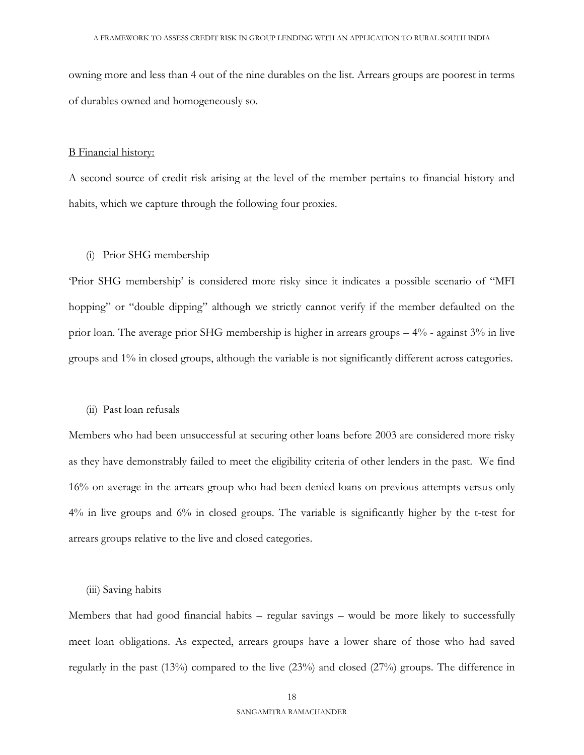owning more and less than 4 out of the nine durables on the list. Arrears groups are poorest in terms of durables owned and homogeneously so.

B Financial history:

A second source of credit risk arising at the level of the member pertains to financial history and habits, which we capture through the following four proxies.

(i) Prior SHG membership

'Prior SHG membership' is considered more risky since it indicates a possible scenario of "MFI hopping" or "double dipping" although we strictly cannot verify if the member defaulted on the prior loan. The average prior SHG membership is higher in arrears groups – 4% - against 3% in live groups and 1% in closed groups, although the variable is not significantly different across categories.

(ii) Past loan refusals

Members who had been unsuccessful at securing other loans before 2003 are considered more risky as they have demonstrably failed to meet the eligibility criteria of other lenders in the past. We find 16% on average in the arrears group who had been denied loans on previous attempts versus only 4% in live groups and 6% in closed groups. The variable is significantly higher by the t-test for arrears groups relative to the live and closed categories.

(iii) Saving habits

Members that had good financial habits – regular savings – would be more likely to successfully meet loan obligations. As expected, arrears groups have a lower share of those who had saved regularly in the past (13%) compared to the live (23%) and closed (27%) groups. The difference in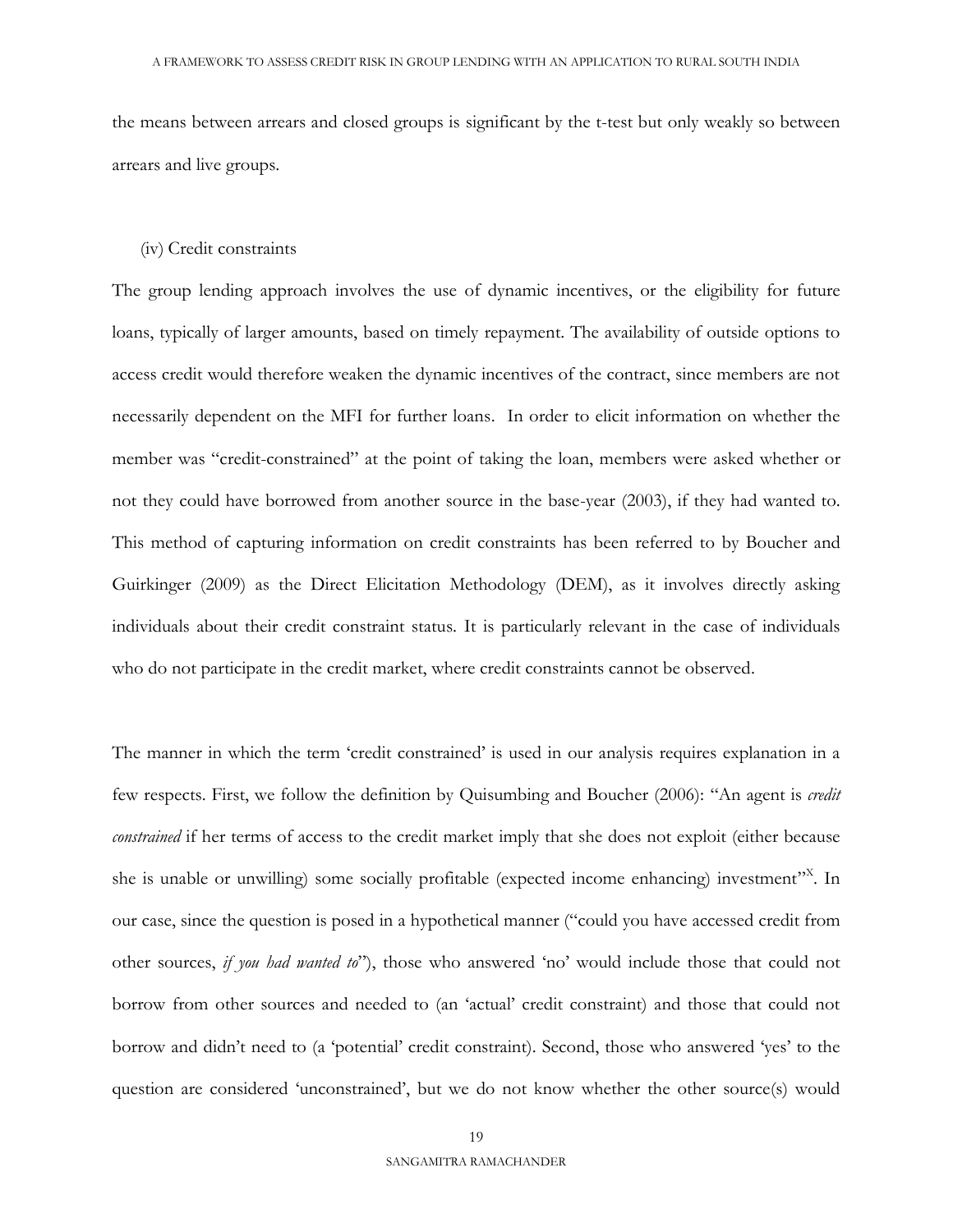the means between arrears and closed groups is significant by the t-test but only weakly so between arrears and live groups.

(iv) Credit constraints

The group lending approach involves the use of dynamic incentives, or the eligibility for future loans, typically of larger amounts, based on timely repayment. The availability of outside options to access credit would therefore weaken the dynamic incentives of the contract, since members are not necessarily dependent on the MFI for further loans. In order to elicit information on whether the member was "credit-constrained" at the point of taking the loan, members were asked whether or not they could have borrowed from another source in the base-year (2003), if they had wanted to. This method of capturing information on credit constraints has been referred to by Boucher and Guirkinger (2009) as the Direct Elicitation Methodology (DEM), as it involves directly asking individuals about their credit constraint status. It is particularly relevant in the case of individuals who do not participate in the credit market, where credit constraints cannot be observed.

The manner in which the term 'credit constrained' is used in our analysis requires explanation in a few respects. First, we follow the definition by Quisumbing and Boucher (2006): "An agent is *credit constrained* if her terms of access to the credit market imply that she does not exploit (either because she is unable or unwilling) some socially profitable (expected income enhancing) investment"[X]. In our case, since the question is posed in a hypothetical manner ("could you have accessed credit from other sources, *if you had wanted to*"), those who answered 'no' would include those that could not borrow from other sources and needed to (an 'actual' credit constraint) and those that could not borrow and didn't need to (a 'potential' credit constraint). Second, those who answered 'yes' to the question are considered 'unconstrained', but we do not know whether the other source(s) would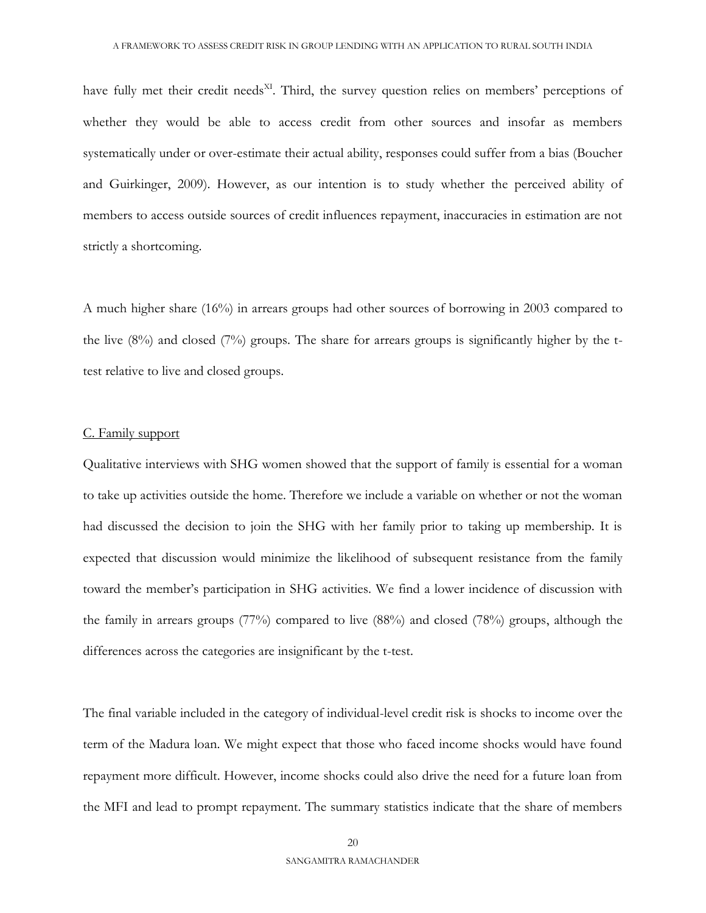have fully met their credit needs[XI]. Third, the survey question relies on members' perceptions of whether they would be able to access credit from other sources and insofar as members systematically under or over-estimate their actual ability, responses could suffer from a bias (Boucher and Guirkinger, 2009). However, as our intention is to study whether the perceived ability of members to access outside sources of credit influences repayment, inaccuracies in estimation are not strictly a shortcoming.

A much higher share (16%) in arrears groups had other sources of borrowing in 2003 compared to the live (8%) and closed (7%) groups. The share for arrears groups is significantly higher by the t-test relative to live and closed groups.

C. Family support

Qualitative interviews with SHG women showed that the support of family is essential for a woman to take up activities outside the home. Therefore we include a variable on whether or not the woman had discussed the decision to join the SHG with her family prior to taking up membership. It is expected that discussion would minimize the likelihood of subsequent resistance from the family toward the member's participation in SHG activities. We find a lower incidence of discussion with the family in arrears groups (77%) compared to live (88%) and closed (78%) groups, although the differences across the categories are insignificant by the t-test.

The final variable included in the category of individual-level credit risk is shocks to income over the term of the Madura loan. We might expect that those who faced income shocks would have found repayment more difficult. However, income shocks could also drive the need for a future loan from the MFI and lead to prompt repayment. The summary statistics indicate that the share of members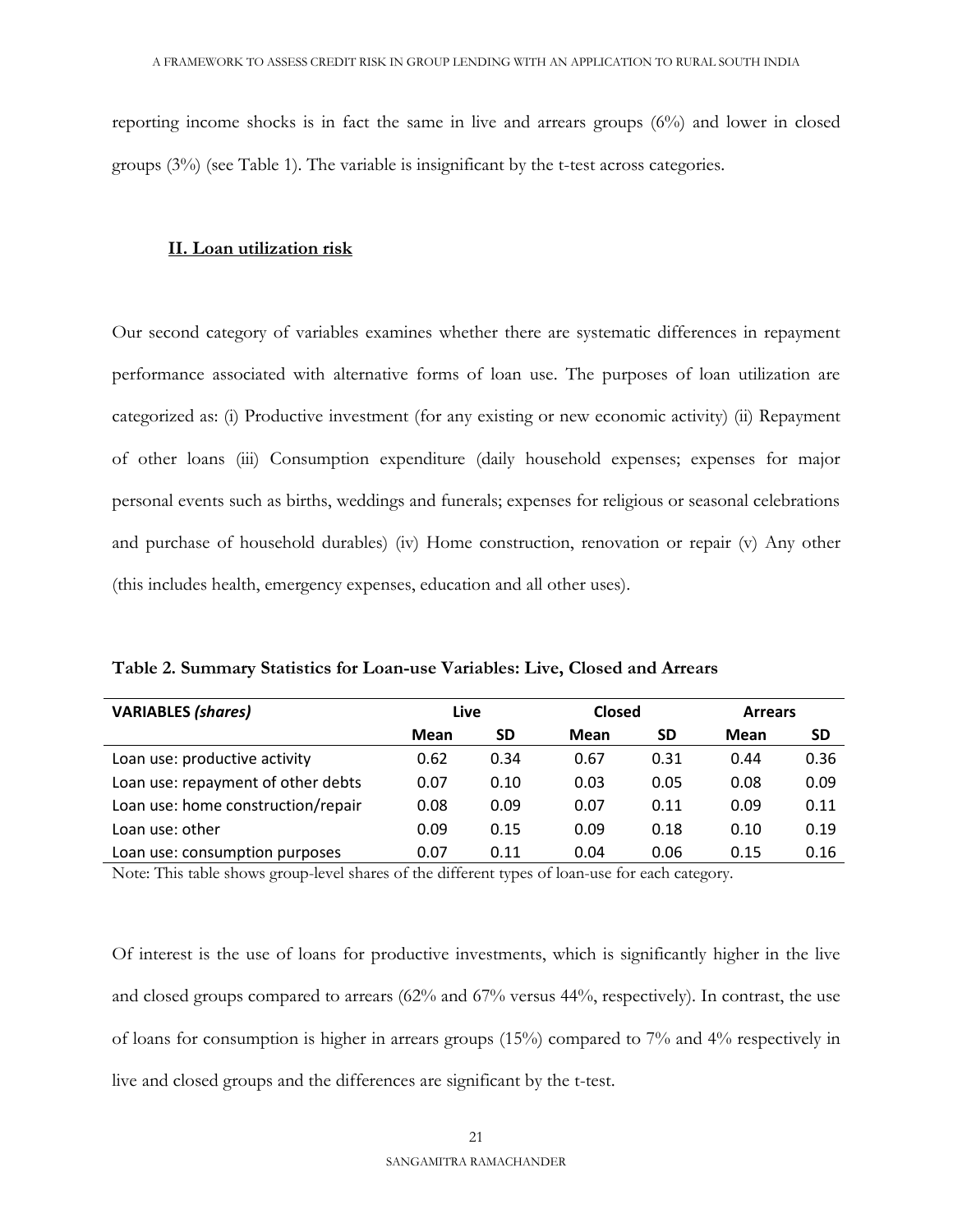reporting income shocks is in fact the same in live and arrears groups (6%) and lower in closed groups (3%) (see Table 1). The variable is insignificant by the t-test across categories.

### II. Loan utilization risk

Our second category of variables examines whether there are systematic differences in repayment performance associated with alternative forms of loan use. The purposes of loan utilization are categorized as: (i) Productive investment (for any existing or new economic activity) (ii) Repayment of other loans (iii) Consumption expenditure (daily household expenses; expenses for major personal events such as births, weddings and funerals; expenses for religious or seasonal celebrations and purchase of household durables) (iv) Home construction, renovation or repair (v) Any other (this includes health, emergency expenses, education and all other uses).

**Table 2. Summary Statistics for Loan-use Variables: Live, Closed and Arrears**

| VARIABLES *(shares)* | Live | | Closed | | Arrears | |
|---|---|---|---|---|---|---|
| | Mean | SD | Mean | SD | Mean | SD |
| Loan use: productive activity | 0.62 | 0.34 | 0.67 | 0.31 | 0.44 | 0.36 |
| Loan use: repayment of other debts | 0.07 | 0.10 | 0.03 | 0.05 | 0.08 | 0.09 |
| Loan use: home construction/repair | 0.08 | 0.09 | 0.07 | 0.11 | 0.09 | 0.11 |
| Loan use: other | 0.09 | 0.15 | 0.09 | 0.18 | 0.10 | 0.19 |
| Loan use: consumption purposes | 0.07 | 0.11 | 0.04 | 0.06 | 0.15 | 0.16 |

Note: This table shows group-level shares of the different types of loan-use for each category.

Of interest is the use of loans for productive investments, which is significantly higher in the live and closed groups compared to arrears (62% and 67% versus 44%, respectively). In contrast, the use of loans for consumption is higher in arrears groups (15%) compared to 7% and 4% respectively in live and closed groups and the differences are significant by the t-test.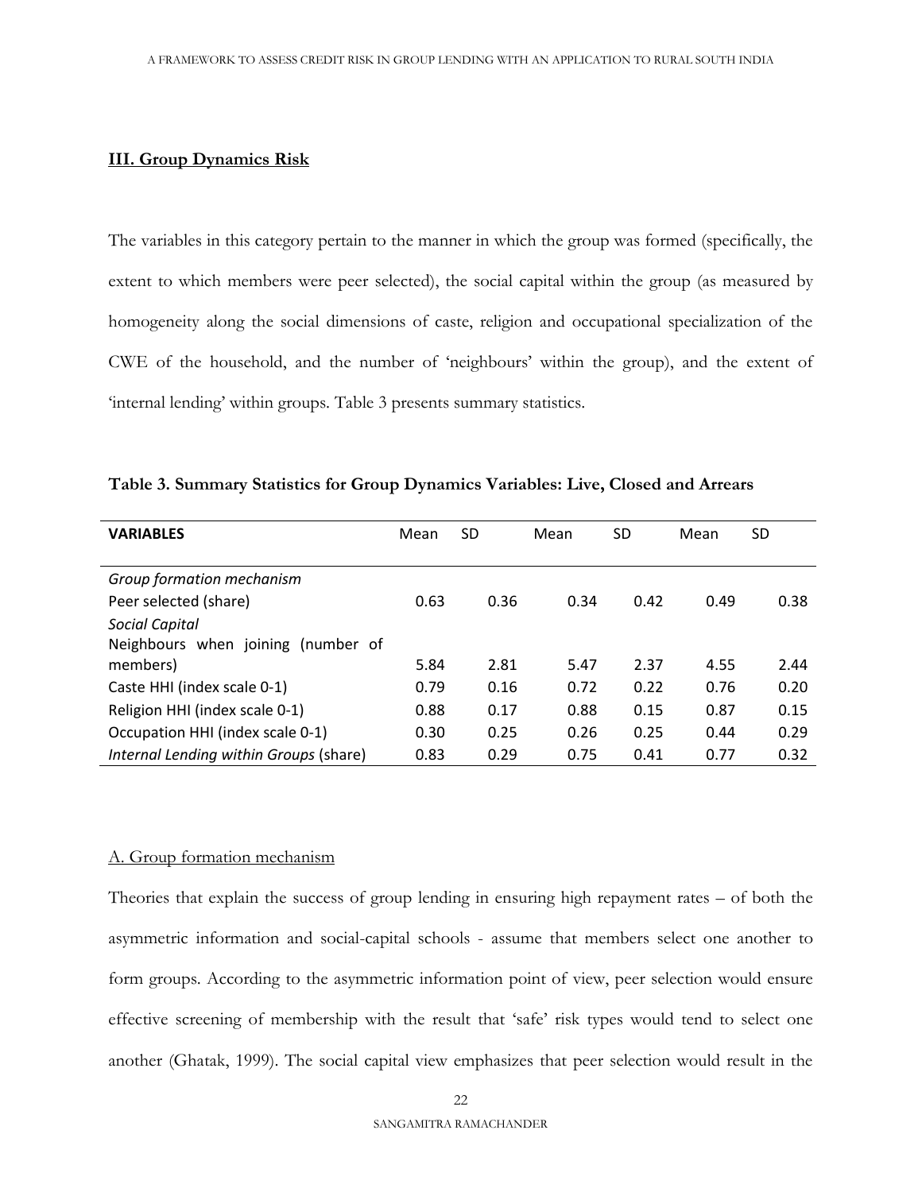### **III. Group Dynamics Risk**

The variables in this category pertain to the manner in which the group was formed (specifically, the extent to which members were peer selected), the social capital within the group (as measured by homogeneity along the social dimensions of caste, religion and occupational specialization of the CWE of the household, and the number of 'neighbours' within the group), and the extent of 'internal lending' within groups. Table 3 presents summary statistics.

**Table 3. Summary Statistics for Group Dynamics Variables: Live, Closed and Arrears**

| **VARIABLES** | Mean | SD | Mean | SD | Mean | SD |
|---|---|---|---|---|---|---|
| *Group formation mechanism* | | | | | | |
| Peer selected (share) | 0.63 | 0.36 | 0.34 | 0.42 | 0.49 | 0.38 |
| *Social Capital* | | | | | | |
| Neighbours when joining (number of members) | 5.84 | 2.81 | 5.47 | 2.37 | 4.55 | 2.44 |
| Caste HHI (index scale 0-1) | 0.79 | 0.16 | 0.72 | 0.22 | 0.76 | 0.20 |
| Religion HHI (index scale 0-1) | 0.88 | 0.17 | 0.88 | 0.15 | 0.87 | 0.15 |
| Occupation HHI (index scale 0-1) | 0.30 | 0.25 | 0.26 | 0.25 | 0.44 | 0.29 |
| *Internal Lending within Groups* (share) | 0.83 | 0.29 | 0.75 | 0.41 | 0.77 | 0.32 |

A. Group formation mechanism

Theories that explain the success of group lending in ensuring high repayment rates – of both the asymmetric information and social-capital schools - assume that members select one another to form groups. According to the asymmetric information point of view, peer selection would ensure effective screening of membership with the result that 'safe' risk types would tend to select one another (Ghatak, 1999). The social capital view emphasizes that peer selection would result in the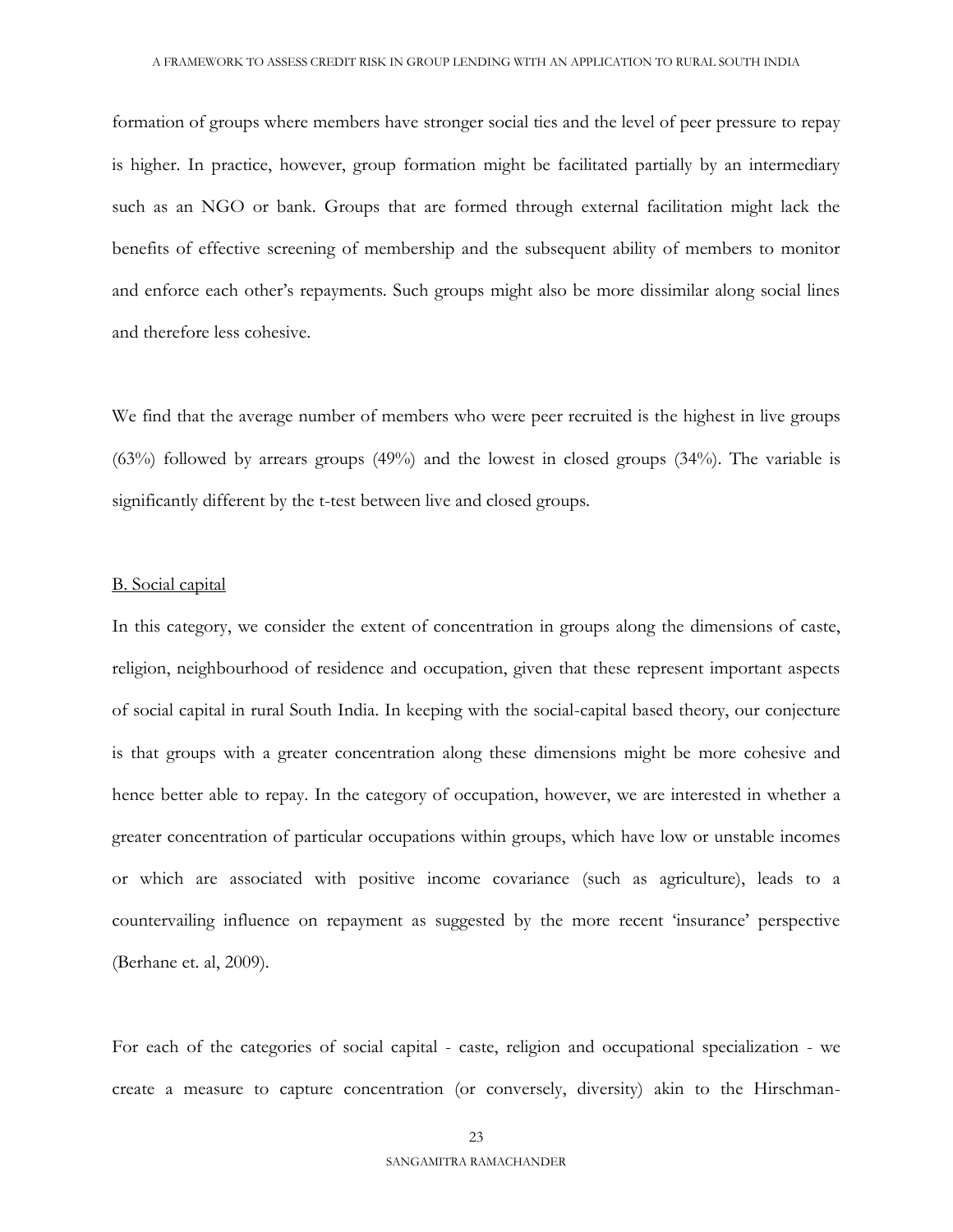formation of groups where members have stronger social ties and the level of peer pressure to repay is higher. In practice, however, group formation might be facilitated partially by an intermediary such as an NGO or bank. Groups that are formed through external facilitation might lack the benefits of effective screening of membership and the subsequent ability of members to monitor and enforce each other's repayments. Such groups might also be more dissimilar along social lines and therefore less cohesive.

We find that the average number of members who were peer recruited is the highest in live groups (63%) followed by arrears groups (49%) and the lowest in closed groups (34%). The variable is significantly different by the t-test between live and closed groups.

<u>B. Social capital</u>

In this category, we consider the extent of concentration in groups along the dimensions of caste, religion, neighbourhood of residence and occupation, given that these represent important aspects of social capital in rural South India. In keeping with the social-capital based theory, our conjecture is that groups with a greater concentration along these dimensions might be more cohesive and hence better able to repay. In the category of occupation, however, we are interested in whether a greater concentration of particular occupations within groups, which have low or unstable incomes or which are associated with positive income covariance (such as agriculture), leads to a countervailing influence on repayment as suggested by the more recent 'insurance' perspective (Berhane et. al, 2009).

For each of the categories of social capital - caste, religion and occupational specialization - we create a measure to capture concentration (or conversely, diversity) akin to the Hirschman-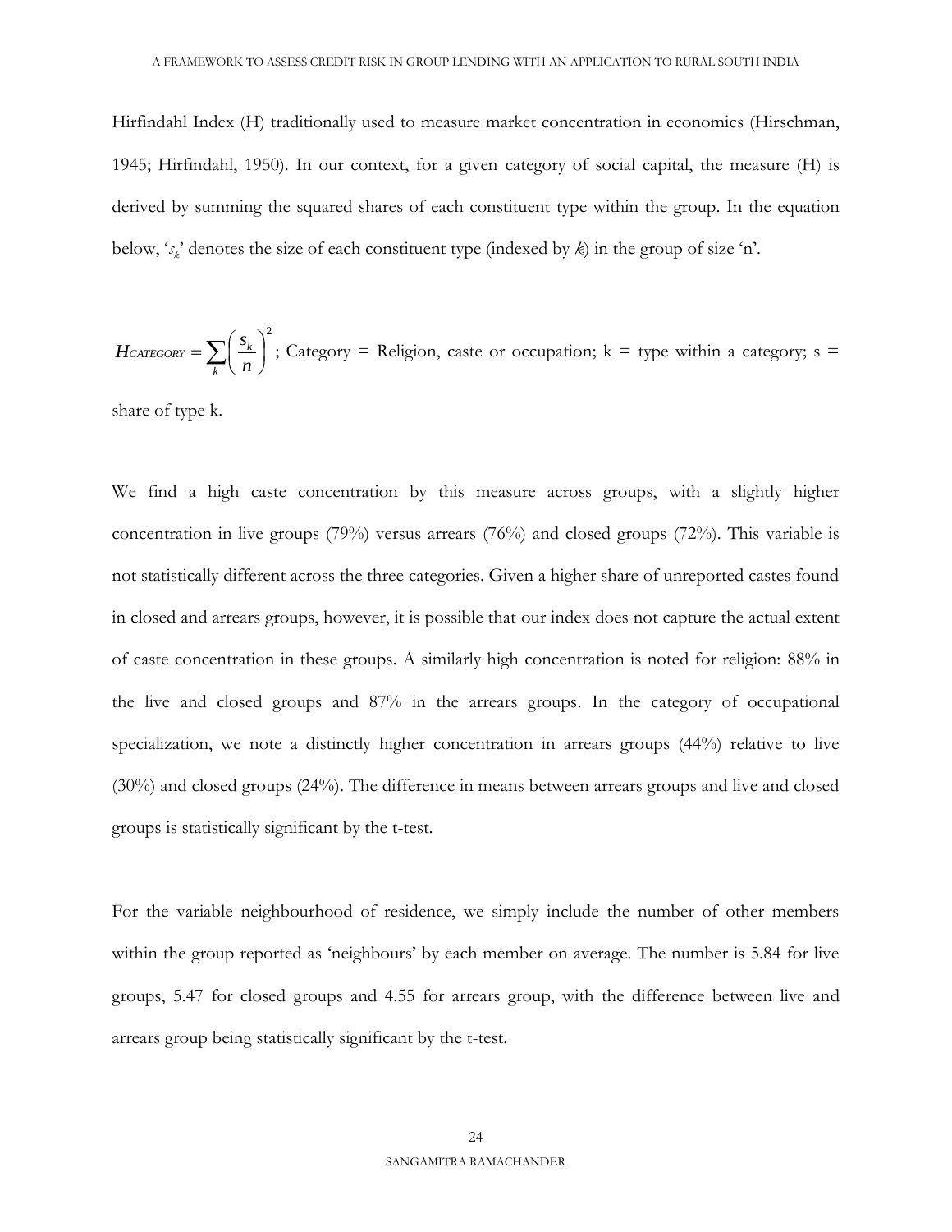Hirfindahl Index (H) traditionally used to measure market concentration in economics (Hirschman, 1945; Hirfindahl, 1950). In our context, for a given category of social capital, the measure (H) is derived by summing the squared shares of each constituent type within the group. In the equation below, '$s_k$' denotes the size of each constituent type (indexed by $k$) in the group of size 'n'.

$$H_{CATEGORY} = \sum_k \left( \frac{s_k}{n} \right)^2$$ ; Category = Religion, caste or occupation; k = type within a category; s = share of type k.

We find a high caste concentration by this measure across groups, with a slightly higher concentration in live groups (79%) versus arrears (76%) and closed groups (72%). This variable is not statistically different across the three categories. Given a higher share of unreported castes found in closed and arrears groups, however, it is possible that our index does not capture the actual extent of caste concentration in these groups. A similarly high concentration is noted for religion: 88% in the live and closed groups and 87% in the arrears groups. In the category of occupational specialization, we note a distinctly higher concentration in arrears groups (44%) relative to live (30%) and closed groups (24%). The difference in means between arrears groups and live and closed groups is statistically significant by the t-test.

For the variable neighbourhood of residence, we simply include the number of other members within the group reported as 'neighbours' by each member on average. The number is 5.84 for live groups, 5.47 for closed groups and 4.55 for arrears group, with the difference between live and arrears group being statistically significant by the t-test.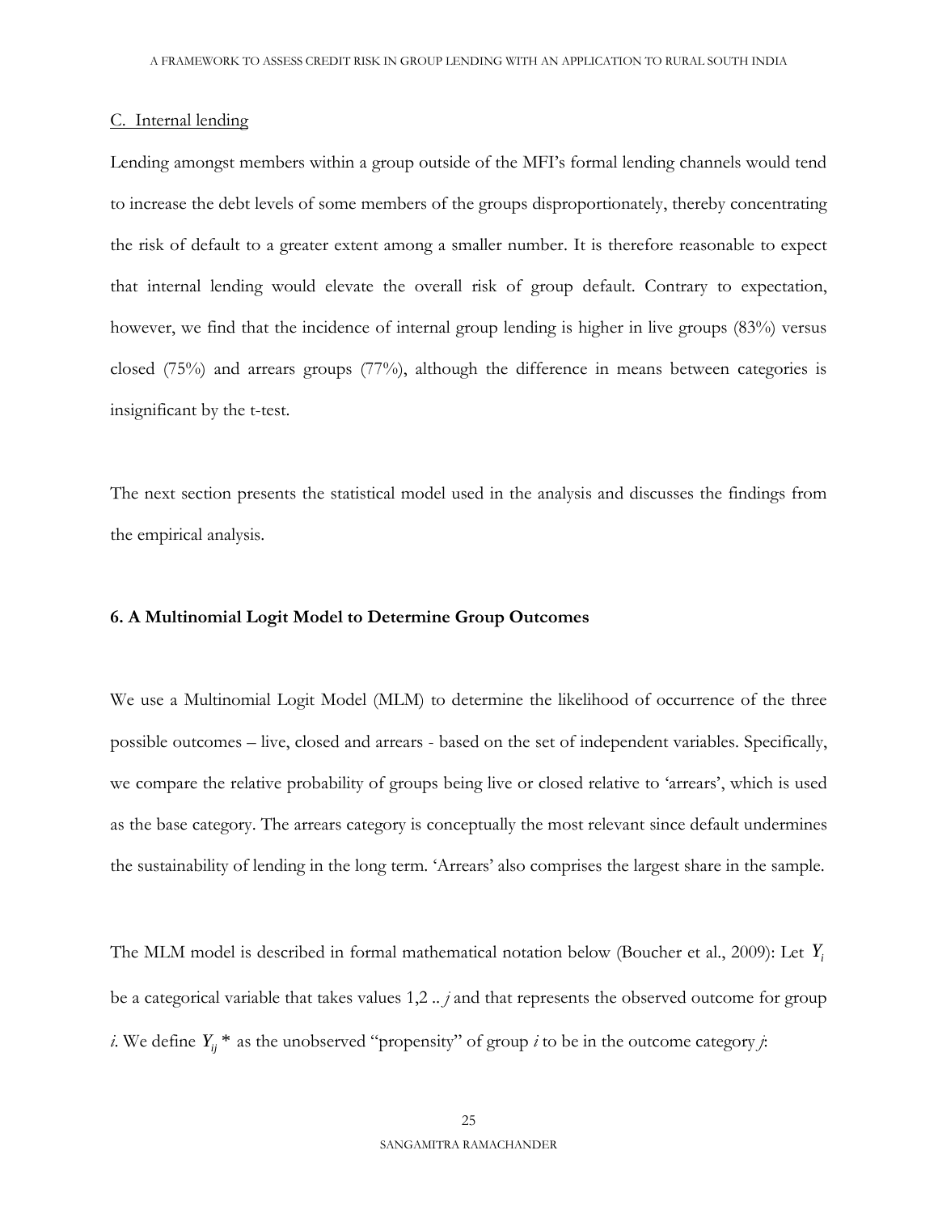C. Internal lending

Lending amongst members within a group outside of the MFI's formal lending channels would tend to increase the debt levels of some members of the groups disproportionately, thereby concentrating the risk of default to a greater extent among a smaller number. It is therefore reasonable to expect that internal lending would elevate the overall risk of group default. Contrary to expectation, however, we find that the incidence of internal group lending is higher in live groups (83%) versus closed (75%) and arrears groups (77%), although the difference in means between categories is insignificant by the t-test.

The next section presents the statistical model used in the analysis and discusses the findings from the empirical analysis.

## 6. A Multinomial Logit Model to Determine Group Outcomes

We use a Multinomial Logit Model (MLM) to determine the likelihood of occurrence of the three possible outcomes – live, closed and arrears - based on the set of independent variables. Specifically, we compare the relative probability of groups being live or closed relative to 'arrears', which is used as the base category. The arrears category is conceptually the most relevant since default undermines the sustainability of lending in the long term. 'Arrears' also comprises the largest share in the sample.

The MLM model is described in formal mathematical notation below (Boucher et al., 2009): Let $Y_i$ be a categorical variable that takes values 1,2 .. *j* and that represents the observed outcome for group *i*. We define $Y_{ij}*$ as the unobserved "propensity" of group *i* to be in the outcome category *j*: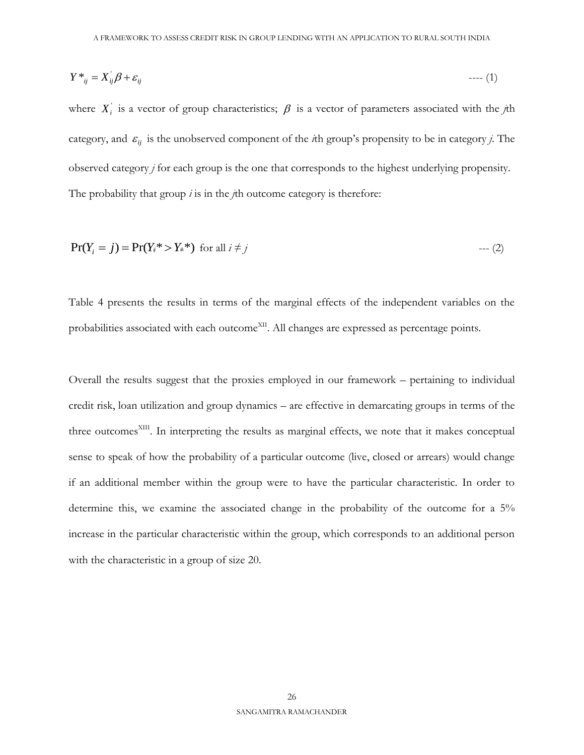$$Y^*_{ij} = X_{ij}^{'}\beta + \varepsilon_{ij} \quad \text{---- (1)}$$

where $X_i^{'}$ is a vector of group characteristics; $\beta$ is a vector of parameters associated with the *j*th category, and $\varepsilon_{ij}$ is the unobserved component of the *i*th group's propensity to be in category *j*. The observed category *j* for each group is the one that corresponds to the highest underlying propensity. The probability that group *i* is in the *j*th outcome category is therefore:

$$\Pr(Y_i = j) = \Pr(Y_{ij}^* > Y_{ik}^*) \text{ for all } i \neq j \quad \text{--- (2)}$$

Table 4 presents the results in terms of the marginal effects of the independent variables on the probabilities associated with each outcome[XII]. All changes are expressed as percentage points.

Overall the results suggest that the proxies employed in our framework – pertaining to individual credit risk, loan utilization and group dynamics – are effective in demarcating groups in terms of the three outcomes[XIII]. In interpreting the results as marginal effects, we note that it makes conceptual sense to speak of how the probability of a particular outcome (live, closed or arrears) would change if an additional member within the group were to have the particular characteristic. In order to determine this, we examine the associated change in the probability of the outcome for a 5% increase in the particular characteristic within the group, which corresponds to an additional person with the characteristic in a group of size 20.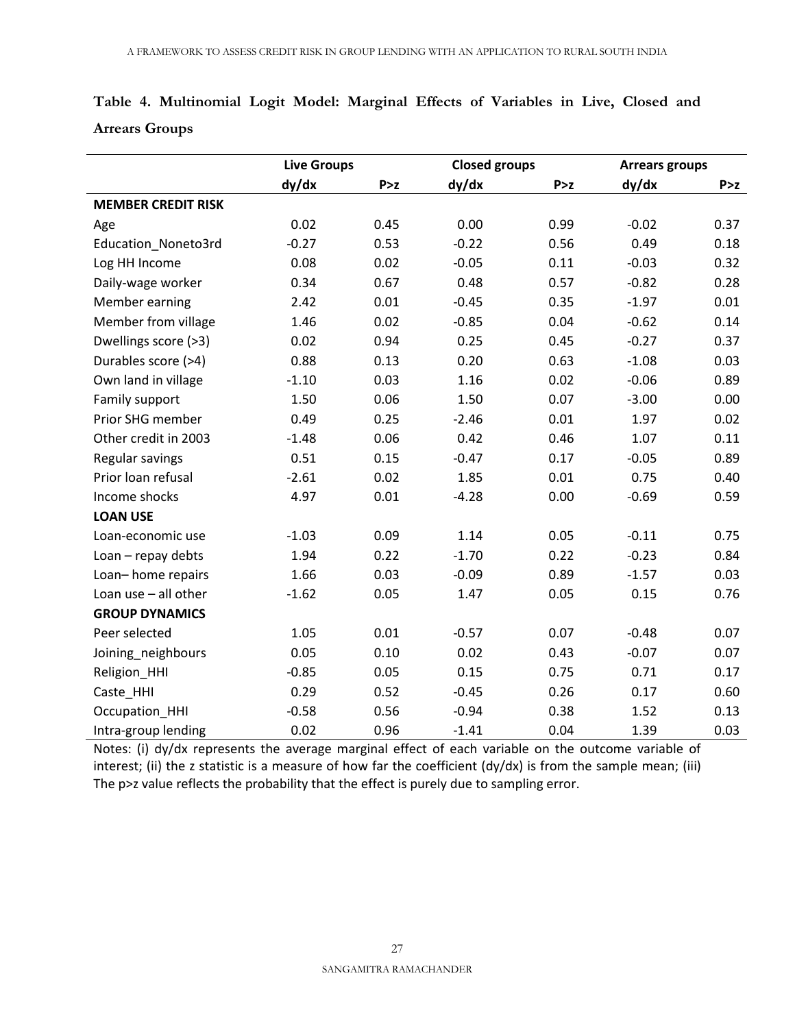**Table 4. Multinomial Logit Model: Marginal Effects of Variables in Live, Closed and Arrears Groups**

| | Live Groups | | Closed groups | | Arrears groups | |
|---|---|---|---|---|---|---|
| | dy/dx | P>z | dy/dx | P>z | dy/dx | P>z |
| **MEMBER CREDIT RISK** | | | | | | |
| Age | 0.02 | 0.45 | 0.00 | 0.99 | -0.02 | 0.37 |
| Education_Noneto3rd | -0.27 | 0.53 | -0.22 | 0.56 | 0.49 | 0.18 |
| Log HH Income | 0.08 | 0.02 | -0.05 | 0.11 | -0.03 | 0.32 |
| Daily-wage worker | 0.34 | 0.67 | 0.48 | 0.57 | -0.82 | 0.28 |
| Member earning | 2.42 | 0.01 | -0.45 | 0.35 | -1.97 | 0.01 |
| Member from village | 1.46 | 0.02 | -0.85 | 0.04 | -0.62 | 0.14 |
| Dwellings score (>3) | 0.02 | 0.94 | 0.25 | 0.45 | -0.27 | 0.37 |
| Durables score (>4) | 0.88 | 0.13 | 0.20 | 0.63 | -1.08 | 0.03 |
| Own land in village | -1.10 | 0.03 | 1.16 | 0.02 | -0.06 | 0.89 |
| Family support | 1.50 | 0.06 | 1.50 | 0.07 | -3.00 | 0.00 |
| Prior SHG member | 0.49 | 0.25 | -2.46 | 0.01 | 1.97 | 0.02 |
| Other credit in 2003 | -1.48 | 0.06 | 0.42 | 0.46 | 1.07 | 0.11 |
| Regular savings | 0.51 | 0.15 | -0.47 | 0.17 | -0.05 | 0.89 |
| Prior loan refusal | -2.61 | 0.02 | 1.85 | 0.01 | 0.75 | 0.40 |
| Income shocks | 4.97 | 0.01 | -4.28 | 0.00 | -0.69 | 0.59 |
| **LOAN USE** | | | | | | |
| Loan-economic use | -1.03 | 0.09 | 1.14 | 0.05 | -0.11 | 0.75 |
| Loan – repay debts | 1.94 | 0.22 | -1.70 | 0.22 | -0.23 | 0.84 |
| Loan– home repairs | 1.66 | 0.03 | -0.09 | 0.89 | -1.57 | 0.03 |
| Loan use – all other | -1.62 | 0.05 | 1.47 | 0.05 | 0.15 | 0.76 |
| **GROUP DYNAMICS** | | | | | | |
| Peer selected | 1.05 | 0.01 | -0.57 | 0.07 | -0.48 | 0.07 |
| Joining_neighbours | 0.05 | 0.10 | 0.02 | 0.43 | -0.07 | 0.07 |
| Religion_HHI | -0.85 | 0.05 | 0.15 | 0.75 | 0.71 | 0.17 |
| Caste_HHI | 0.29 | 0.52 | -0.45 | 0.26 | 0.17 | 0.60 |
| Occupation_HHI | -0.58 | 0.56 | -0.94 | 0.38 | 1.52 | 0.13 |
| Intra-group lending | 0.02 | 0.96 | -1.41 | 0.04 | 1.39 | 0.03 |

Notes: (i) dy/dx represents the average marginal effect of each variable on the outcome variable of interest; (ii) the z statistic is a measure of how far the coefficient (dy/dx) is from the sample mean; (iii) The p>z value reflects the probability that the effect is purely due to sampling error.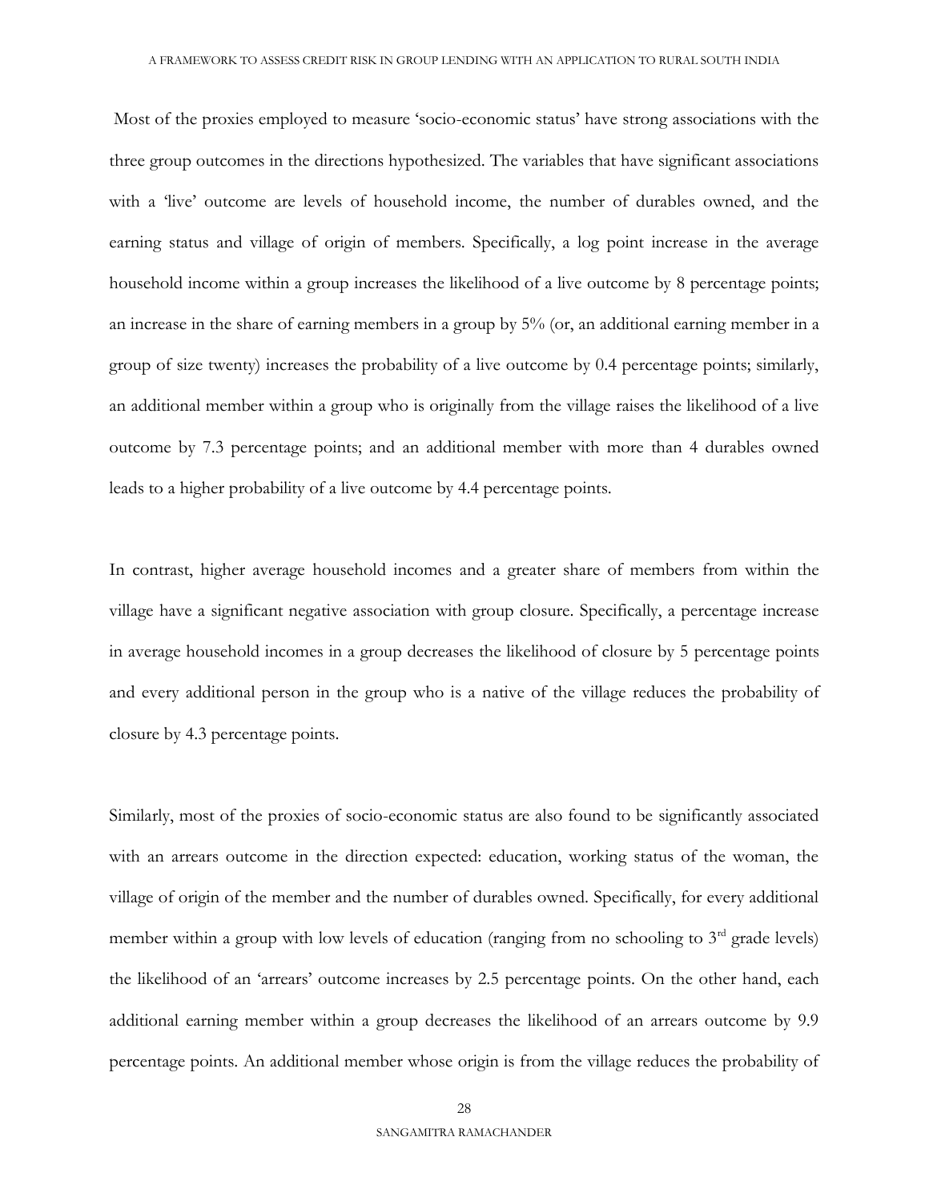Most of the proxies employed to measure 'socio-economic status' have strong associations with the three group outcomes in the directions hypothesized. The variables that have significant associations with a 'live' outcome are levels of household income, the number of durables owned, and the earning status and village of origin of members. Specifically, a log point increase in the average household income within a group increases the likelihood of a live outcome by 8 percentage points; an increase in the share of earning members in a group by 5% (or, an additional earning member in a group of size twenty) increases the probability of a live outcome by 0.4 percentage points; similarly, an additional member within a group who is originally from the village raises the likelihood of a live outcome by 7.3 percentage points; and an additional member with more than 4 durables owned leads to a higher probability of a live outcome by 4.4 percentage points.

In contrast, higher average household incomes and a greater share of members from within the village have a significant negative association with group closure. Specifically, a percentage increase in average household incomes in a group decreases the likelihood of closure by 5 percentage points and every additional person in the group who is a native of the village reduces the probability of closure by 4.3 percentage points.

Similarly, most of the proxies of socio-economic status are also found to be significantly associated with an arrears outcome in the direction expected: education, working status of the woman, the village of origin of the member and the number of durables owned. Specifically, for every additional member within a group with low levels of education (ranging from no schooling to 3rd grade levels) the likelihood of an 'arrears' outcome increases by 2.5 percentage points. On the other hand, each additional earning member within a group decreases the likelihood of an arrears outcome by 9.9 percentage points. An additional member whose origin is from the village reduces the probability of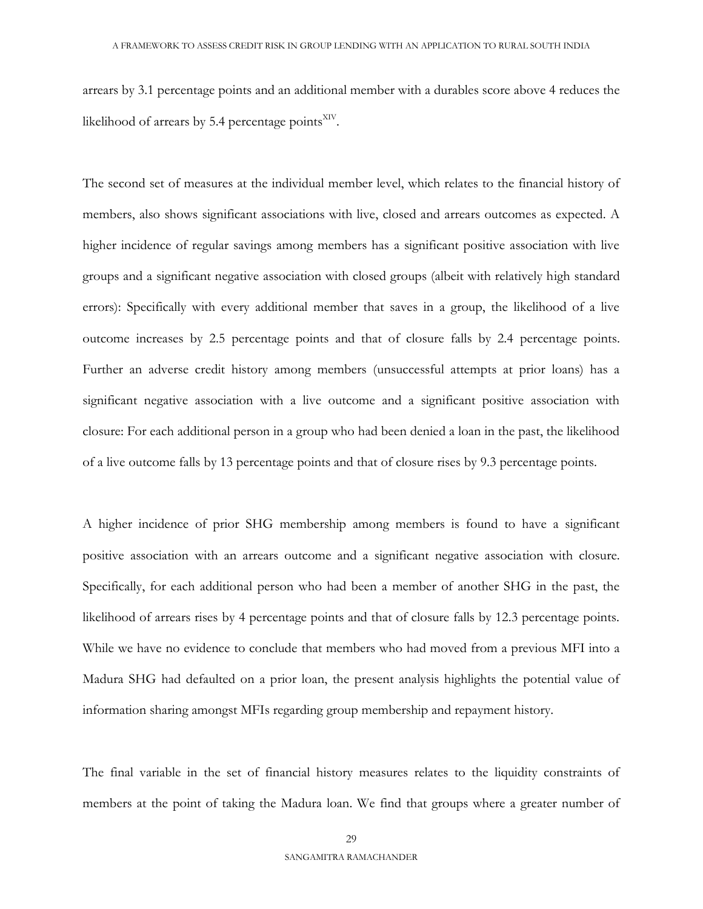arrears by 3.1 percentage points and an additional member with a durables score above 4 reduces the likelihood of arrears by 5.4 percentage points[XIV].

The second set of measures at the individual member level, which relates to the financial history of members, also shows significant associations with live, closed and arrears outcomes as expected. A higher incidence of regular savings among members has a significant positive association with live groups and a significant negative association with closed groups (albeit with relatively high standard errors): Specifically with every additional member that saves in a group, the likelihood of a live outcome increases by 2.5 percentage points and that of closure falls by 2.4 percentage points. Further an adverse credit history among members (unsuccessful attempts at prior loans) has a significant negative association with a live outcome and a significant positive association with closure: For each additional person in a group who had been denied a loan in the past, the likelihood of a live outcome falls by 13 percentage points and that of closure rises by 9.3 percentage points.

A higher incidence of prior SHG membership among members is found to have a significant positive association with an arrears outcome and a significant negative association with closure. Specifically, for each additional person who had been a member of another SHG in the past, the likelihood of arrears rises by 4 percentage points and that of closure falls by 12.3 percentage points. While we have no evidence to conclude that members who had moved from a previous MFI into a Madura SHG had defaulted on a prior loan, the present analysis highlights the potential value of information sharing amongst MFIs regarding group membership and repayment history.

The final variable in the set of financial history measures relates to the liquidity constraints of members at the point of taking the Madura loan. We find that groups where a greater number of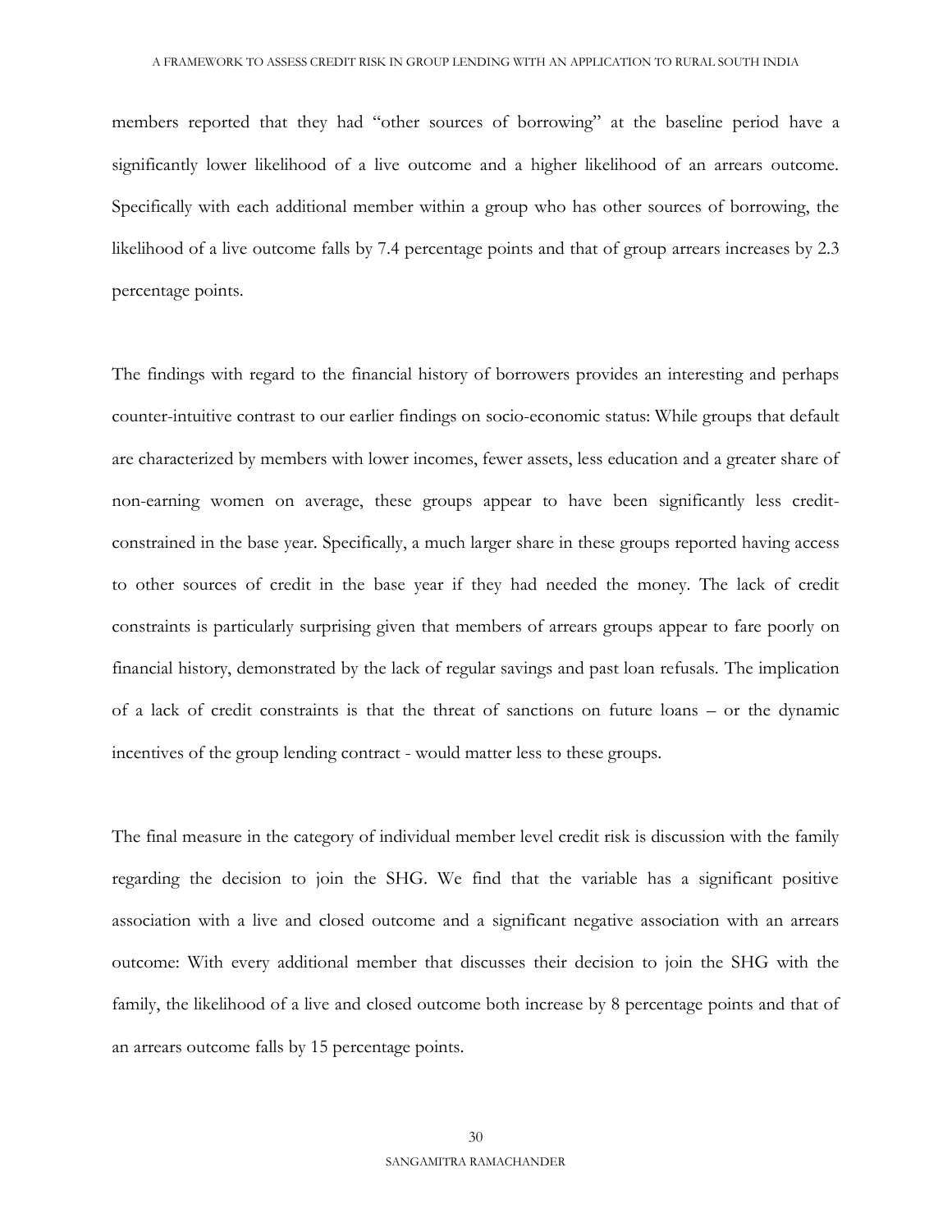members reported that they had "other sources of borrowing" at the baseline period have a significantly lower likelihood of a live outcome and a higher likelihood of an arrears outcome. Specifically with each additional member within a group who has other sources of borrowing, the likelihood of a live outcome falls by 7.4 percentage points and that of group arrears increases by 2.3 percentage points.

The findings with regard to the financial history of borrowers provides an interesting and perhaps counter-intuitive contrast to our earlier findings on socio-economic status: While groups that default are characterized by members with lower incomes, fewer assets, less education and a greater share of non-earning women on average, these groups appear to have been significantly less credit-constrained in the base year. Specifically, a much larger share in these groups reported having access to other sources of credit in the base year if they had needed the money. The lack of credit constraints is particularly surprising given that members of arrears groups appear to fare poorly on financial history, demonstrated by the lack of regular savings and past loan refusals. The implication of a lack of credit constraints is that the threat of sanctions on future loans – or the dynamic incentives of the group lending contract - would matter less to these groups.

The final measure in the category of individual member level credit risk is discussion with the family regarding the decision to join the SHG. We find that the variable has a significant positive association with a live and closed outcome and a significant negative association with an arrears outcome: With every additional member that discusses their decision to join the SHG with the family, the likelihood of a live and closed outcome both increase by 8 percentage points and that of an arrears outcome falls by 15 percentage points.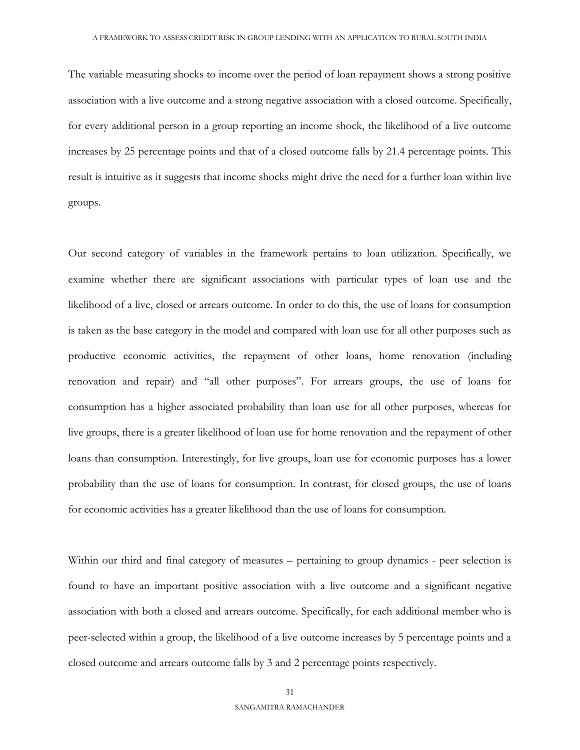The variable measuring shocks to income over the period of loan repayment shows a strong positive association with a live outcome and a strong negative association with a closed outcome. Specifically, for every additional person in a group reporting an income shock, the likelihood of a live outcome increases by 25 percentage points and that of a closed outcome falls by 21.4 percentage points. This result is intuitive as it suggests that income shocks might drive the need for a further loan within live groups.

Our second category of variables in the framework pertains to loan utilization. Specifically, we examine whether there are significant associations with particular types of loan use and the likelihood of a live, closed or arrears outcome. In order to do this, the use of loans for consumption is taken as the base category in the model and compared with loan use for all other purposes such as productive economic activities, the repayment of other loans, home renovation (including renovation and repair) and "all other purposes". For arrears groups, the use of loans for consumption has a higher associated probability than loan use for all other purposes, whereas for live groups, there is a greater likelihood of loan use for home renovation and the repayment of other loans than consumption. Interestingly, for live groups, loan use for economic purposes has a lower probability than the use of loans for consumption. In contrast, for closed groups, the use of loans for economic activities has a greater likelihood than the use of loans for consumption.

Within our third and final category of measures – pertaining to group dynamics - peer selection is found to have an important positive association with a live outcome and a significant negative association with both a closed and arrears outcome. Specifically, for each additional member who is peer-selected within a group, the likelihood of a live outcome increases by 5 percentage points and a closed outcome and arrears outcome falls by 3 and 2 percentage points respectively.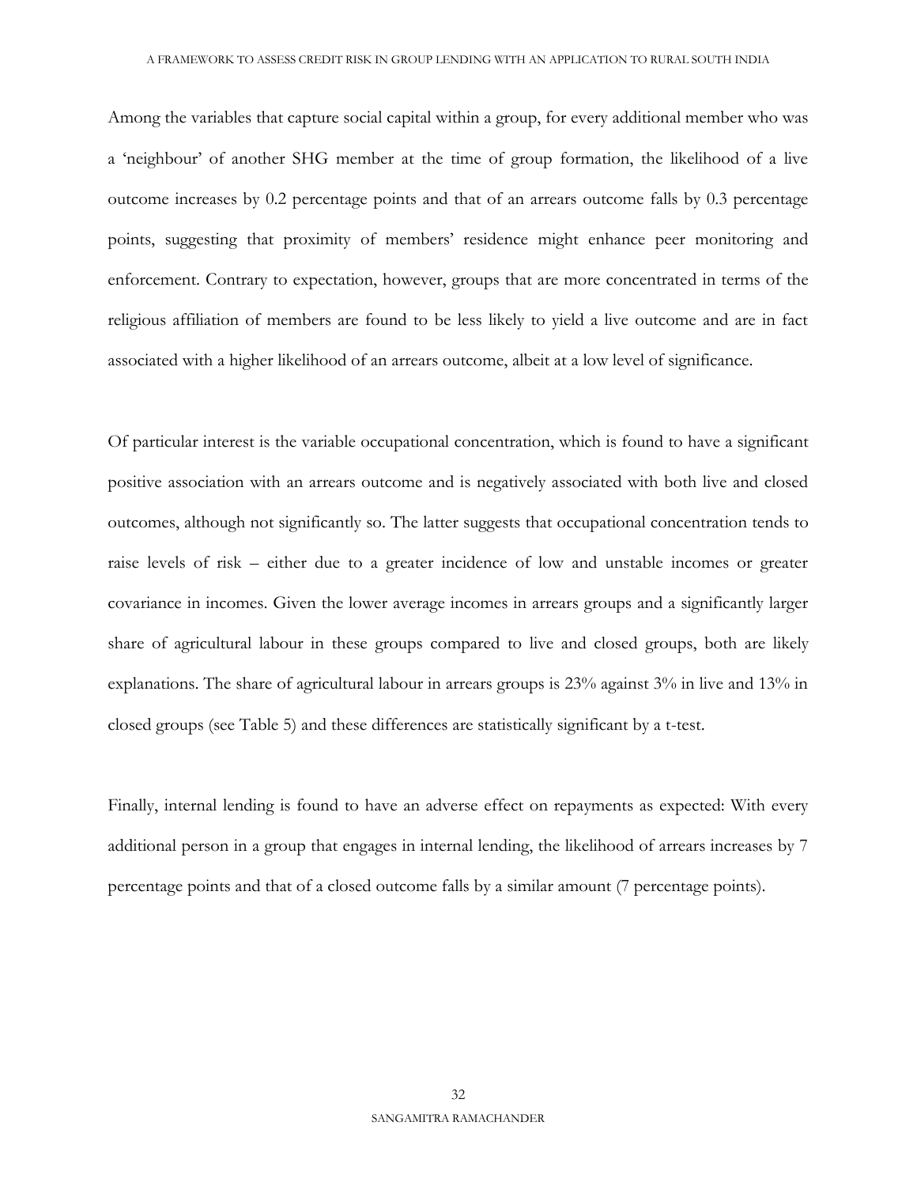Among the variables that capture social capital within a group, for every additional member who was a 'neighbour' of another SHG member at the time of group formation, the likelihood of a live outcome increases by 0.2 percentage points and that of an arrears outcome falls by 0.3 percentage points, suggesting that proximity of members' residence might enhance peer monitoring and enforcement. Contrary to expectation, however, groups that are more concentrated in terms of the religious affiliation of members are found to be less likely to yield a live outcome and are in fact associated with a higher likelihood of an arrears outcome, albeit at a low level of significance.

Of particular interest is the variable occupational concentration, which is found to have a significant positive association with an arrears outcome and is negatively associated with both live and closed outcomes, although not significantly so. The latter suggests that occupational concentration tends to raise levels of risk – either due to a greater incidence of low and unstable incomes or greater covariance in incomes. Given the lower average incomes in arrears groups and a significantly larger share of agricultural labour in these groups compared to live and closed groups, both are likely explanations. The share of agricultural labour in arrears groups is 23% against 3% in live and 13% in closed groups (see Table 5) and these differences are statistically significant by a t-test.

Finally, internal lending is found to have an adverse effect on repayments as expected: With every additional person in a group that engages in internal lending, the likelihood of arrears increases by 7 percentage points and that of a closed outcome falls by a similar amount (7 percentage points).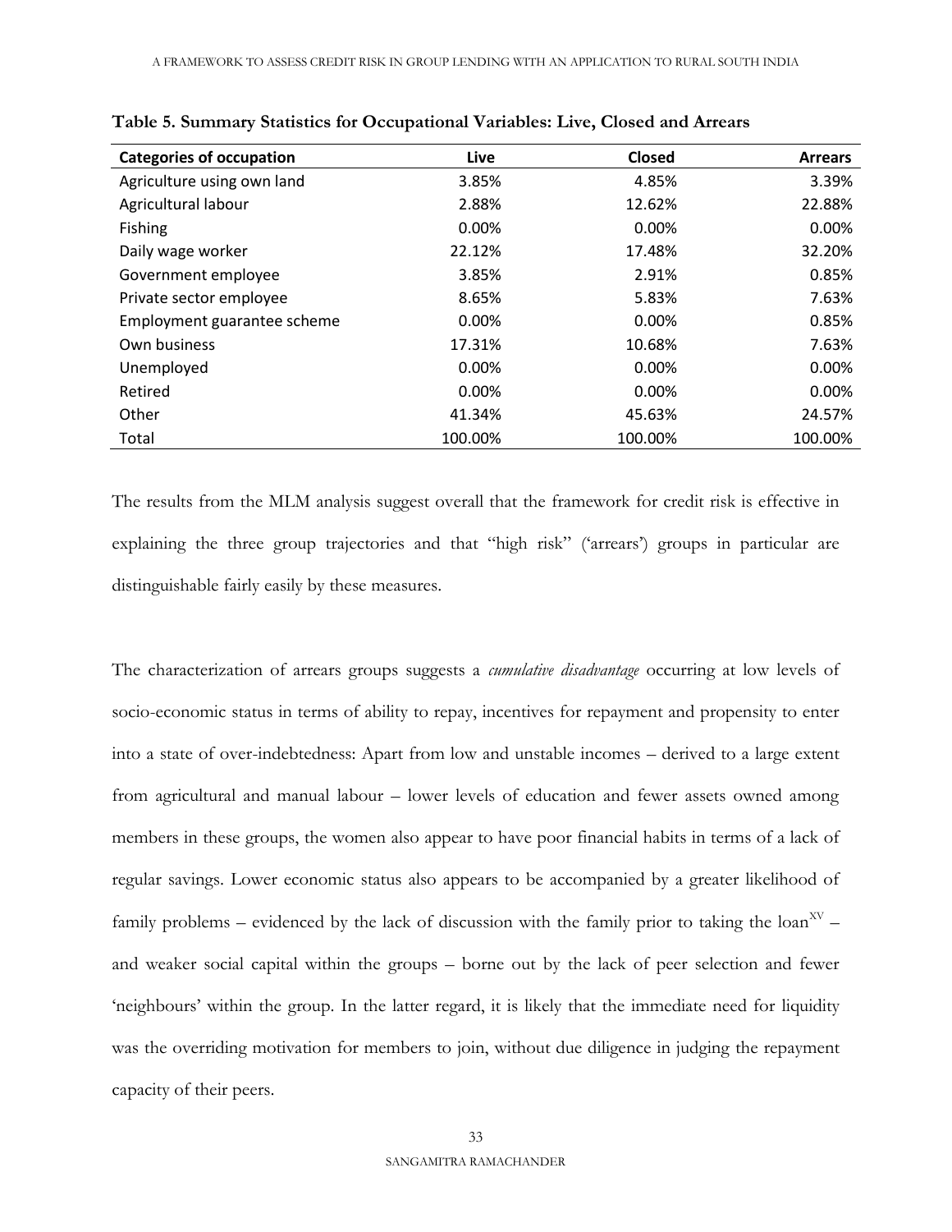**Table 5. Summary Statistics for Occupational Variables: Live, Closed and Arrears**

| Categories of occupation | Live | Closed | Arrears |
|---|---|---|---|
| Agriculture using own land | 3.85% | 4.85% | 3.39% |
| Agricultural labour | 2.88% | 12.62% | 22.88% |
| Fishing | 0.00% | 0.00% | 0.00% |
| Daily wage worker | 22.12% | 17.48% | 32.20% |
| Government employee | 3.85% | 2.91% | 0.85% |
| Private sector employee | 8.65% | 5.83% | 7.63% |
| Employment guarantee scheme | 0.00% | 0.00% | 0.85% |
| Own business | 17.31% | 10.68% | 7.63% |
| Unemployed | 0.00% | 0.00% | 0.00% |
| Retired | 0.00% | 0.00% | 0.00% |
| Other | 41.34% | 45.63% | 24.57% |
| Total | 100.00% | 100.00% | 100.00% |

The results from the MLM analysis suggest overall that the framework for credit risk is effective in explaining the three group trajectories and that "high risk" ('arrears') groups in particular are distinguishable fairly easily by these measures.

The characterization of arrears groups suggests a *cumulative disadvantage* occurring at low levels of socio-economic status in terms of ability to repay, incentives for repayment and propensity to enter into a state of over-indebtedness: Apart from low and unstable incomes – derived to a large extent from agricultural and manual labour – lower levels of education and fewer assets owned among members in these groups, the women also appear to have poor financial habits in terms of a lack of regular savings. Lower economic status also appears to be accompanied by a greater likelihood of family problems – evidenced by the lack of discussion with the family prior to taking the loan[XV] – and weaker social capital within the groups – borne out by the lack of peer selection and fewer 'neighbours' within the group. In the latter regard, it is likely that the immediate need for liquidity was the overriding motivation for members to join, without due diligence in judging the repayment capacity of their peers.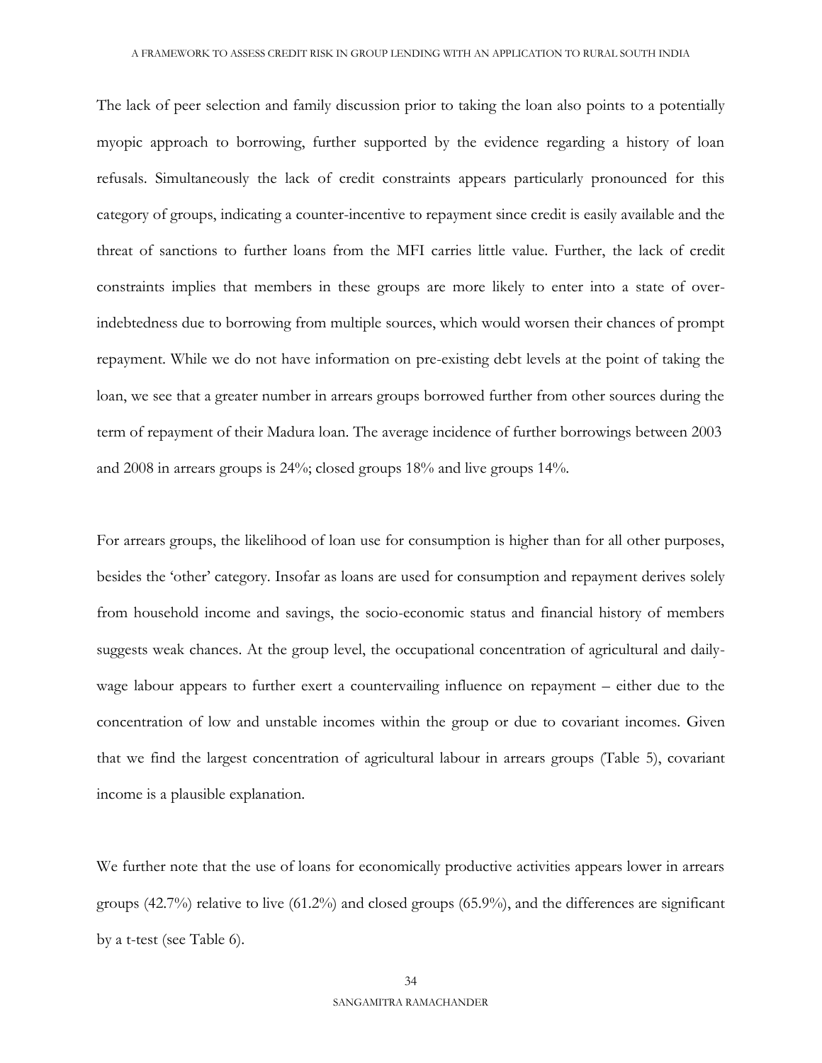The lack of peer selection and family discussion prior to taking the loan also points to a potentially myopic approach to borrowing, further supported by the evidence regarding a history of loan refusals. Simultaneously the lack of credit constraints appears particularly pronounced for this category of groups, indicating a counter-incentive to repayment since credit is easily available and the threat of sanctions to further loans from the MFI carries little value. Further, the lack of credit constraints implies that members in these groups are more likely to enter into a state of over-indebtedness due to borrowing from multiple sources, which would worsen their chances of prompt repayment. While we do not have information on pre-existing debt levels at the point of taking the loan, we see that a greater number in arrears groups borrowed further from other sources during the term of repayment of their Madura loan. The average incidence of further borrowings between 2003 and 2008 in arrears groups is 24%; closed groups 18% and live groups 14%.

For arrears groups, the likelihood of loan use for consumption is higher than for all other purposes, besides the 'other' category. Insofar as loans are used for consumption and repayment derives solely from household income and savings, the socio-economic status and financial history of members suggests weak chances. At the group level, the occupational concentration of agricultural and daily-wage labour appears to further exert a countervailing influence on repayment – either due to the concentration of low and unstable incomes within the group or due to covariant incomes. Given that we find the largest concentration of agricultural labour in arrears groups (Table 5), covariant income is a plausible explanation.

We further note that the use of loans for economically productive activities appears lower in arrears groups (42.7%) relative to live (61.2%) and closed groups (65.9%), and the differences are significant by a t-test (see Table 6).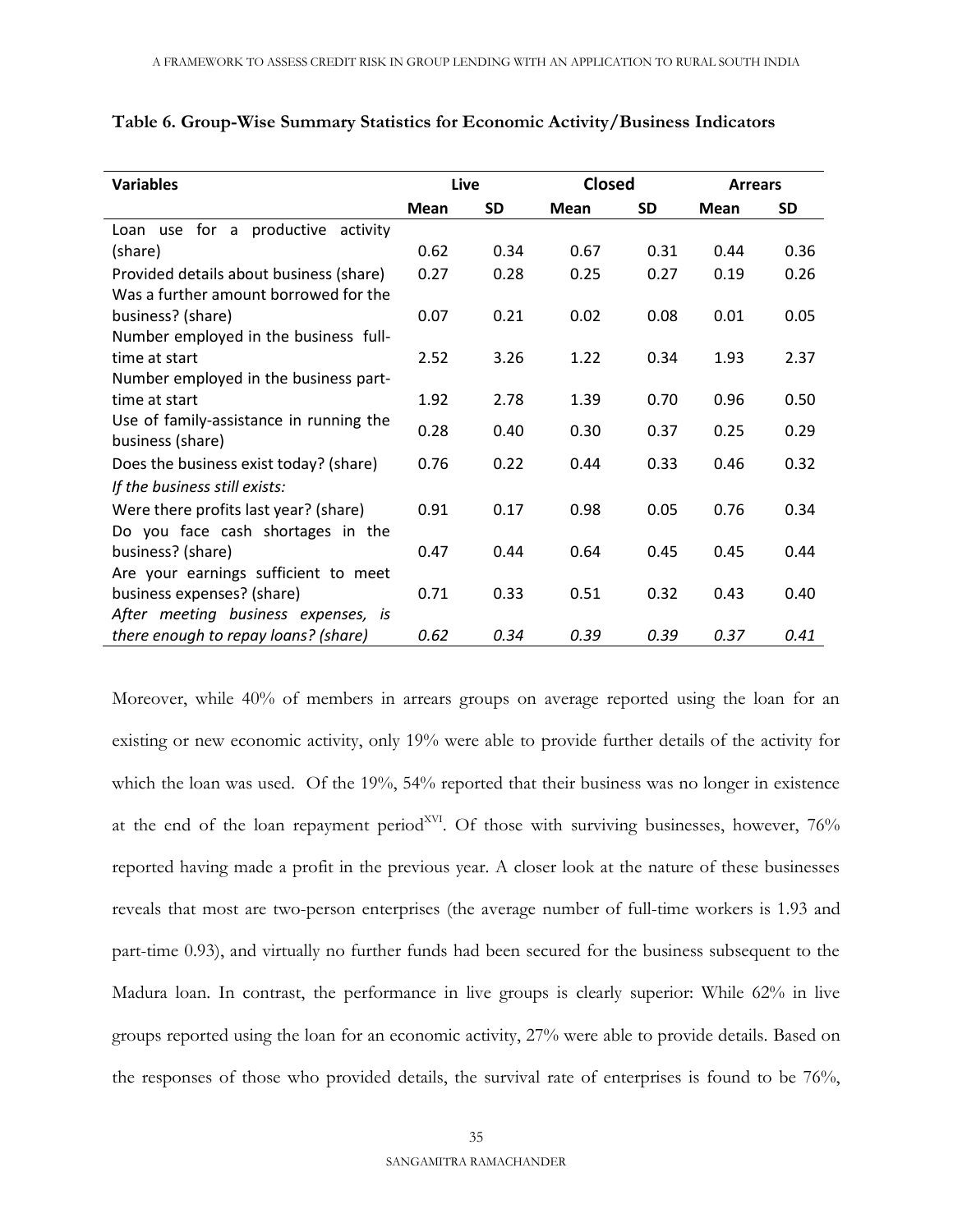**Table 6. Group-Wise Summary Statistics for Economic Activity/Business Indicators**

| Variables | Live | | Closed | | Arrears | |
|---|---|---|---|---|---|---|
| | Mean | SD | Mean | SD | Mean | SD |
| Loan use for a productive activity (share) | 0.62 | 0.34 | 0.67 | 0.31 | 0.44 | 0.36 |
| Provided details about business (share) | 0.27 | 0.28 | 0.25 | 0.27 | 0.19 | 0.26 |
| Was a further amount borrowed for the business? (share) | 0.07 | 0.21 | 0.02 | 0.08 | 0.01 | 0.05 |
| Number employed in the business full-time at start | 2.52 | 3.26 | 1.22 | 0.34 | 1.93 | 2.37 |
| Number employed in the business part-time at start | 1.92 | 2.78 | 1.39 | 0.70 | 0.96 | 0.50 |
| Use of family-assistance in running the business (share) | 0.28 | 0.40 | 0.30 | 0.37 | 0.25 | 0.29 |
| Does the business exist today? (share) | 0.76 | 0.22 | 0.44 | 0.33 | 0.46 | 0.32 |
| *If the business still exists:* | | | | | | |
| Were there profits last year? (share) | 0.91 | 0.17 | 0.98 | 0.05 | 0.76 | 0.34 |
| Do you face cash shortages in the business? (share) | 0.47 | 0.44 | 0.64 | 0.45 | 0.45 | 0.44 |
| Are your earnings sufficient to meet business expenses? (share) | 0.71 | 0.33 | 0.51 | 0.32 | 0.43 | 0.40 |
| *After meeting business expenses, is there enough to repay loans? (share)* | *0.62* | *0.34* | *0.39* | *0.39* | *0.37* | *0.41* |

Moreover, while 40% of members in arrears groups on average reported using the loan for an existing or new economic activity, only 19% were able to provide further details of the activity for which the loan was used. Of the 19%, 54% reported that their business was no longer in existence at the end of the loan repayment period[XVI]. Of those with surviving businesses, however, 76% reported having made a profit in the previous year. A closer look at the nature of these businesses reveals that most are two-person enterprises (the average number of full-time workers is 1.93 and part-time 0.93), and virtually no further funds had been secured for the business subsequent to the Madura loan. In contrast, the performance in live groups is clearly superior: While 62% in live groups reported using the loan for an economic activity, 27% were able to provide details. Based on the responses of those who provided details, the survival rate of enterprises is found to be 76%,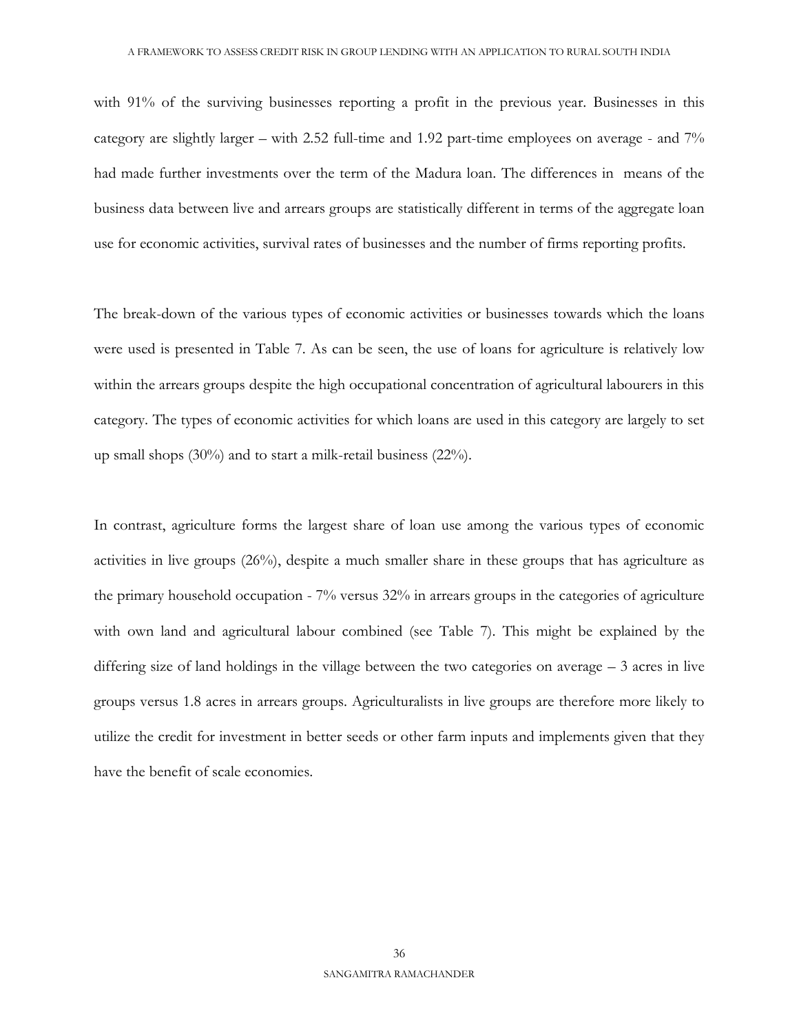with 91% of the surviving businesses reporting a profit in the previous year. Businesses in this category are slightly larger – with 2.52 full-time and 1.92 part-time employees on average - and 7% had made further investments over the term of the Madura loan. The differences in means of the business data between live and arrears groups are statistically different in terms of the aggregate loan use for economic activities, survival rates of businesses and the number of firms reporting profits.

The break-down of the various types of economic activities or businesses towards which the loans were used is presented in Table 7. As can be seen, the use of loans for agriculture is relatively low within the arrears groups despite the high occupational concentration of agricultural labourers in this category. The types of economic activities for which loans are used in this category are largely to set up small shops (30%) and to start a milk-retail business (22%).

In contrast, agriculture forms the largest share of loan use among the various types of economic activities in live groups (26%), despite a much smaller share in these groups that has agriculture as the primary household occupation - 7% versus 32% in arrears groups in the categories of agriculture with own land and agricultural labour combined (see Table 7). This might be explained by the differing size of land holdings in the village between the two categories on average – 3 acres in live groups versus 1.8 acres in arrears groups. Agriculturalists in live groups are therefore more likely to utilize the credit for investment in better seeds or other farm inputs and implements given that they have the benefit of scale economies.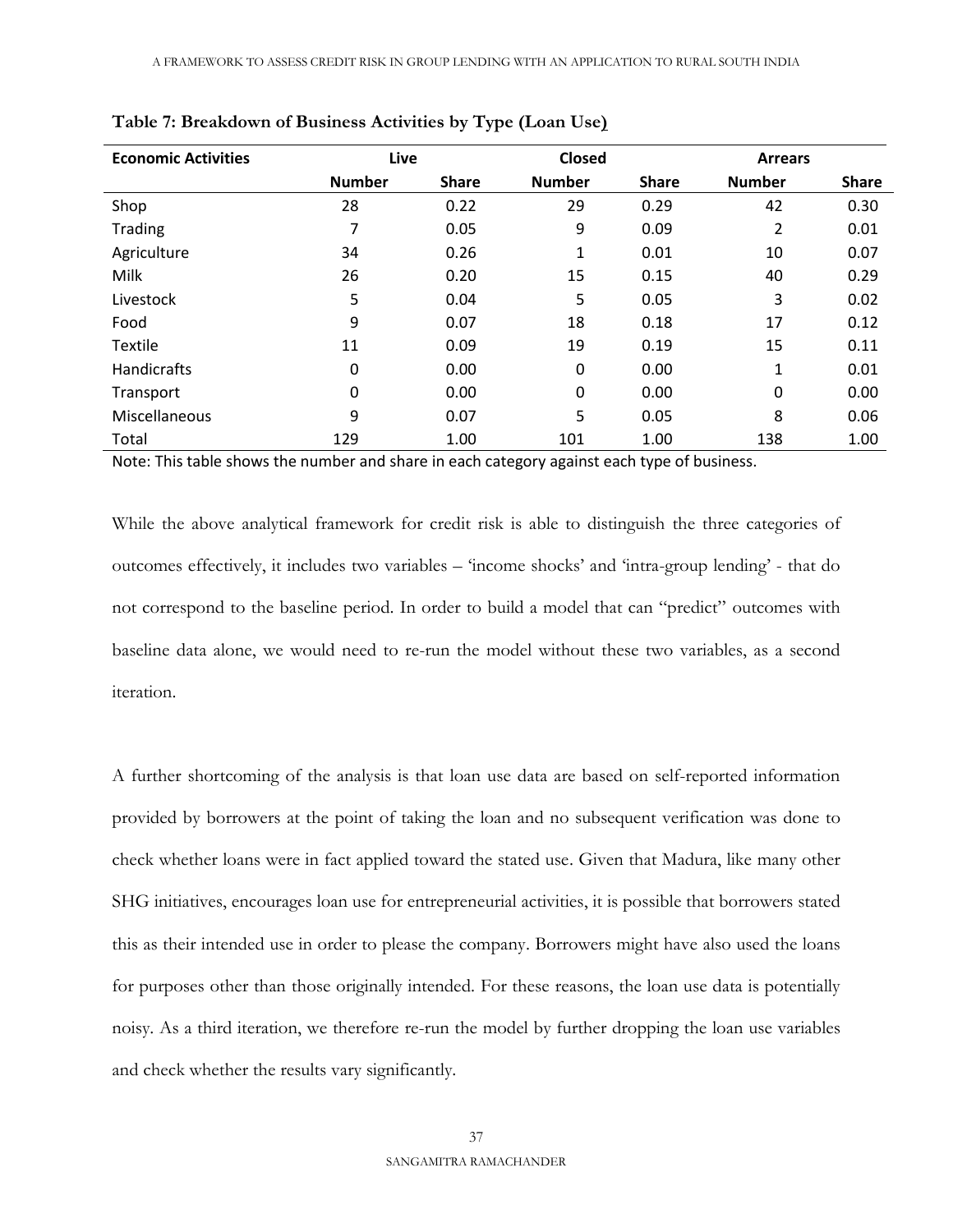**Table 7: Breakdown of Business Activities by Type (Loan Use)**

| Economic Activities | Live | | Closed | | Arrears | |
|---|---|---|---|---|---|---|
| | Number | Share | Number | Share | Number | Share |
| Shop | 28 | 0.22 | 29 | 0.29 | 42 | 0.30 |
| Trading | 7 | 0.05 | 9 | 0.09 | 2 | 0.01 |
| Agriculture | 34 | 0.26 | 1 | 0.01 | 10 | 0.07 |
| Milk | 26 | 0.20 | 15 | 0.15 | 40 | 0.29 |
| Livestock | 5 | 0.04 | 5 | 0.05 | 3 | 0.02 |
| Food | 9 | 0.07 | 18 | 0.18 | 17 | 0.12 |
| Textile | 11 | 0.09 | 19 | 0.19 | 15 | 0.11 |
| Handicrafts | 0 | 0.00 | 0 | 0.00 | 1 | 0.01 |
| Transport | 0 | 0.00 | 0 | 0.00 | 0 | 0.00 |
| Miscellaneous | 9 | 0.07 | 5 | 0.05 | 8 | 0.06 |
| Total | 129 | 1.00 | 101 | 1.00 | 138 | 1.00 |

Note: This table shows the number and share in each category against each type of business.

While the above analytical framework for credit risk is able to distinguish the three categories of outcomes effectively, it includes two variables – 'income shocks' and 'intra-group lending' - that do not correspond to the baseline period. In order to build a model that can "predict" outcomes with baseline data alone, we would need to re-run the model without these two variables, as a second iteration.

A further shortcoming of the analysis is that loan use data are based on self-reported information provided by borrowers at the point of taking the loan and no subsequent verification was done to check whether loans were in fact applied toward the stated use. Given that Madura, like many other SHG initiatives, encourages loan use for entrepreneurial activities, it is possible that borrowers stated this as their intended use in order to please the company. Borrowers might have also used the loans for purposes other than those originally intended. For these reasons, the loan use data is potentially noisy. As a third iteration, we therefore re-run the model by further dropping the loan use variables and check whether the results vary significantly.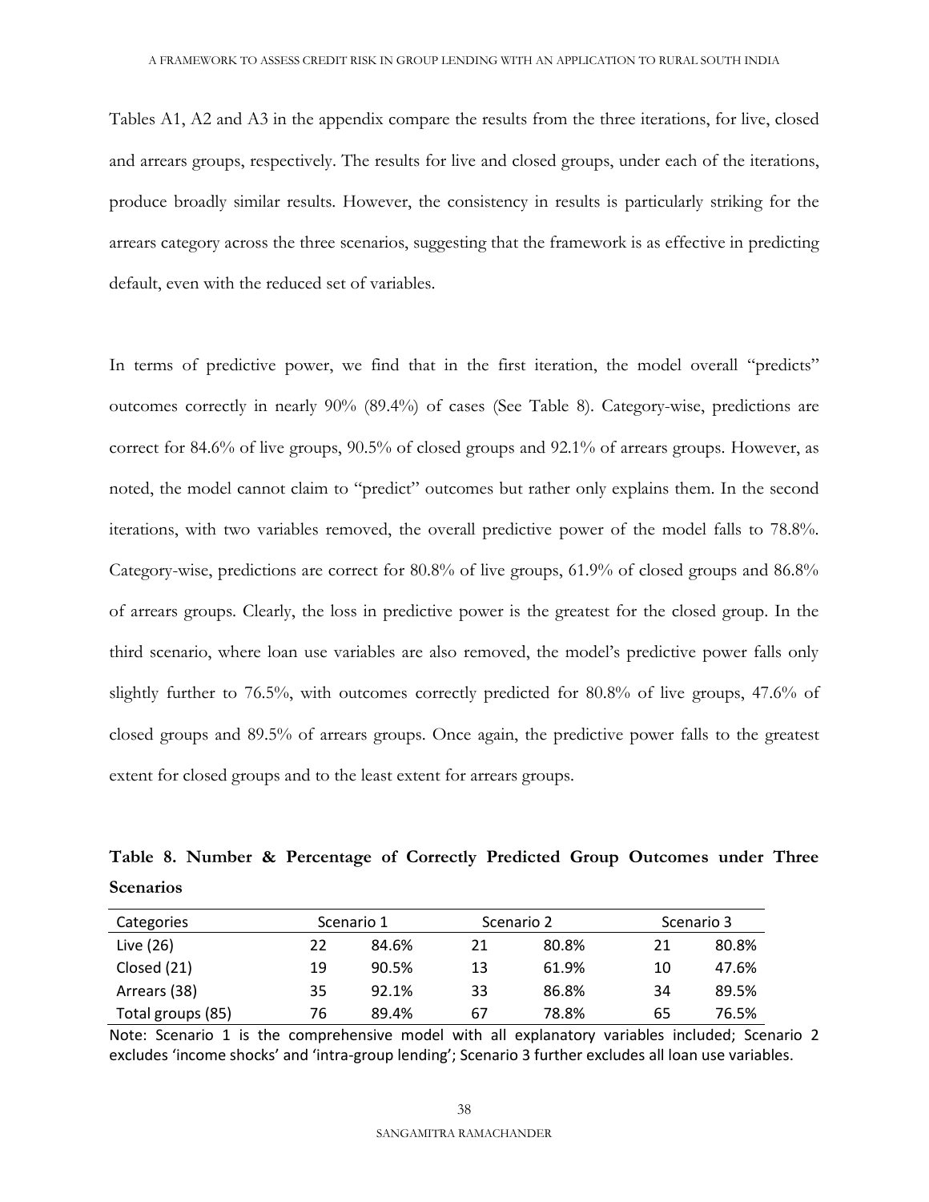Tables A1, A2 and A3 in the appendix compare the results from the three iterations, for live, closed and arrears groups, respectively. The results for live and closed groups, under each of the iterations, produce broadly similar results. However, the consistency in results is particularly striking for the arrears category across the three scenarios, suggesting that the framework is as effective in predicting default, even with the reduced set of variables.

In terms of predictive power, we find that in the first iteration, the model overall "predicts" outcomes correctly in nearly 90% (89.4%) of cases (See Table 8). Category-wise, predictions are correct for 84.6% of live groups, 90.5% of closed groups and 92.1% of arrears groups. However, as noted, the model cannot claim to "predict" outcomes but rather only explains them. In the second iterations, with two variables removed, the overall predictive power of the model falls to 78.8%. Category-wise, predictions are correct for 80.8% of live groups, 61.9% of closed groups and 86.8% of arrears groups. Clearly, the loss in predictive power is the greatest for the closed group. In the third scenario, where loan use variables are also removed, the model's predictive power falls only slightly further to 76.5%, with outcomes correctly predicted for 80.8% of live groups, 47.6% of closed groups and 89.5% of arrears groups. Once again, the predictive power falls to the greatest extent for closed groups and to the least extent for arrears groups.

**Table 8. Number & Percentage of Correctly Predicted Group Outcomes under Three Scenarios**

| Categories | Scenario 1 | | Scenario 2 | | Scenario 3 | |
|---|---|---|---|---|---|---|
| Live (26) | 22 | 84.6% | 21 | 80.8% | 21 | 80.8% |
| Closed (21) | 19 | 90.5% | 13 | 61.9% | 10 | 47.6% |
| Arrears (38) | 35 | 92.1% | 33 | 86.8% | 34 | 89.5% |
| Total groups (85) | 76 | 89.4% | 67 | 78.8% | 65 | 76.5% |

Note: Scenario 1 is the comprehensive model with all explanatory variables included; Scenario 2 excludes 'income shocks' and 'intra-group lending'; Scenario 3 further excludes all loan use variables.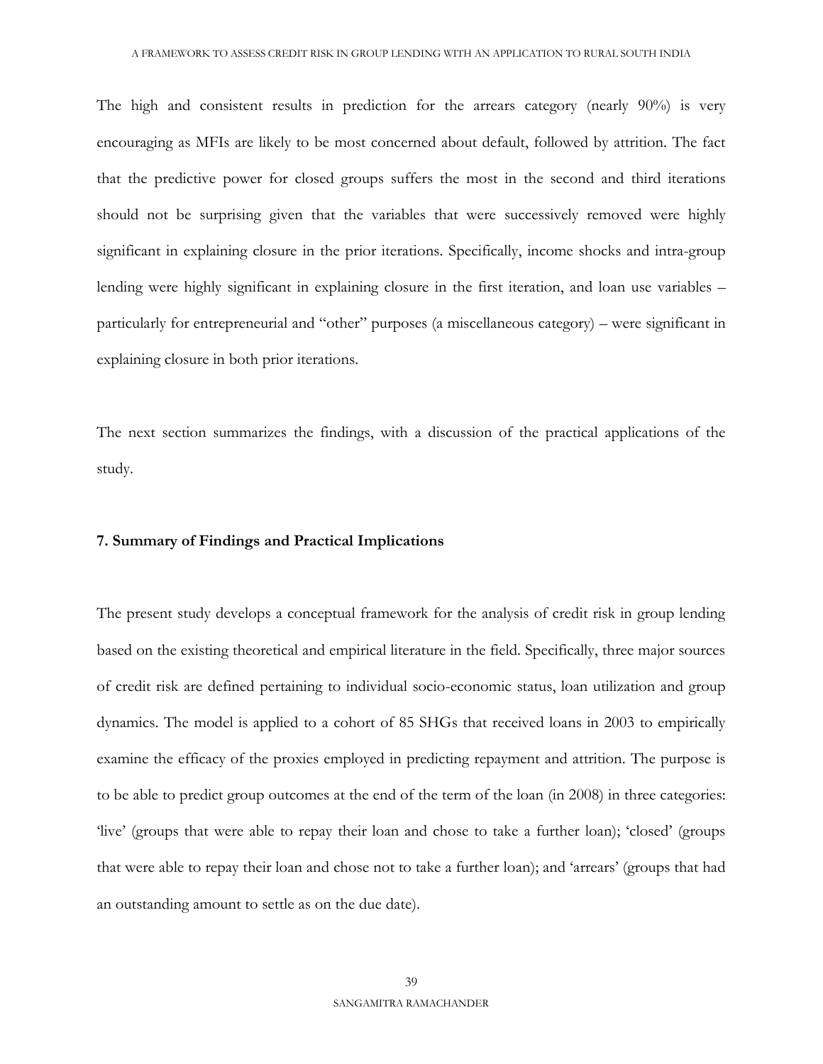The high and consistent results in prediction for the arrears category (nearly 90%) is very encouraging as MFIs are likely to be most concerned about default, followed by attrition. The fact that the predictive power for closed groups suffers the most in the second and third iterations should not be surprising given that the variables that were successively removed were highly significant in explaining closure in the prior iterations. Specifically, income shocks and intra-group lending were highly significant in explaining closure in the first iteration, and loan use variables – particularly for entrepreneurial and "other" purposes (a miscellaneous category) – were significant in explaining closure in both prior iterations.

The next section summarizes the findings, with a discussion of the practical applications of the study.

## 7. Summary of Findings and Practical Implications

The present study develops a conceptual framework for the analysis of credit risk in group lending based on the existing theoretical and empirical literature in the field. Specifically, three major sources of credit risk are defined pertaining to individual socio-economic status, loan utilization and group dynamics. The model is applied to a cohort of 85 SHGs that received loans in 2003 to empirically examine the efficacy of the proxies employed in predicting repayment and attrition. The purpose is to be able to predict group outcomes at the end of the term of the loan (in 2008) in three categories: 'live' (groups that were able to repay their loan and chose to take a further loan); 'closed' (groups that were able to repay their loan and chose not to take a further loan); and 'arrears' (groups that had an outstanding amount to settle as on the due date).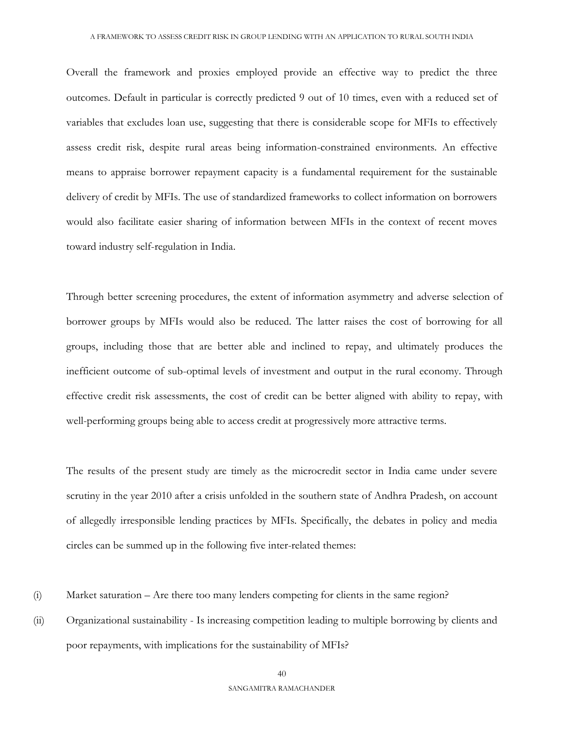Overall the framework and proxies employed provide an effective way to predict the three outcomes. Default in particular is correctly predicted 9 out of 10 times, even with a reduced set of variables that excludes loan use, suggesting that there is considerable scope for MFIs to effectively assess credit risk, despite rural areas being information-constrained environments. An effective means to appraise borrower repayment capacity is a fundamental requirement for the sustainable delivery of credit by MFIs. The use of standardized frameworks to collect information on borrowers would also facilitate easier sharing of information between MFIs in the context of recent moves toward industry self-regulation in India.

Through better screening procedures, the extent of information asymmetry and adverse selection of borrower groups by MFIs would also be reduced. The latter raises the cost of borrowing for all groups, including those that are better able and inclined to repay, and ultimately produces the inefficient outcome of sub-optimal levels of investment and output in the rural economy. Through effective credit risk assessments, the cost of credit can be better aligned with ability to repay, with well-performing groups being able to access credit at progressively more attractive terms.

The results of the present study are timely as the microcredit sector in India came under severe scrutiny in the year 2010 after a crisis unfolded in the southern state of Andhra Pradesh, on account of allegedly irresponsible lending practices by MFIs. Specifically, the debates in policy and media circles can be summed up in the following five inter-related themes:

(i) Market saturation – Are there too many lenders competing for clients in the same region?

(ii) Organizational sustainability - Is increasing competition leading to multiple borrowing by clients and poor repayments, with implications for the sustainability of MFIs?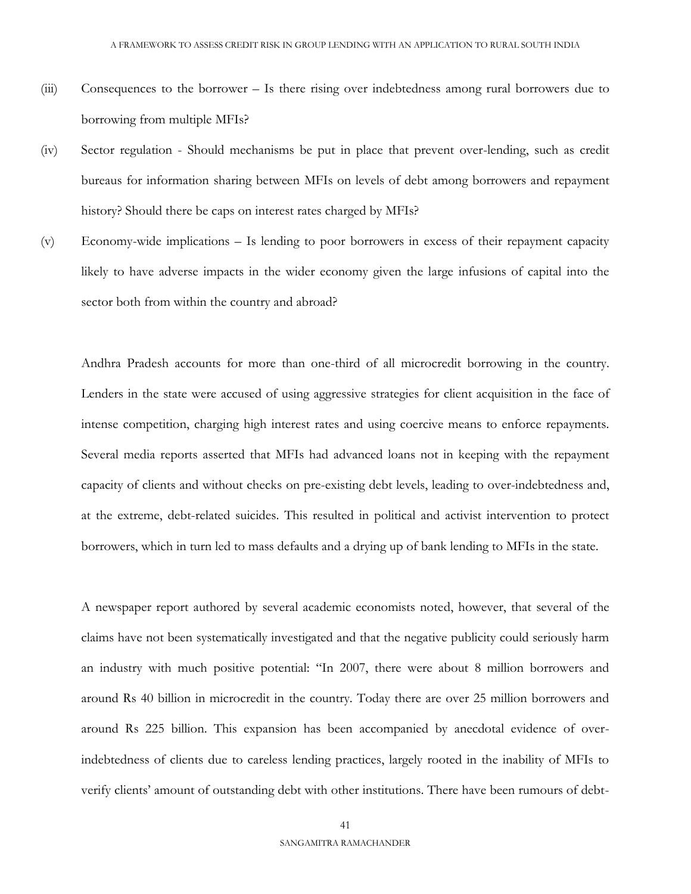(iii) Consequences to the borrower – Is there rising over indebtedness among rural borrowers due to borrowing from multiple MFIs?

(iv) Sector regulation - Should mechanisms be put in place that prevent over-lending, such as credit bureaus for information sharing between MFIs on levels of debt among borrowers and repayment history? Should there be caps on interest rates charged by MFIs?

(v) Economy-wide implications – Is lending to poor borrowers in excess of their repayment capacity likely to have adverse impacts in the wider economy given the large infusions of capital into the sector both from within the country and abroad?

Andhra Pradesh accounts for more than one-third of all microcredit borrowing in the country. Lenders in the state were accused of using aggressive strategies for client acquisition in the face of intense competition, charging high interest rates and using coercive means to enforce repayments. Several media reports asserted that MFIs had advanced loans not in keeping with the repayment capacity of clients and without checks on pre-existing debt levels, leading to over-indebtedness and, at the extreme, debt-related suicides. This resulted in political and activist intervention to protect borrowers, which in turn led to mass defaults and a drying up of bank lending to MFIs in the state.

A newspaper report authored by several academic economists noted, however, that several of the claims have not been systematically investigated and that the negative publicity could seriously harm an industry with much positive potential: "In 2007, there were about 8 million borrowers and around Rs 40 billion in microcredit in the country. Today there are over 25 million borrowers and around Rs 225 billion. This expansion has been accompanied by anecdotal evidence of over-indebtedness of clients due to careless lending practices, largely rooted in the inability of MFIs to verify clients' amount of outstanding debt with other institutions. There have been rumours of debt-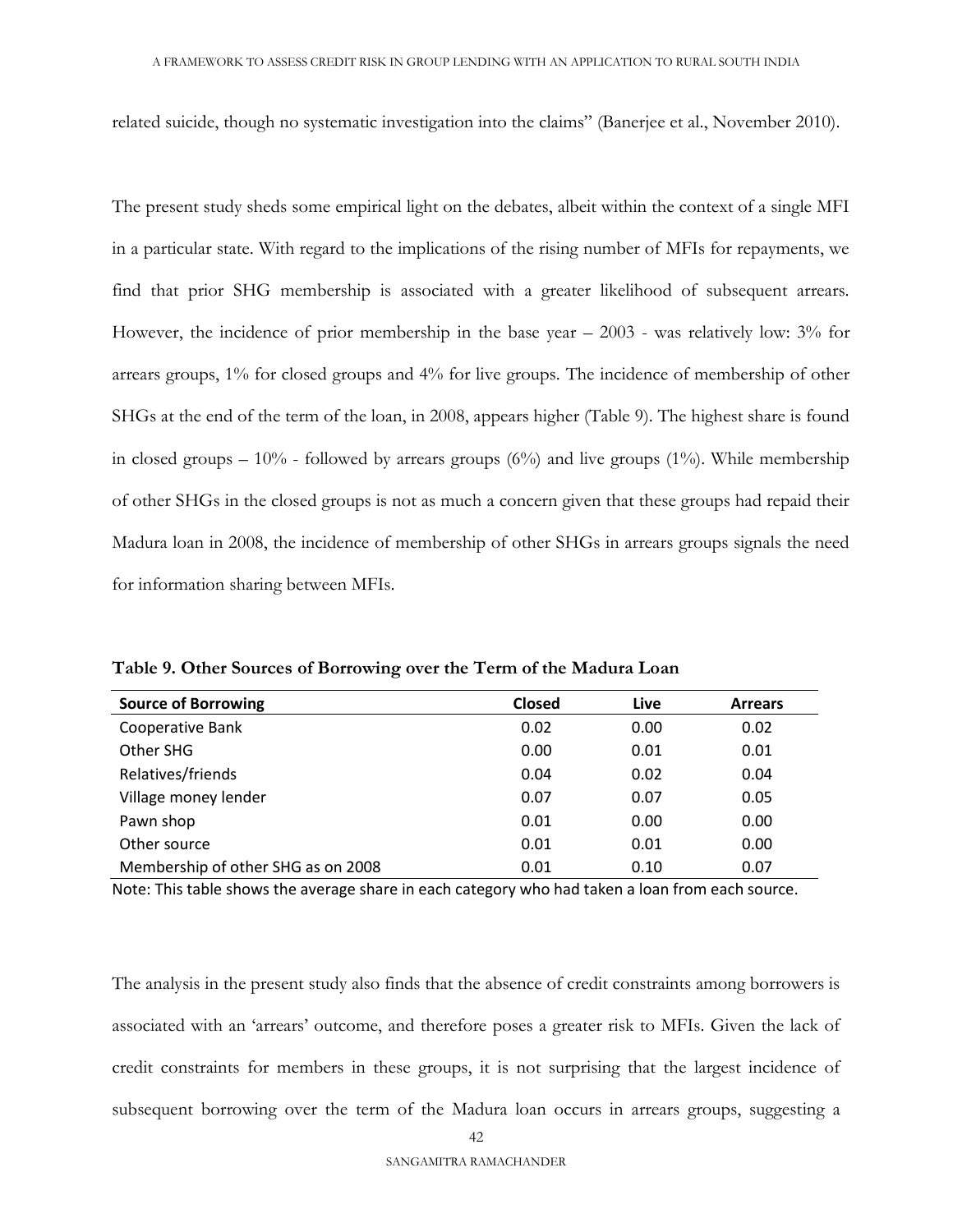related suicide, though no systematic investigation into the claims" (Banerjee et al., November 2010).

The present study sheds some empirical light on the debates, albeit within the context of a single MFI in a particular state. With regard to the implications of the rising number of MFIs for repayments, we find that prior SHG membership is associated with a greater likelihood of subsequent arrears. However, the incidence of prior membership in the base year – 2003 - was relatively low: 3% for arrears groups, 1% for closed groups and 4% for live groups. The incidence of membership of other SHGs at the end of the term of the loan, in 2008, appears higher (Table 9). The highest share is found in closed groups – 10% - followed by arrears groups (6%) and live groups (1%). While membership of other SHGs in the closed groups is not as much a concern given that these groups had repaid their Madura loan in 2008, the incidence of membership of other SHGs in arrears groups signals the need for information sharing between MFIs.

**Table 9. Other Sources of Borrowing over the Term of the Madura Loan**

| Source of Borrowing | Closed | Live | Arrears |
|---|---|---|---|
| Cooperative Bank | 0.02 | 0.00 | 0.02 |
| Other SHG | 0.00 | 0.01 | 0.01 |
| Relatives/friends | 0.04 | 0.02 | 0.04 |
| Village money lender | 0.07 | 0.07 | 0.05 |
| Pawn shop | 0.01 | 0.00 | 0.00 |
| Other source | 0.01 | 0.01 | 0.00 |
| Membership of other SHG as on 2008 | 0.01 | 0.10 | 0.07 |

Note: This table shows the average share in each category who had taken a loan from each source.

The analysis in the present study also finds that the absence of credit constraints among borrowers is associated with an 'arrears' outcome, and therefore poses a greater risk to MFIs. Given the lack of credit constraints for members in these groups, it is not surprising that the largest incidence of subsequent borrowing over the term of the Madura loan occurs in arrears groups, suggesting a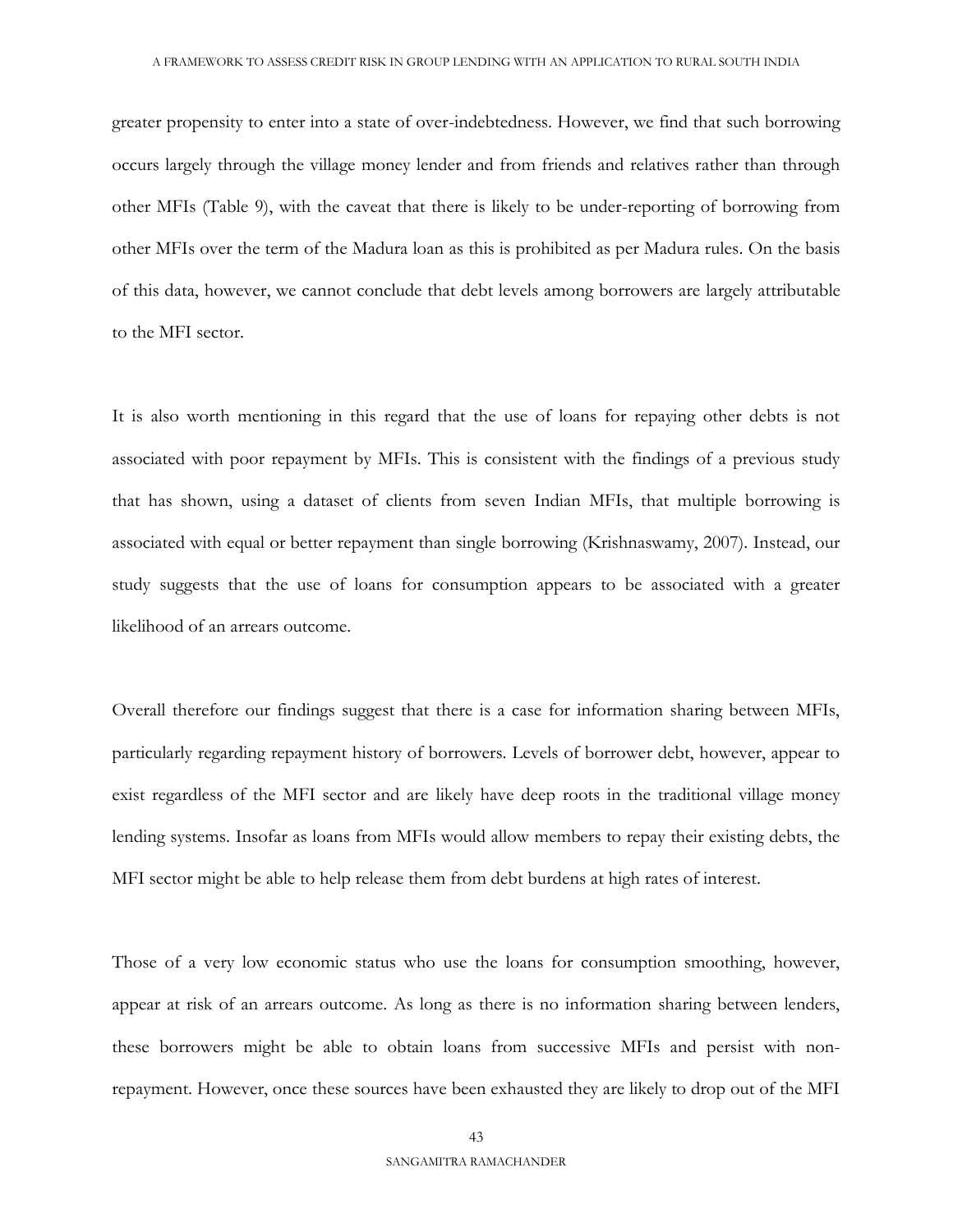greater propensity to enter into a state of over-indebtedness. However, we find that such borrowing occurs largely through the village money lender and from friends and relatives rather than through other MFIs (Table 9), with the caveat that there is likely to be under-reporting of borrowing from other MFIs over the term of the Madura loan as this is prohibited as per Madura rules. On the basis of this data, however, we cannot conclude that debt levels among borrowers are largely attributable to the MFI sector.

It is also worth mentioning in this regard that the use of loans for repaying other debts is not associated with poor repayment by MFIs. This is consistent with the findings of a previous study that has shown, using a dataset of clients from seven Indian MFIs, that multiple borrowing is associated with equal or better repayment than single borrowing (Krishnaswamy, 2007). Instead, our study suggests that the use of loans for consumption appears to be associated with a greater likelihood of an arrears outcome.

Overall therefore our findings suggest that there is a case for information sharing between MFIs, particularly regarding repayment history of borrowers. Levels of borrower debt, however, appear to exist regardless of the MFI sector and are likely have deep roots in the traditional village money lending systems. Insofar as loans from MFIs would allow members to repay their existing debts, the MFI sector might be able to help release them from debt burdens at high rates of interest.

Those of a very low economic status who use the loans for consumption smoothing, however, appear at risk of an arrears outcome. As long as there is no information sharing between lenders, these borrowers might be able to obtain loans from successive MFIs and persist with non-repayment. However, once these sources have been exhausted they are likely to drop out of the MFI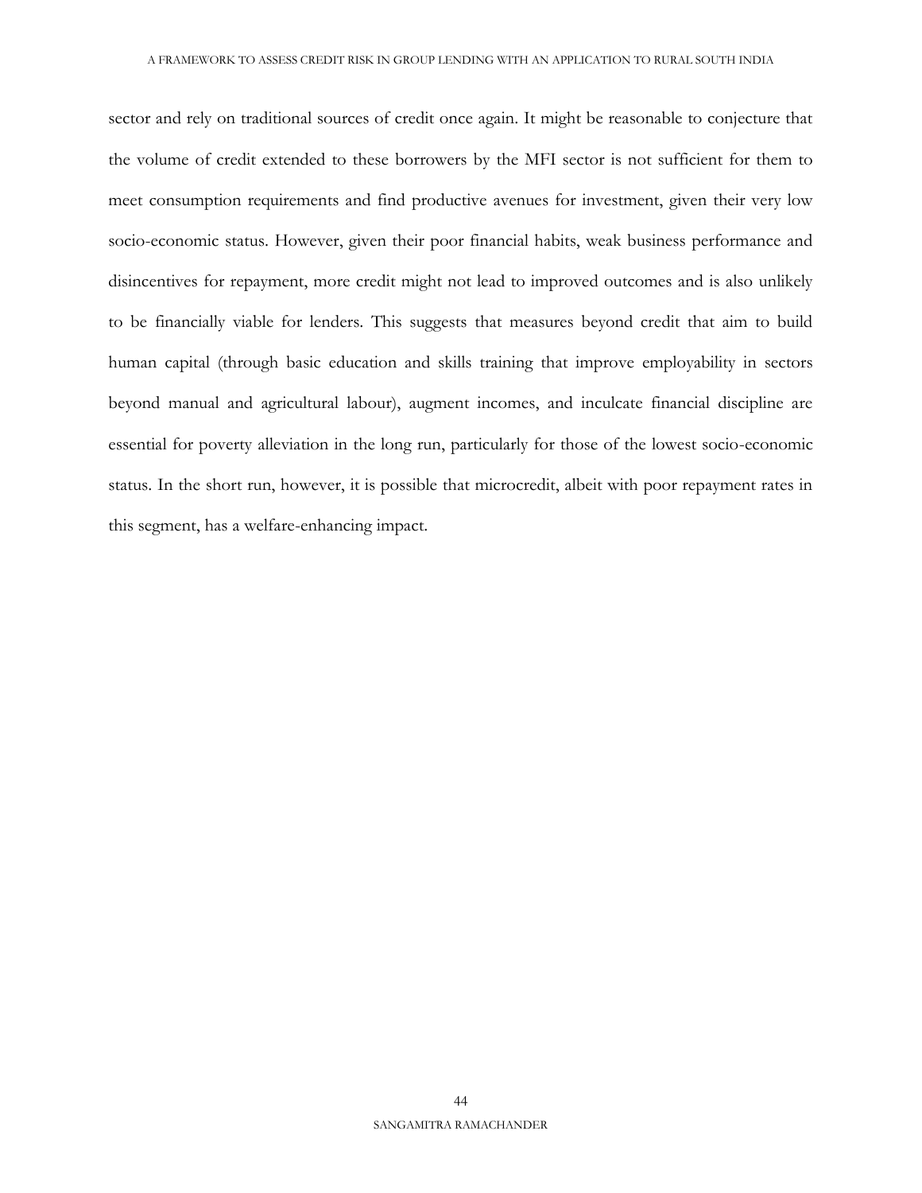sector and rely on traditional sources of credit once again. It might be reasonable to conjecture that the volume of credit extended to these borrowers by the MFI sector is not sufficient for them to meet consumption requirements and find productive avenues for investment, given their very low socio-economic status. However, given their poor financial habits, weak business performance and disincentives for repayment, more credit might not lead to improved outcomes and is also unlikely to be financially viable for lenders. This suggests that measures beyond credit that aim to build human capital (through basic education and skills training that improve employability in sectors beyond manual and agricultural labour), augment incomes, and inculcate financial discipline are essential for poverty alleviation in the long run, particularly for those of the lowest socio-economic status. In the short run, however, it is possible that microcredit, albeit with poor repayment rates in this segment, has a welfare-enhancing impact.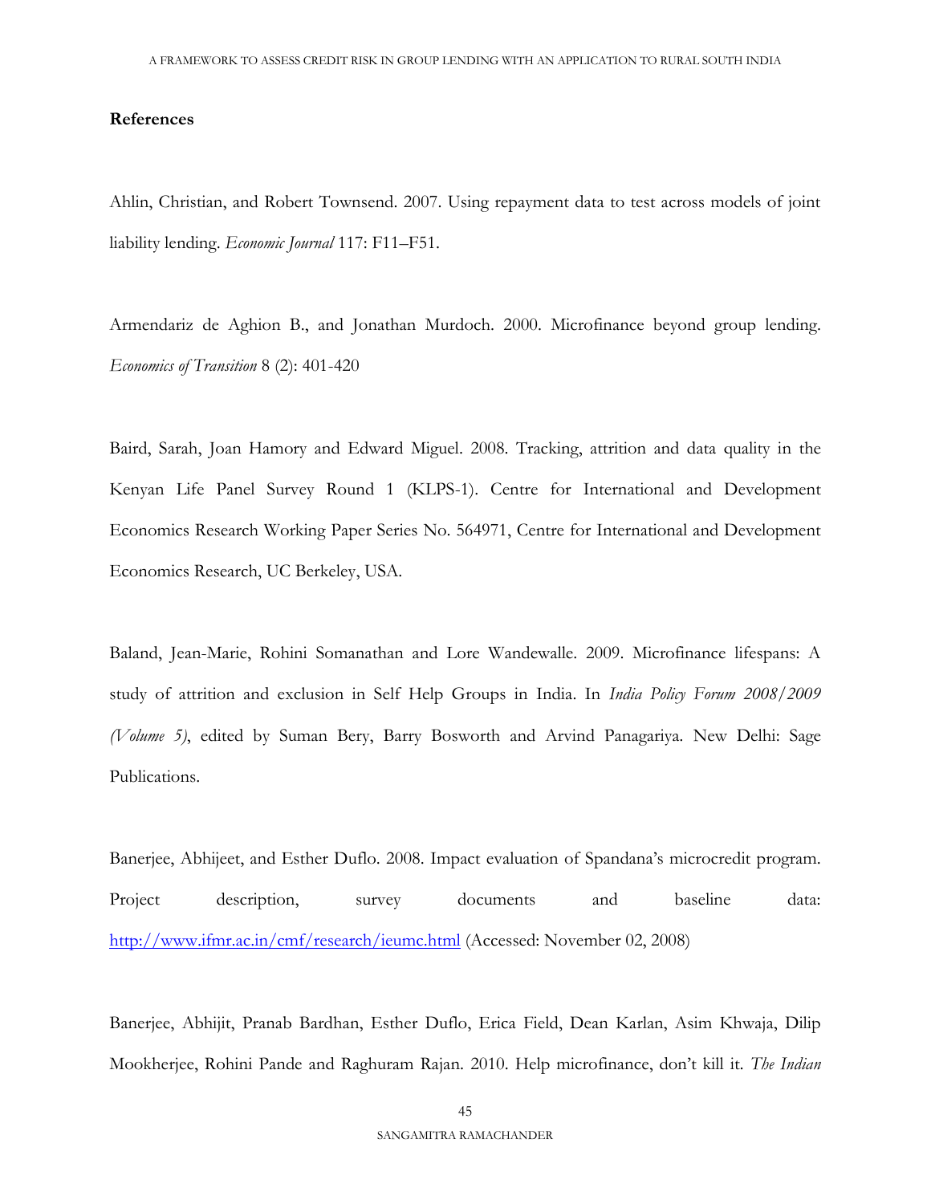## References

Ahlin, Christian, and Robert Townsend. 2007. Using repayment data to test across models of joint liability lending. *Economic Journal* 117: F11–F51.

Armendariz de Aghion B., and Jonathan Murdoch. 2000. Microfinance beyond group lending. *Economics of Transition* 8 (2): 401-420

Baird, Sarah, Joan Hamory and Edward Miguel. 2008. Tracking, attrition and data quality in the Kenyan Life Panel Survey Round 1 (KLPS-1). Centre for International and Development Economics Research Working Paper Series No. 564971, Centre for International and Development Economics Research, UC Berkeley, USA.

Baland, Jean-Marie, Rohini Somanathan and Lore Wandewalle. 2009. Microfinance lifespans: A study of attrition and exclusion in Self Help Groups in India. In *India Policy Forum 2008/2009 (Volume 5)*, edited by Suman Bery, Barry Bosworth and Arvind Panagariya. New Delhi: Sage Publications.

Banerjee, Abhijeet, and Esther Duflo. 2008. Impact evaluation of Spandana's microcredit program. Project description, survey documents and baseline data: http://www.ifmr.ac.in/cmf/research/ieumc.html (Accessed: November 02, 2008)

Banerjee, Abhijit, Pranab Bardhan, Esther Duflo, Erica Field, Dean Karlan, Asim Khwaja, Dilip Mookherjee, Rohini Pande and Raghuram Rajan. 2010. Help microfinance, don't kill it. *The Indian*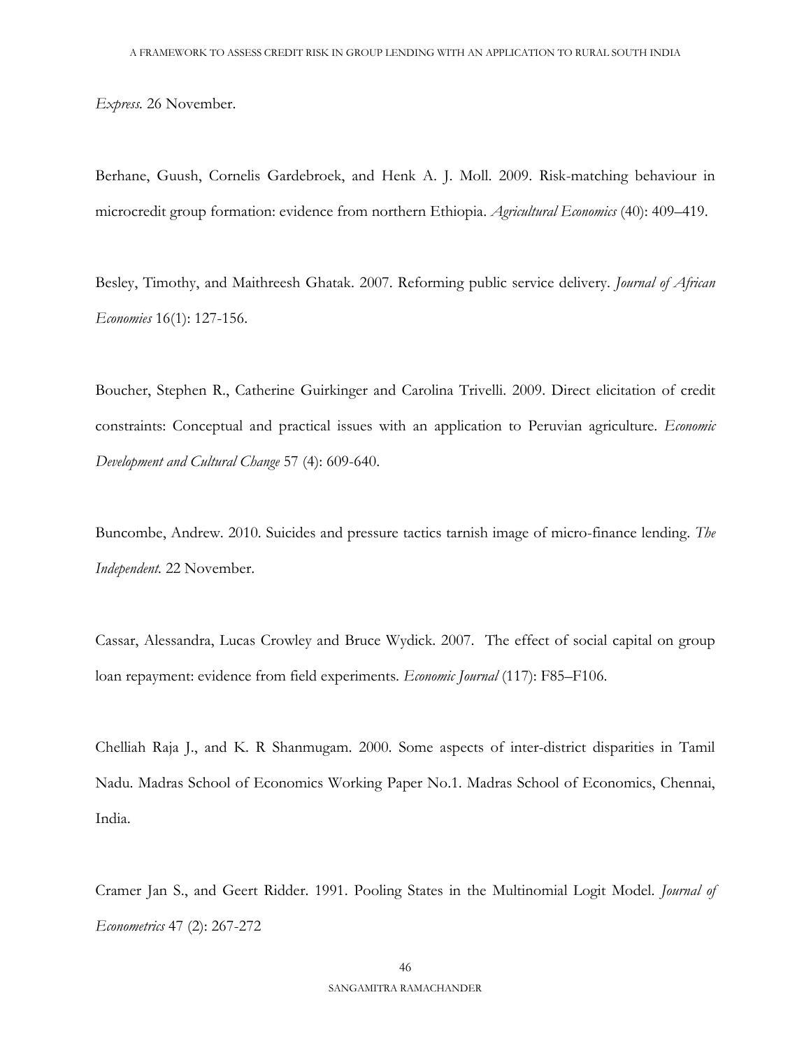*Express.* 26 November.

Berhane, Guush, Cornelis Gardebroek, and Henk A. J. Moll. 2009. Risk-matching behaviour in microcredit group formation: evidence from northern Ethiopia. *Agricultural Economics* (40): 409–419.

Besley, Timothy, and Maithreesh Ghatak. 2007. Reforming public service delivery. *Journal of African Economies* 16(1): 127-156.

Boucher, Stephen R., Catherine Guirkinger and Carolina Trivelli. 2009. Direct elicitation of credit constraints: Conceptual and practical issues with an application to Peruvian agriculture. *Economic Development and Cultural Change* 57 (4): 609-640.

Buncombe, Andrew. 2010. Suicides and pressure tactics tarnish image of micro-finance lending. *The Independent.* 22 November.

Cassar, Alessandra, Lucas Crowley and Bruce Wydick. 2007. The effect of social capital on group loan repayment: evidence from field experiments. *Economic Journal* (117): F85–F106.

Chelliah Raja J., and K. R Shanmugam. 2000. Some aspects of inter-district disparities in Tamil Nadu. Madras School of Economics Working Paper No.1. Madras School of Economics, Chennai, India.

Cramer Jan S., and Geert Ridder. 1991. Pooling States in the Multinomial Logit Model. *Journal of Econometrics* 47 (2): 267-272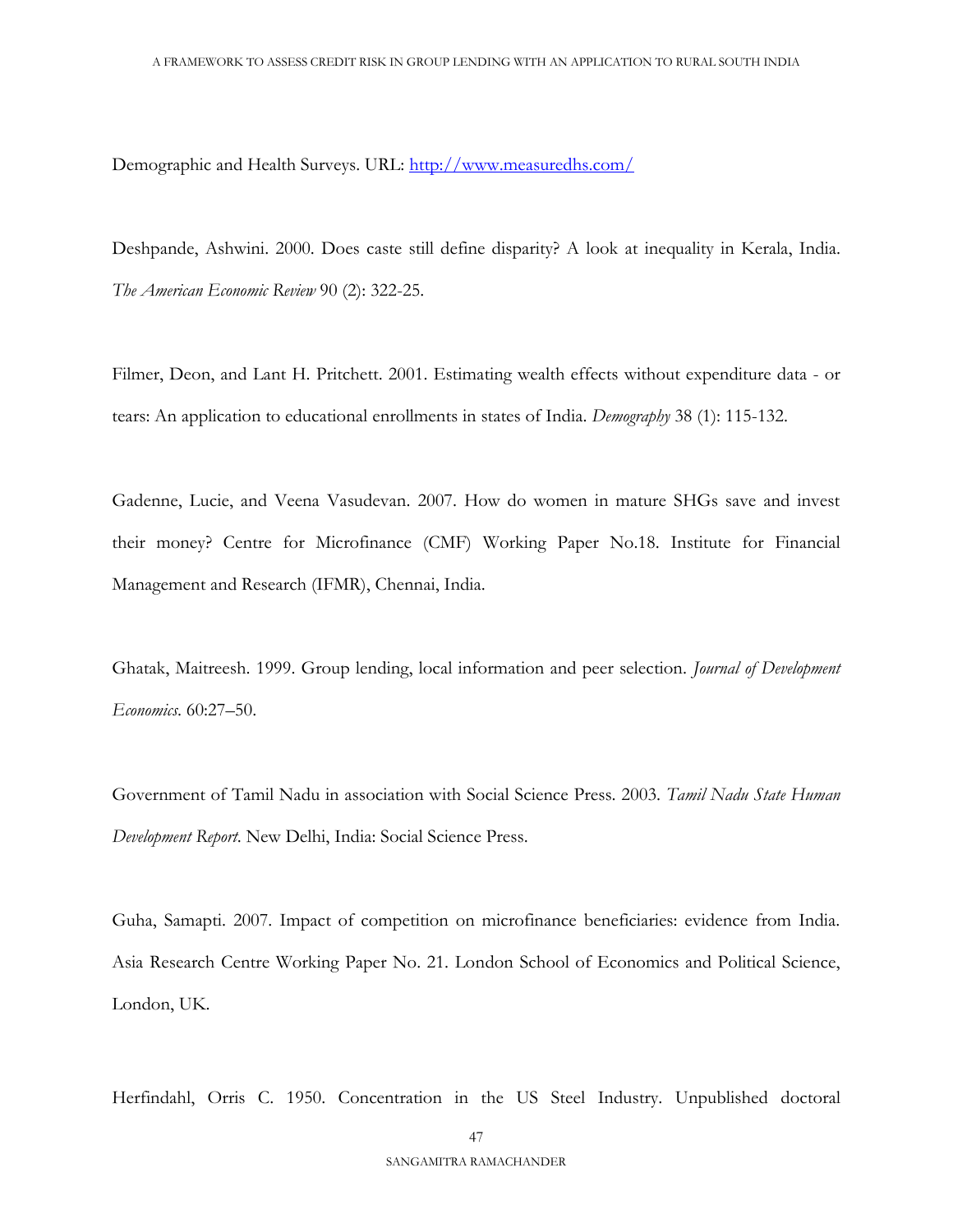Demographic and Health Surveys. URL: [http://www.measuredhs.com/](http://www.measuredhs.com/)

Deshpande, Ashwini. 2000. Does caste still define disparity? A look at inequality in Kerala, India. *The American Economic Review* 90 (2): 322-25.

Filmer, Deon, and Lant H. Pritchett. 2001. Estimating wealth effects without expenditure data - or tears: An application to educational enrollments in states of India. *Demography* 38 (1): 115-132.

Gadenne, Lucie, and Veena Vasudevan. 2007. How do women in mature SHGs save and invest their money? Centre for Microfinance (CMF) Working Paper No.18. Institute for Financial Management and Research (IFMR), Chennai, India.

Ghatak, Maitreesh. 1999. Group lending, local information and peer selection. *Journal of Development Economics*. 60:27–50.

Government of Tamil Nadu in association with Social Science Press. 2003. *Tamil Nadu State Human Development Report*. New Delhi, India: Social Science Press.

Guha, Samapti. 2007. Impact of competition on microfinance beneficiaries: evidence from India. Asia Research Centre Working Paper No. 21. London School of Economics and Political Science, London, UK.

Herfindahl, Orris C. 1950. Concentration in the US Steel Industry. Unpublished doctoral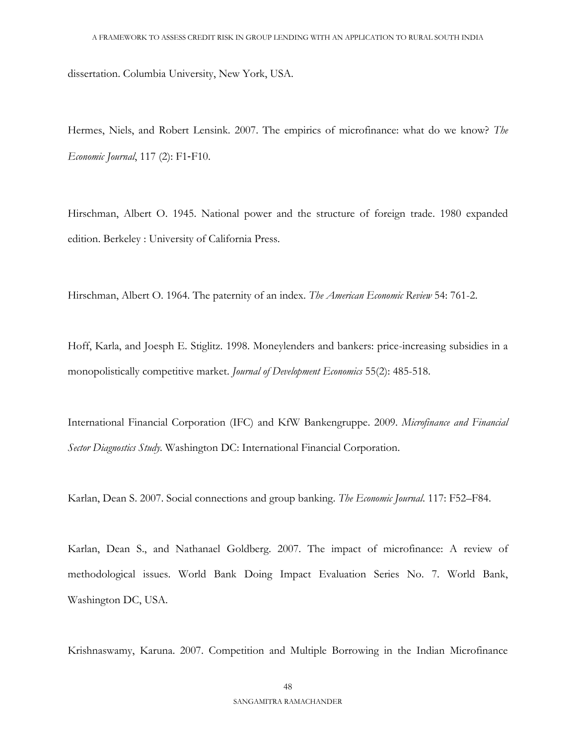dissertation. Columbia University, New York, USA.

Hermes, Niels, and Robert Lensink. 2007. The empirics of microfinance: what do we know? *The Economic Journal*, 117 (2): F1-F10.

Hirschman, Albert O. 1945. National power and the structure of foreign trade. 1980 expanded edition. Berkeley : University of California Press.

Hirschman, Albert O. 1964. The paternity of an index. *The American Economic Review* 54: 761-2.

Hoff, Karla, and Joesph E. Stiglitz. 1998. Moneylenders and bankers: price-increasing subsidies in a monopolistically competitive market. *Journal of Development Economics* 55(2): 485-518.

International Financial Corporation (IFC) and KfW Bankengruppe. 2009. *Microfinance and Financial Sector Diagnostics Study*. Washington DC: International Financial Corporation.

Karlan, Dean S. 2007. Social connections and group banking. *The Economic Journal*. 117: F52–F84.

Karlan, Dean S., and Nathanael Goldberg. 2007. The impact of microfinance: A review of methodological issues. World Bank Doing Impact Evaluation Series No. 7. World Bank, Washington DC, USA.

Krishnaswamy, Karuna. 2007. Competition and Multiple Borrowing in the Indian Microfinance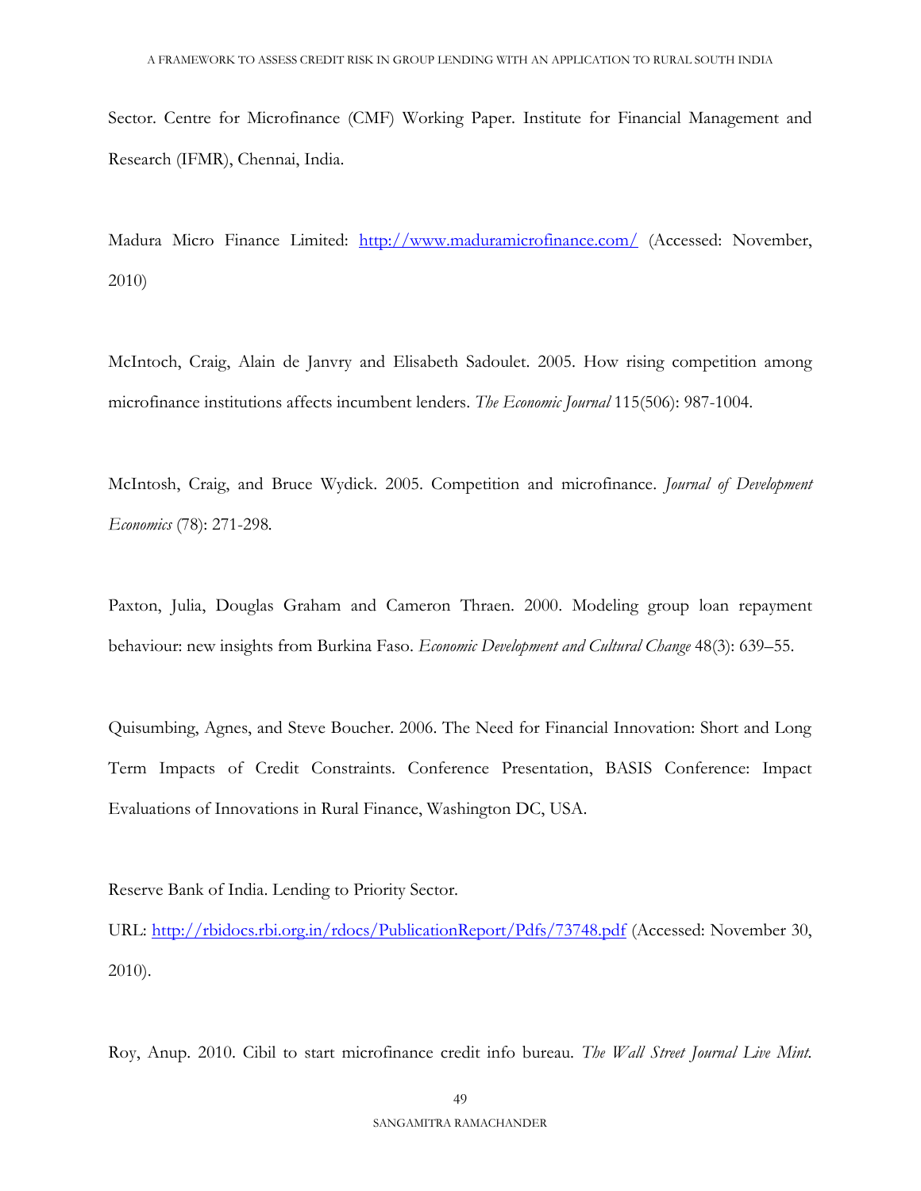Sector. Centre for Microfinance (CMF) Working Paper. Institute for Financial Management and Research (IFMR), Chennai, India.

Madura Micro Finance Limited: http://www.maduramicrofinance.com/ (Accessed: November, 2010)

McIntoch, Craig, Alain de Janvry and Elisabeth Sadoulet. 2005. How rising competition among microfinance institutions affects incumbent lenders. *The Economic Journal* 115(506): 987-1004.

McIntosh, Craig, and Bruce Wydick. 2005. Competition and microfinance. *Journal of Development Economics* (78): 271-298.

Paxton, Julia, Douglas Graham and Cameron Thraen. 2000. Modeling group loan repayment behaviour: new insights from Burkina Faso. *Economic Development and Cultural Change* 48(3): 639–55.

Quisumbing, Agnes, and Steve Boucher. 2006. The Need for Financial Innovation: Short and Long Term Impacts of Credit Constraints. Conference Presentation, BASIS Conference: Impact Evaluations of Innovations in Rural Finance, Washington DC, USA.

Reserve Bank of India. Lending to Priority Sector.
URL: http://rbidocs.rbi.org.in/rdocs/PublicationReport/Pdfs/73748.pdf (Accessed: November 30, 2010).

Roy, Anup. 2010. Cibil to start microfinance credit info bureau. *The Wall Street Journal Live Mint.*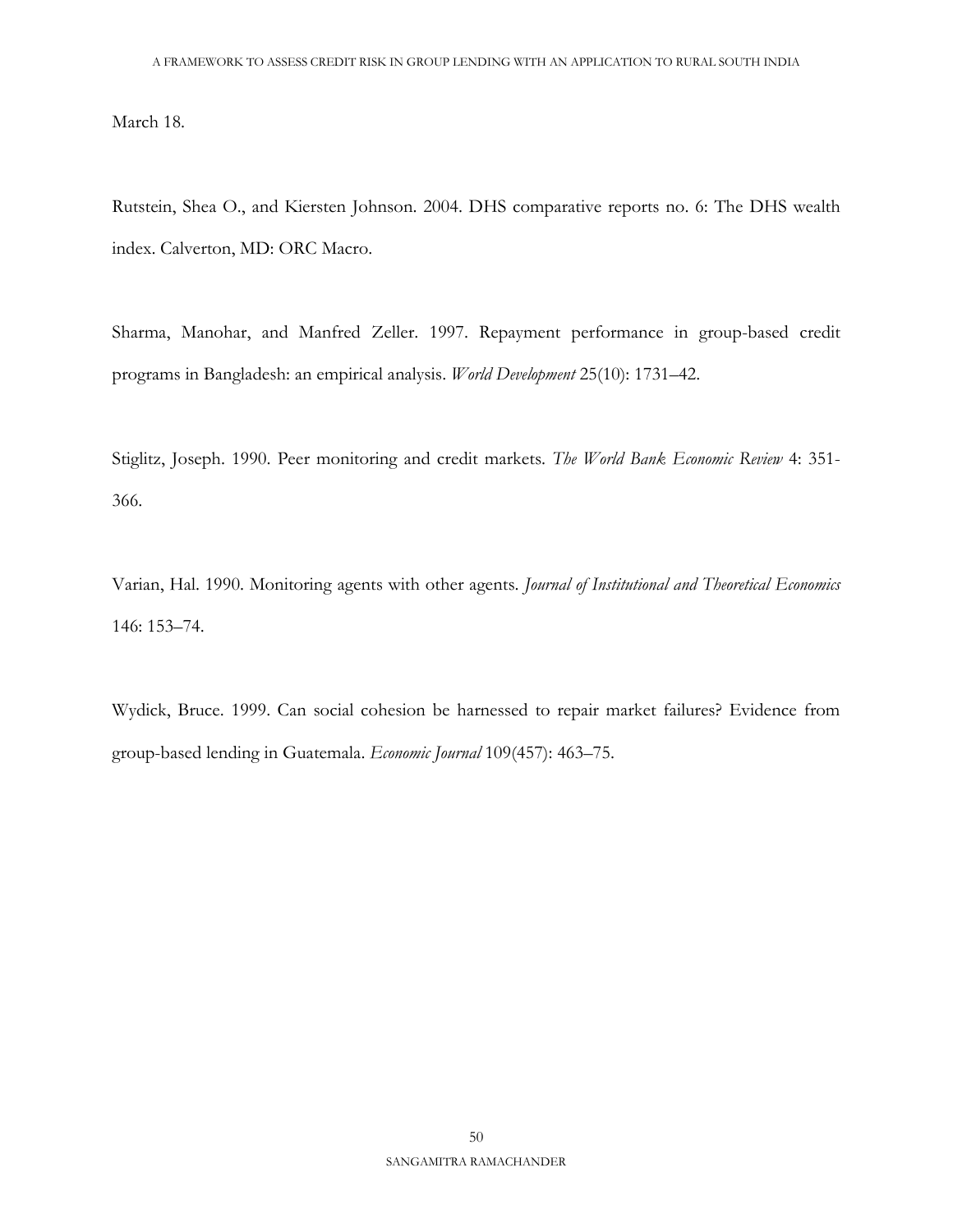March 18.

Rutstein, Shea O., and Kiersten Johnson. 2004. DHS comparative reports no. 6: The DHS wealth index. Calverton, MD: ORC Macro.

Sharma, Manohar, and Manfred Zeller. 1997. Repayment performance in group-based credit programs in Bangladesh: an empirical analysis. *World Development* 25(10): 1731–42.

Stiglitz, Joseph. 1990. Peer monitoring and credit markets. *The World Bank Economic Review* 4: 351-366.

Varian, Hal. 1990. Monitoring agents with other agents. *Journal of Institutional and Theoretical Economics* 146: 153–74.

Wydick, Bruce. 1999. Can social cohesion be harnessed to repair market failures? Evidence from group-based lending in Guatemala. *Economic Journal* 109(457): 463–75.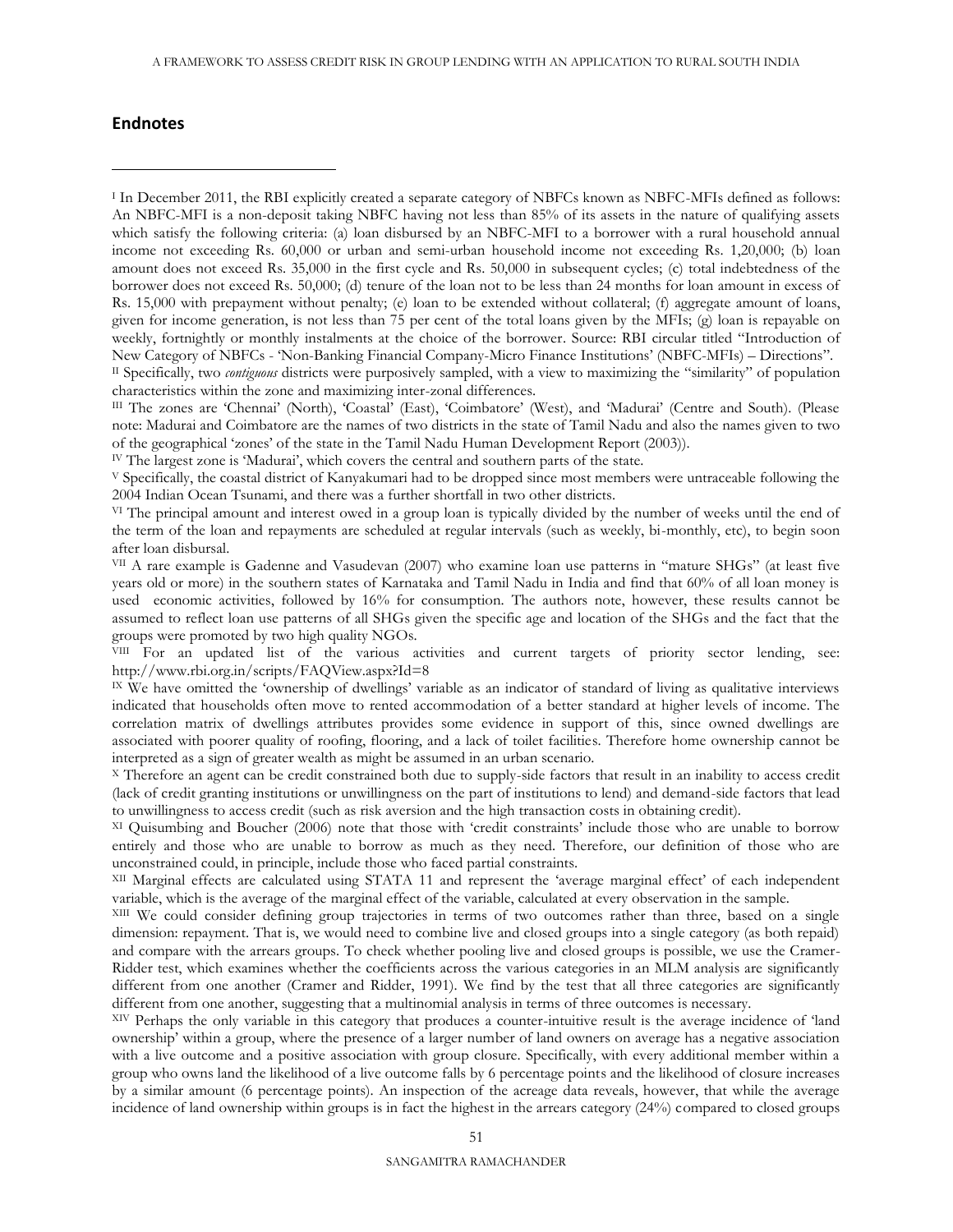## Endnotes

---

I In December 2011, the RBI explicitly created a separate category of NBFCs known as NBFC-MFIs defined as follows: An NBFC-MFI is a non-deposit taking NBFC having not less than 85% of its assets in the nature of qualifying assets which satisfy the following criteria: (a) loan disbursed by an NBFC-MFI to a borrower with a rural household annual income not exceeding Rs. 60,000 or urban and semi-urban household income not exceeding Rs. 1,20,000; (b) loan amount does not exceed Rs. 35,000 in the first cycle and Rs. 50,000 in subsequent cycles; (c) total indebtedness of the borrower does not exceed Rs. 50,000; (d) tenure of the loan not to be less than 24 months for loan amount in excess of Rs. 15,000 with prepayment without penalty; (e) loan to be extended without collateral; (f) aggregate amount of loans, given for income generation, is not less than 75 per cent of the total loans given by the MFIs; (g) loan is repayable on weekly, fortnightly or monthly instalments at the choice of the borrower. Source: RBI circular titled "Introduction of New Category of NBFCs - 'Non-Banking Financial Company-Micro Finance Institutions' (NBFC-MFIs) – Directions".

II Specifically, two *contiguous* districts were purposively sampled, with a view to maximizing the "similarity" of population characteristics within the zone and maximizing inter-zonal differences.

III The zones are 'Chennai' (North), 'Coastal' (East), 'Coimbatore' (West), and 'Madurai' (Centre and South). (Please note: Madurai and Coimbatore are the names of two districts in the state of Tamil Nadu and also the names given to two of the geographical 'zones' of the state in the Tamil Nadu Human Development Report (2003)).

IV The largest zone is 'Madurai', which covers the central and southern parts of the state.

V Specifically, the coastal district of Kanyakumari had to be dropped since most members were untraceable following the 2004 Indian Ocean Tsunami, and there was a further shortfall in two other districts.

VI The principal amount and interest owed in a group loan is typically divided by the number of weeks until the end of the term of the loan and repayments are scheduled at regular intervals (such as weekly, bi-monthly, etc), to begin soon after loan disbursal.

VII A rare example is Gadenne and Vasudevan (2007) who examine loan use patterns in "mature SHGs" (at least five years old or more) in the southern states of Karnataka and Tamil Nadu in India and find that 60% of all loan money is used economic activities, followed by 16% for consumption. The authors note, however, these results cannot be assumed to reflect loan use patterns of all SHGs given the specific age and location of the SHGs and the fact that the groups were promoted by two high quality NGOs.

VIII For an updated list of the various activities and current targets of priority sector lending, see: http://www.rbi.org.in/scripts/FAQView.aspx?Id=8

IX We have omitted the 'ownership of dwellings' variable as an indicator of standard of living as qualitative interviews indicated that households often move to rented accommodation of a better standard at higher levels of income. The correlation matrix of dwellings attributes provides some evidence in support of this, since owned dwellings are associated with poorer quality of roofing, flooring, and a lack of toilet facilities. Therefore home ownership cannot be interpreted as a sign of greater wealth as might be assumed in an urban scenario.

X Therefore an agent can be credit constrained both due to supply-side factors that result in an inability to access credit (lack of credit granting institutions or unwillingness on the part of institutions to lend) and demand-side factors that lead to unwillingness to access credit (such as risk aversion and the high transaction costs in obtaining credit).

XI Quisumbing and Boucher (2006) note that those with 'credit constraints' include those who are unable to borrow entirely and those who are unable to borrow as much as they need. Therefore, our definition of those who are unconstrained could, in principle, include those who faced partial constraints.

XII Marginal effects are calculated using STATA 11 and represent the 'average marginal effect' of each independent variable, which is the average of the marginal effect of the variable, calculated at every observation in the sample.

XIII We could consider defining group trajectories in terms of two outcomes rather than three, based on a single dimension: repayment. That is, we would need to combine live and closed groups into a single category (as both repaid) and compare with the arrears groups. To check whether pooling live and closed groups is possible, we use the Cramer-Ridder test, which examines whether the coefficients across the various categories in an MLM analysis are significantly different from one another (Cramer and Ridder, 1991). We find by the test that all three categories are significantly different from one another, suggesting that a multinomial analysis in terms of three outcomes is necessary.

XIV Perhaps the only variable in this category that produces a counter-intuitive result is the average incidence of 'land ownership' within a group, where the presence of a larger number of land owners on average has a negative association with a live outcome and a positive association with group closure. Specifically, with every additional member within a group who owns land the likelihood of a live outcome falls by 6 percentage points and the likelihood of closure increases by a similar amount (6 percentage points). An inspection of the acreage data reveals, however, that while the average incidence of land ownership within groups is in fact the highest in the arrears category (24%) compared to closed groups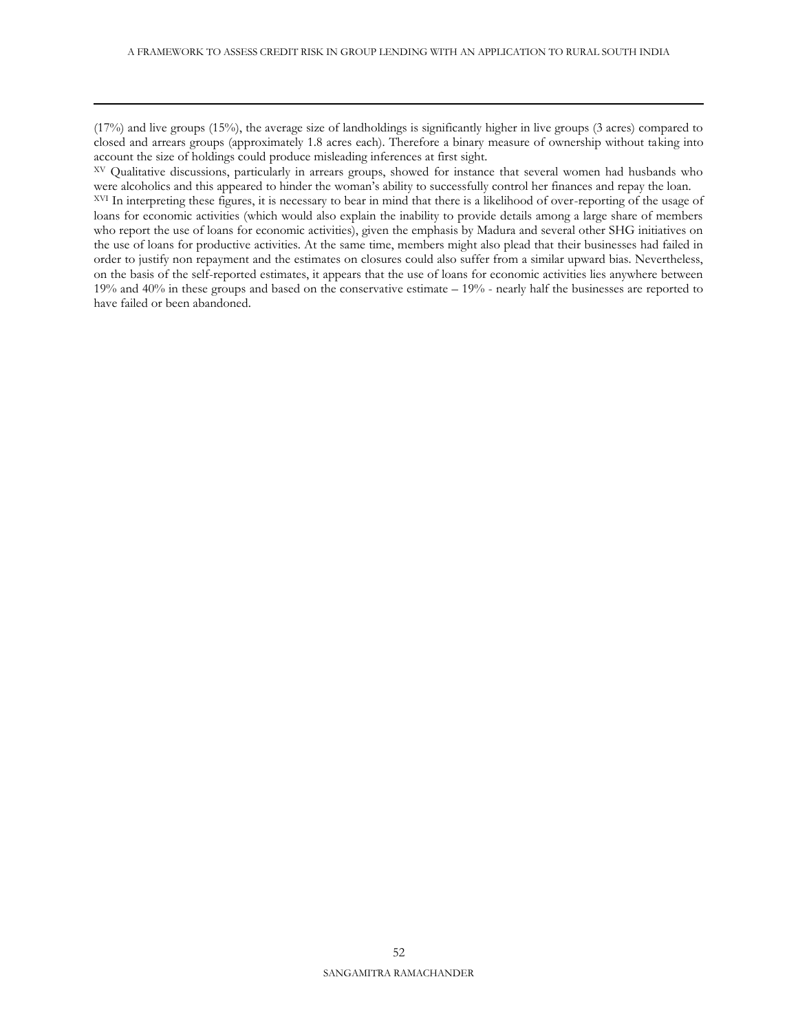(17%) and live groups (15%), the average size of landholdings is significantly higher in live groups (3 acres) compared to closed and arrears groups (approximately 1.8 acres each). Therefore a binary measure of ownership without taking into account the size of holdings could produce misleading inferences at first sight.

[XV] Qualitative discussions, particularly in arrears groups, showed for instance that several women had husbands who were alcoholics and this appeared to hinder the woman's ability to successfully control her finances and repay the loan.

[XVI] In interpreting these figures, it is necessary to bear in mind that there is a likelihood of over-reporting of the usage of loans for economic activities (which would also explain the inability to provide details among a large share of members who report the use of loans for economic activities), given the emphasis by Madura and several other SHG initiatives on the use of loans for productive activities. At the same time, members might also plead that their businesses had failed in order to justify non repayment and the estimates on closures could also suffer from a similar upward bias. Nevertheless, on the basis of the self-reported estimates, it appears that the use of loans for economic activities lies anywhere between 19% and 40% in these groups and based on the conservative estimate – 19% - nearly half the businesses are reported to have failed or been abandoned.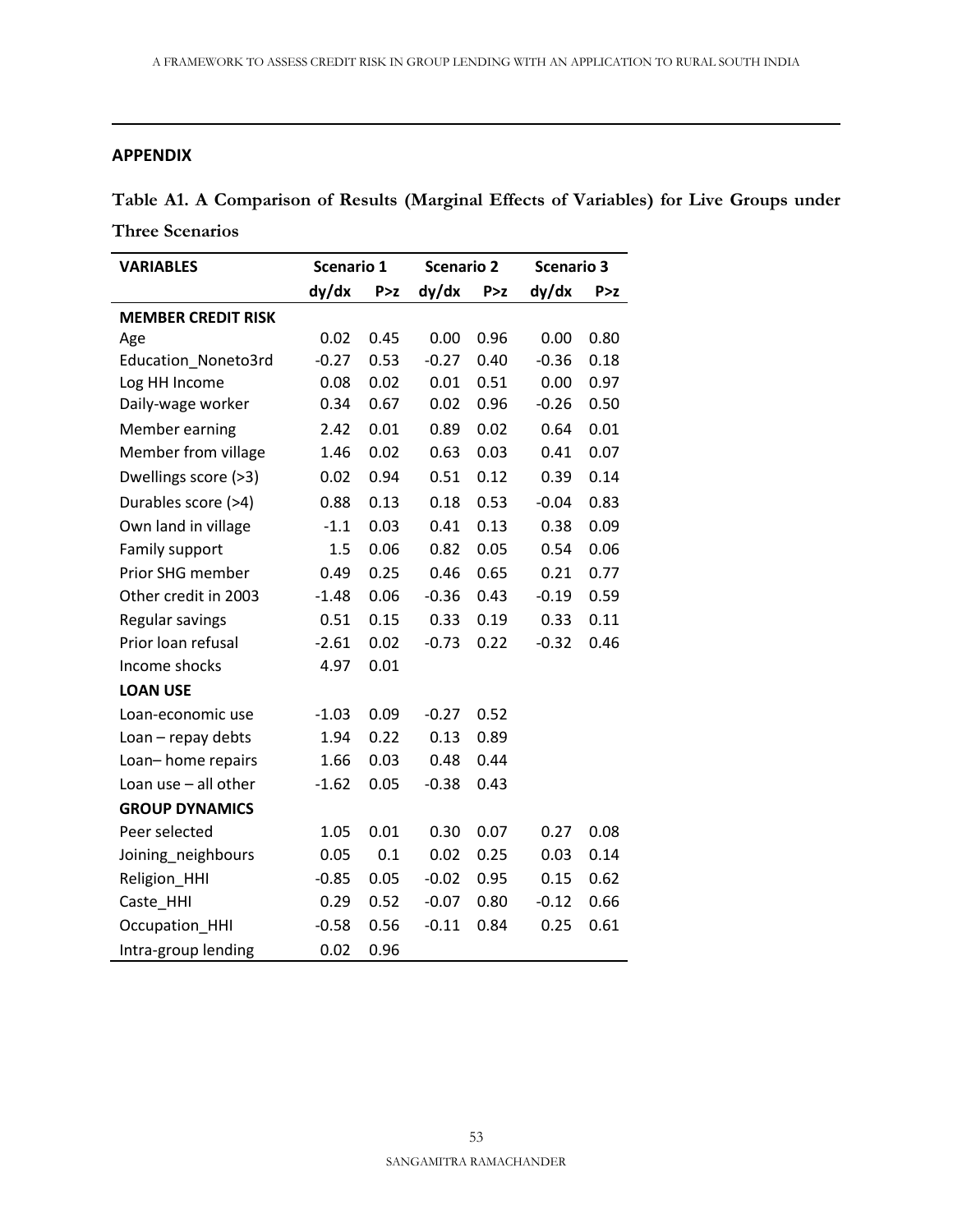## APPENDIX

**Table A1. A Comparison of Results (Marginal Effects of Variables) for Live Groups under Three Scenarios**

| VARIABLES | Scenario 1 | | Scenario 2 | | Scenario 3 | |
|---|---|---|---|---|---|---|
| | dy/dx | P>z | dy/dx | P>z | dy/dx | P>z |
| **MEMBER CREDIT RISK** | | | | | | |
| Age | 0.02 | 0.45 | 0.00 | 0.96 | 0.00 | 0.80 |
| Education_Noneto3rd | -0.27 | 0.53 | -0.27 | 0.40 | -0.36 | 0.18 |
| Log HH Income | 0.08 | 0.02 | 0.01 | 0.51 | 0.00 | 0.97 |
| Daily-wage worker | 0.34 | 0.67 | 0.02 | 0.96 | -0.26 | 0.50 |
| Member earning | 2.42 | 0.01 | 0.89 | 0.02 | 0.64 | 0.01 |
| Member from village | 1.46 | 0.02 | 0.63 | 0.03 | 0.41 | 0.07 |
| Dwellings score (>3) | 0.02 | 0.94 | 0.51 | 0.12 | 0.39 | 0.14 |
| Durables score (>4) | 0.88 | 0.13 | 0.18 | 0.53 | -0.04 | 0.83 |
| Own land in village | -1.1 | 0.03 | 0.41 | 0.13 | 0.38 | 0.09 |
| Family support | 1.5 | 0.06 | 0.82 | 0.05 | 0.54 | 0.06 |
| Prior SHG member | 0.49 | 0.25 | 0.46 | 0.65 | 0.21 | 0.77 |
| Other credit in 2003 | -1.48 | 0.06 | -0.36 | 0.43 | -0.19 | 0.59 |
| Regular savings | 0.51 | 0.15 | 0.33 | 0.19 | 0.33 | 0.11 |
| Prior loan refusal | -2.61 | 0.02 | -0.73 | 0.22 | -0.32 | 0.46 |
| Income shocks | 4.97 | 0.01 | | | | |
| **LOAN USE** | | | | | | |
| Loan-economic use | -1.03 | 0.09 | -0.27 | 0.52 | | |
| Loan – repay debts | 1.94 | 0.22 | 0.13 | 0.89 | | |
| Loan– home repairs | 1.66 | 0.03 | 0.48 | 0.44 | | |
| Loan use – all other | -1.62 | 0.05 | -0.38 | 0.43 | | |
| **GROUP DYNAMICS** | | | | | | |
| Peer selected | 1.05 | 0.01 | 0.30 | 0.07 | 0.27 | 0.08 |
| Joining_neighbours | 0.05 | 0.1 | 0.02 | 0.25 | 0.03 | 0.14 |
| Religion_HHI | -0.85 | 0.05 | -0.02 | 0.95 | 0.15 | 0.62 |
| Caste_HHI | 0.29 | 0.52 | -0.07 | 0.80 | -0.12 | 0.66 |
| Occupation_HHI | -0.58 | 0.56 | -0.11 | 0.84 | 0.25 | 0.61 |
| Intra-group lending | 0.02 | 0.96 | | | | |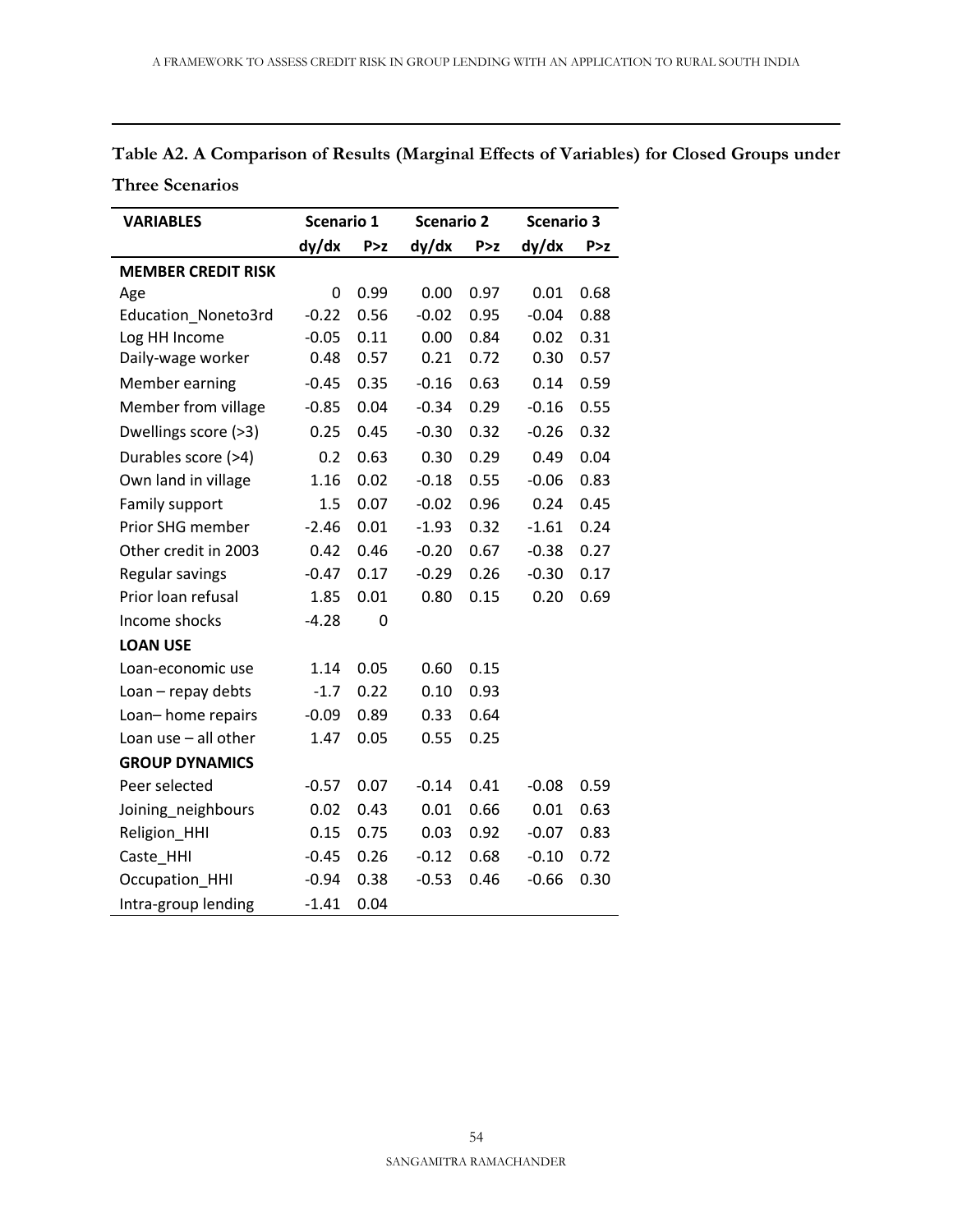**Table A2. A Comparison of Results (Marginal Effects of Variables) for Closed Groups under Three Scenarios**

| VARIABLES | Scenario 1 | | Scenario 2 | | Scenario 3 | |
|---|---|---|---|---|---|---|
| | dy/dx | P>z | dy/dx | P>z | dy/dx | P>z |
| **MEMBER CREDIT RISK** | | | | | | |
| Age | 0 | 0.99 | 0.00 | 0.97 | 0.01 | 0.68 |
| Education_Noneto3rd | -0.22 | 0.56 | -0.02 | 0.95 | -0.04 | 0.88 |
| Log HH Income | -0.05 | 0.11 | 0.00 | 0.84 | 0.02 | 0.31 |
| Daily-wage worker | 0.48 | 0.57 | 0.21 | 0.72 | 0.30 | 0.57 |
| Member earning | -0.45 | 0.35 | -0.16 | 0.63 | 0.14 | 0.59 |
| Member from village | -0.85 | 0.04 | -0.34 | 0.29 | -0.16 | 0.55 |
| Dwellings score (>3) | 0.25 | 0.45 | -0.30 | 0.32 | -0.26 | 0.32 |
| Durables score (>4) | 0.2 | 0.63 | 0.30 | 0.29 | 0.49 | 0.04 |
| Own land in village | 1.16 | 0.02 | -0.18 | 0.55 | -0.06 | 0.83 |
| Family support | 1.5 | 0.07 | -0.02 | 0.96 | 0.24 | 0.45 |
| Prior SHG member | -2.46 | 0.01 | -1.93 | 0.32 | -1.61 | 0.24 |
| Other credit in 2003 | 0.42 | 0.46 | -0.20 | 0.67 | -0.38 | 0.27 |
| Regular savings | -0.47 | 0.17 | -0.29 | 0.26 | -0.30 | 0.17 |
| Prior loan refusal | 1.85 | 0.01 | 0.80 | 0.15 | 0.20 | 0.69 |
| Income shocks | -4.28 | 0 | | | | |
| **LOAN USE** | | | | | | |
| Loan-economic use | 1.14 | 0.05 | 0.60 | 0.15 | | |
| Loan – repay debts | -1.7 | 0.22 | 0.10 | 0.93 | | |
| Loan– home repairs | -0.09 | 0.89 | 0.33 | 0.64 | | |
| Loan use – all other | 1.47 | 0.05 | 0.55 | 0.25 | | |
| **GROUP DYNAMICS** | | | | | | |
| Peer selected | -0.57 | 0.07 | -0.14 | 0.41 | -0.08 | 0.59 |
| Joining_neighbours | 0.02 | 0.43 | 0.01 | 0.66 | 0.01 | 0.63 |
| Religion_HHI | 0.15 | 0.75 | 0.03 | 0.92 | -0.07 | 0.83 |
| Caste_HHI | -0.45 | 0.26 | -0.12 | 0.68 | -0.10 | 0.72 |
| Occupation_HHI | -0.94 | 0.38 | -0.53 | 0.46 | -0.66 | 0.30 |
| Intra-group lending | -1.41 | 0.04 | | | | |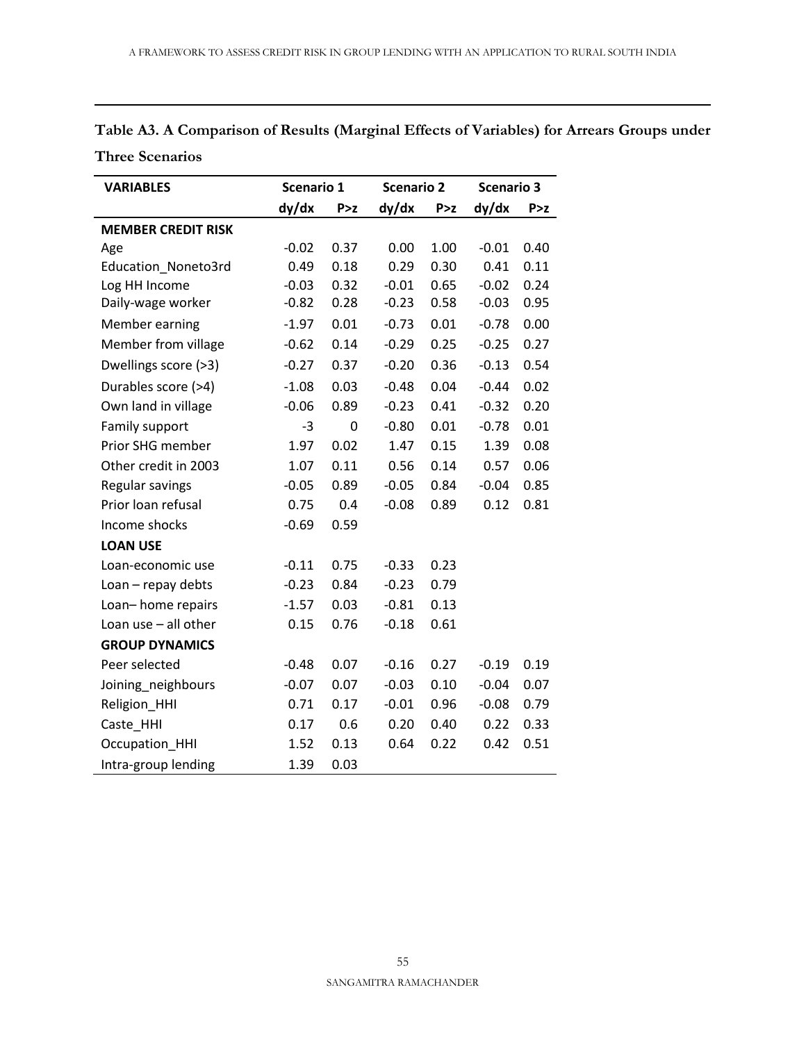**Table A3. A Comparison of Results (Marginal Effects of Variables) for Arrears Groups under Three Scenarios**

| VARIABLES | Scenario 1 | | Scenario 2 | | Scenario 3 | |
|---|---|---|---|---|---|---|
| | dy/dx | P>z | dy/dx | P>z | dy/dx | P>z |
| **MEMBER CREDIT RISK** | | | | | | |
| Age | -0.02 | 0.37 | 0.00 | 1.00 | -0.01 | 0.40 |
| Education_Noneto3rd | 0.49 | 0.18 | 0.29 | 0.30 | 0.41 | 0.11 |
| Log HH Income | -0.03 | 0.32 | -0.01 | 0.65 | -0.02 | 0.24 |
| Daily-wage worker | -0.82 | 0.28 | -0.23 | 0.58 | -0.03 | 0.95 |
| Member earning | -1.97 | 0.01 | -0.73 | 0.01 | -0.78 | 0.00 |
| Member from village | -0.62 | 0.14 | -0.29 | 0.25 | -0.25 | 0.27 |
| Dwellings score (>3) | -0.27 | 0.37 | -0.20 | 0.36 | -0.13 | 0.54 |
| Durables score (>4) | -1.08 | 0.03 | -0.48 | 0.04 | -0.44 | 0.02 |
| Own land in village | -0.06 | 0.89 | -0.23 | 0.41 | -0.32 | 0.20 |
| Family support | -3 | 0 | -0.80 | 0.01 | -0.78 | 0.01 |
| Prior SHG member | 1.97 | 0.02 | 1.47 | 0.15 | 1.39 | 0.08 |
| Other credit in 2003 | 1.07 | 0.11 | 0.56 | 0.14 | 0.57 | 0.06 |
| Regular savings | -0.05 | 0.89 | -0.05 | 0.84 | -0.04 | 0.85 |
| Prior loan refusal | 0.75 | 0.4 | -0.08 | 0.89 | 0.12 | 0.81 |
| Income shocks | -0.69 | 0.59 | | | | |
| **LOAN USE** | | | | | | |
| Loan-economic use | -0.11 | 0.75 | -0.33 | 0.23 | | |
| Loan – repay debts | -0.23 | 0.84 | -0.23 | 0.79 | | |
| Loan– home repairs | -1.57 | 0.03 | -0.81 | 0.13 | | |
| Loan use – all other | 0.15 | 0.76 | -0.18 | 0.61 | | |
| **GROUP DYNAMICS** | | | | | | |
| Peer selected | -0.48 | 0.07 | -0.16 | 0.27 | -0.19 | 0.19 |
| Joining_neighbours | -0.07 | 0.07 | -0.03 | 0.10 | -0.04 | 0.07 |
| Religion_HHI | 0.71 | 0.17 | -0.01 | 0.96 | -0.08 | 0.79 |
| Caste_HHI | 0.17 | 0.6 | 0.20 | 0.40 | 0.22 | 0.33 |
| Occupation_HHI | 1.52 | 0.13 | 0.64 | 0.22 | 0.42 | 0.51 |
| Intra-group lending | 1.39 | 0.03 | | | | |